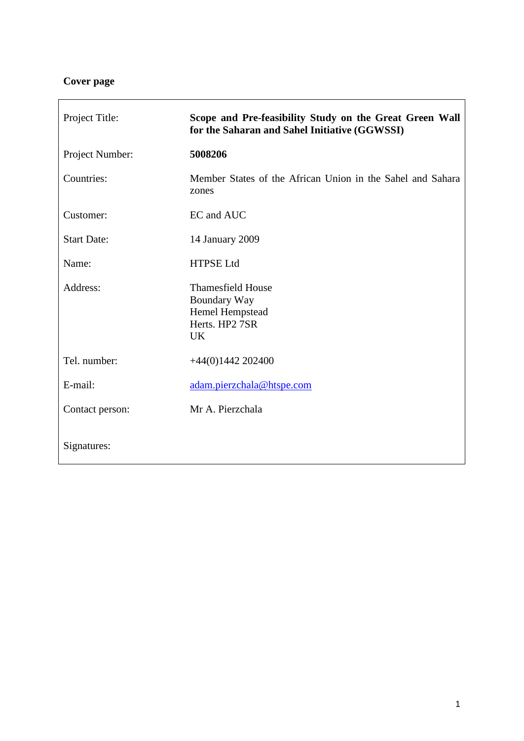**Cover page**

| | |
|---|---|
| Project Title: | **Scope and Pre-feasibility Study on the Great Green Wall for the Saharan and Sahel Initiative (GGWSSI)** |
| Project Number: | **5008206** |
| Countries: | Member States of the African Union in the Sahel and Sahara zones |
| Customer: | EC and AUC |
| Start Date: | 14 January 2009 |
| Name: | HTPSE Ltd |
| Address: | Thamesfield House<br>Boundary Way<br>Hemel Hempstead<br>Herts. HP2 7SR<br>UK |
| Tel. number: | +44(0)1442 202400 |
| E-mail: | adam.pierzchala@htspe.com |
| Contact person: | Mr A. Pierzchala |
| Signatures: | |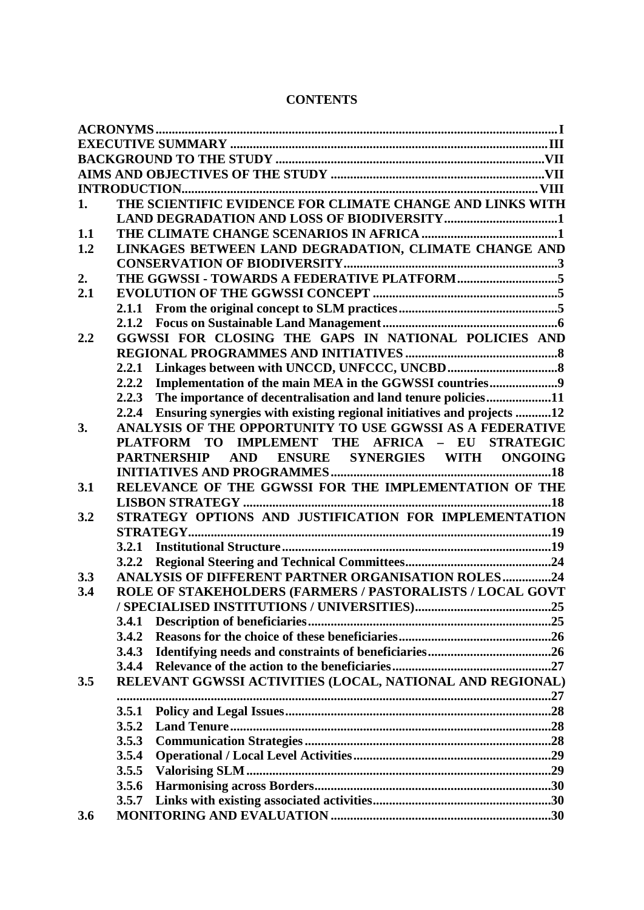# CONTENTS

| | | |
|---|---|---|
| **ACRONYMS** | | **I** |
| **EXECUTIVE SUMMARY** | | **III** |
| **BACKGROUND TO THE STUDY** | | **VII** |
| **AIMS AND OBJECTIVES OF THE STUDY** | | **VII** |
| **INTRODUCTION** | | **VIII** |
| **1.** | **THE SCIENTIFIC EVIDENCE FOR CLIMATE CHANGE AND LINKS WITH LAND DEGRADATION AND LOSS OF BIODIVERSITY** | **1** |
| **1.1** | **THE CLIMATE CHANGE SCENARIOS IN AFRICA** | **1** |
| **1.2** | **LINKAGES BETWEEN LAND DEGRADATION, CLIMATE CHANGE AND CONSERVATION OF BIODIVERSITY** | **3** |
| **2.** | **THE GGWSSI - TOWARDS A FEDERATIVE PLATFORM** | **5** |
| **2.1** | **EVOLUTION OF THE GGWSSI CONCEPT** | **5** |
| | **2.1.1 From the original concept to SLM practices** | **5** |
| | **2.1.2 Focus on Sustainable Land Management** | **6** |
| **2.2** | **GGWSSI FOR CLOSING THE GAPS IN NATIONAL POLICIES AND REGIONAL PROGRAMMES AND INITIATIVES** | **8** |
| | **2.2.1 Linkages between with UNCCD, UNFCCC, UNCBD** | **8** |
| | **2.2.2 Implementation of the main MEA in the GGWSSI countries** | **9** |
| | **2.2.3 The importance of decentralisation and land tenure policies** | **11** |
| | **2.2.4 Ensuring synergies with existing regional initiatives and projects** | **12** |
| **3.** | **ANALYSIS OF THE OPPORTUNITY TO USE GGWSSI AS A FEDERATIVE PLATFORM TO IMPLEMENT THE AFRICA – EU STRATEGIC PARTNERSHIP AND ENSURE SYNERGIES WITH ONGOING INITIATIVES AND PROGRAMMES** | **18** |
| **3.1** | **RELEVANCE OF THE GGWSSI FOR THE IMPLEMENTATION OF THE LISBON STRATEGY** | **18** |
| **3.2** | **STRATEGY OPTIONS AND JUSTIFICATION FOR IMPLEMENTATION STRATEGY** | **19** |
| | **3.2.1 Institutional Structure** | **19** |
| | **3.2.2 Regional Steering and Technical Committees** | **24** |
| **3.3** | **ANALYSIS OF DIFFERENT PARTNER ORGANISATION ROLES** | **24** |
| **3.4** | **ROLE OF STAKEHOLDERS (FARMERS / PASTORALISTS / LOCAL GOVT / SPECIALISED INSTITUTIONS / UNIVERSITIES)** | **25** |
| | **3.4.1 Description of beneficiaries** | **25** |
| | **3.4.2 Reasons for the choice of these beneficiaries** | **26** |
| | **3.4.3 Identifying needs and constraints of beneficiaries** | **26** |
| | **3.4.4 Relevance of the action to the beneficiaries** | **27** |
| **3.5** | **RELEVANT GGWSSI ACTIVITIES (LOCAL, NATIONAL AND REGIONAL)** | **27** |
| | **3.5.1 Policy and Legal Issues** | **28** |
| | **3.5.2 Land Tenure** | **28** |
| | **3.5.3 Communication Strategies** | **28** |
| | **3.5.4 Operational / Local Level Activities** | **29** |
| | **3.5.5 Valorising SLM** | **29** |
| | **3.5.6 Harmonising across Borders** | **30** |
| | **3.5.7 Links with existing associated activities** | **30** |
| **3.6** | **MONITORING AND EVALUATION** | **30** |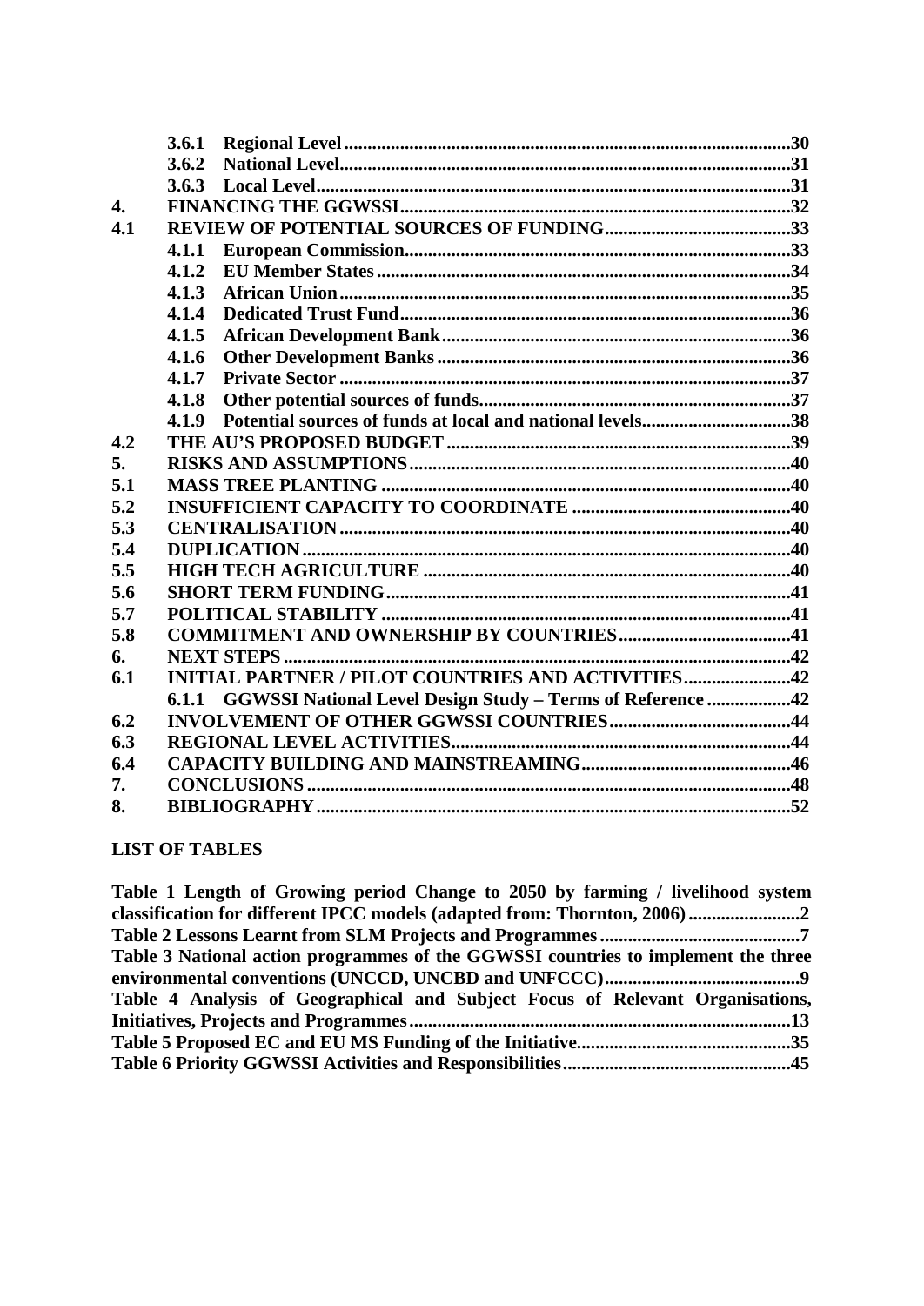3.6.1 Regional Level ....30
3.6.2 National Level....31
3.6.3 Local Level....31

4. FINANCING THE GGWSSI....32

4.1 REVIEW OF POTENTIAL SOURCES OF FUNDING....33
4.1.1 European Commission....33
4.1.2 EU Member States....34
4.1.3 African Union....35
4.1.4 Dedicated Trust Fund....36
4.1.5 African Development Bank....36
4.1.6 Other Development Banks....36
4.1.7 Private Sector....37
4.1.8 Other potential sources of funds....37
4.1.9 Potential sources of funds at local and national levels....38

4.2 THE AU'S PROPOSED BUDGET....39

5. RISKS AND ASSUMPTIONS....40

5.1 MASS TREE PLANTING....40
5.2 INSUFFICIENT CAPACITY TO COORDINATE....40
5.3 CENTRALISATION....40
5.4 DUPLICATION....40
5.5 HIGH TECH AGRICULTURE....40
5.6 SHORT TERM FUNDING....41
5.7 POLITICAL STABILITY....41
5.8 COMMITMENT AND OWNERSHIP BY COUNTRIES....41

6. NEXT STEPS....42

6.1 INITIAL PARTNER / PILOT COUNTRIES AND ACTIVITIES....42
6.1.1 GGWSSI National Level Design Study – Terms of Reference....42

6.2 INVOLVEMENT OF OTHER GGWSSI COUNTRIES....44
6.3 REGIONAL LEVEL ACTIVITIES....44
6.4 CAPACITY BUILDING AND MAINSTREAMING....46

7. CONCLUSIONS....48

8. BIBLIOGRAPHY....52

**LIST OF TABLES**

**Table 1 Length of Growing period Change to 2050 by farming / livelihood system classification for different IPCC models (adapted from: Thornton, 2006)....2**

**Table 2 Lessons Learnt from SLM Projects and Programmes....7**

**Table 3 National action programmes of the GGWSSI countries to implement the three environmental conventions (UNCCD, UNCBD and UNFCCC)....9**

**Table 4 Analysis of Geographical and Subject Focus of Relevant Organisations, Initiatives, Projects and Programmes....13**

**Table 5 Proposed EC and EU MS Funding of the Initiative....35**

**Table 6 Priority GGWSSI Activities and Responsibilities....45**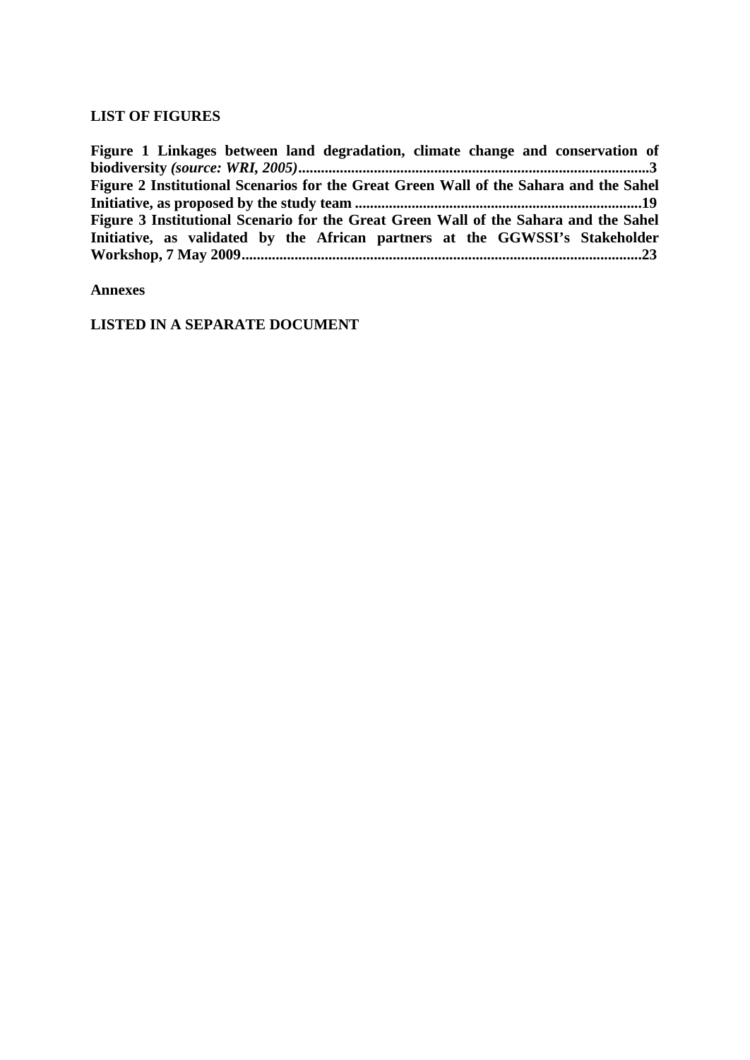**LIST OF FIGURES**

**Figure 1 Linkages between land degradation, climate change and conservation of biodiversity *(source: WRI, 2005)*...........................................................................................3**
**Figure 2 Institutional Scenarios for the Great Green Wall of the Sahara and the Sahel Initiative, as proposed by the study team ..........................................................................19**
**Figure 3 Institutional Scenario for the Great Green Wall of the Sahara and the Sahel Initiative, as validated by the African partners at the GGWSSI's Stakeholder Workshop, 7 May 2009.........................................................................................................23**

**Annexes**

**LISTED IN A SEPARATE DOCUMENT**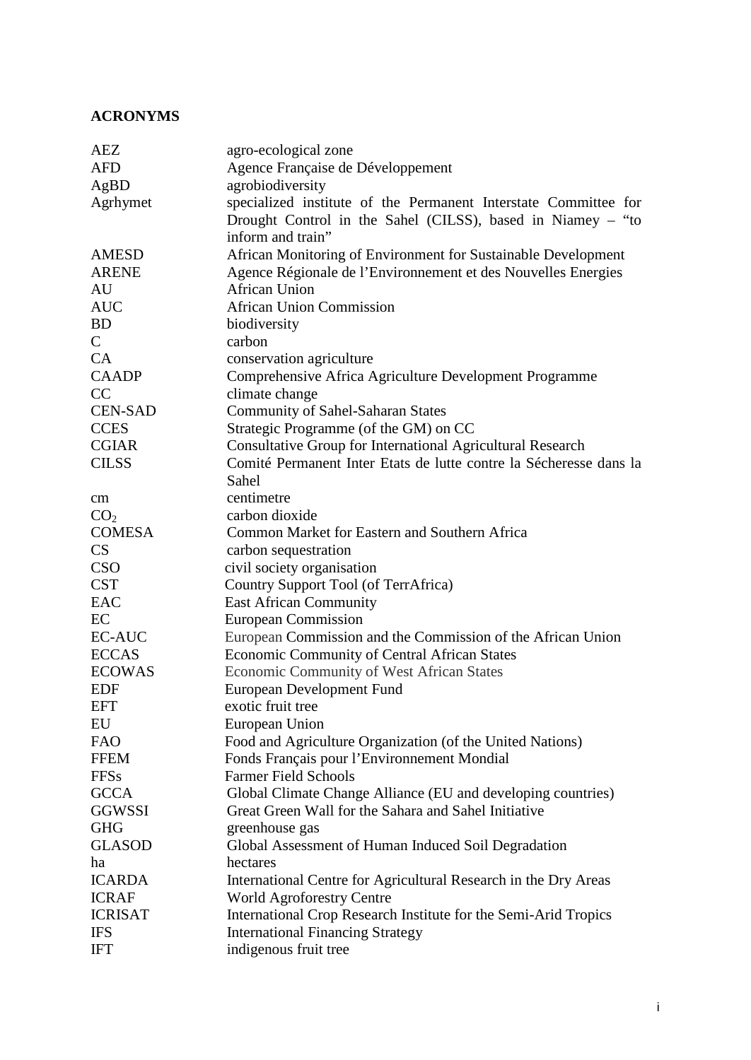**ACRONYMS**

| | |
|---|---|
| AEZ | agro-ecological zone |
| AFD | Agence Française de Développement |
| AgBD | agrobiodiversity |
| Agrhymet | specialized institute of the Permanent Interstate Committee for Drought Control in the Sahel (CILSS), based in Niamey – "to inform and train" |
| AMESD | African Monitoring of Environment for Sustainable Development |
| ARENE | Agence Régionale de l'Environnement et des Nouvelles Energies |
| AU | African Union |
| AUC | African Union Commission |
| BD | biodiversity |
| C | carbon |
| CA | conservation agriculture |
| CAADP | Comprehensive Africa Agriculture Development Programme |
| CC | climate change |
| CEN-SAD | Community of Sahel-Saharan States |
| CCES | Strategic Programme (of the GM) on CC |
| CGIAR | Consultative Group for International Agricultural Research |
| CILSS | Comité Permanent Inter Etats de lutte contre la Sécheresse dans la Sahel |
| cm | centimetre |
| $CO_2$ | carbon dioxide |
| COMESA | Common Market for Eastern and Southern Africa |
| CS | carbon sequestration |
| CSO | civil society organisation |
| CST | Country Support Tool (of TerrAfrica) |
| EAC | East African Community |
| EC | European Commission |
| EC-AUC | European Commission and the Commission of the African Union |
| ECCAS | Economic Community of Central African States |
| ECOWAS | Economic Community of West African States |
| EDF | European Development Fund |
| EFT | exotic fruit tree |
| EU | European Union |
| FAO | Food and Agriculture Organization (of the United Nations) |
| FFEM | Fonds Français pour l'Environnement Mondial |
| FFSs | Farmer Field Schools |
| GCCA | Global Climate Change Alliance (EU and developing countries) |
| GGWSSI | Great Green Wall for the Sahara and Sahel Initiative |
| GHG | greenhouse gas |
| GLASOD | Global Assessment of Human Induced Soil Degradation |
| ha | hectares |
| ICARDA | International Centre for Agricultural Research in the Dry Areas |
| ICRAF | World Agroforestry Centre |
| ICRISAT | International Crop Research Institute for the Semi-Arid Tropics |
| IFS | International Financing Strategy |
| IFT | indigenous fruit tree |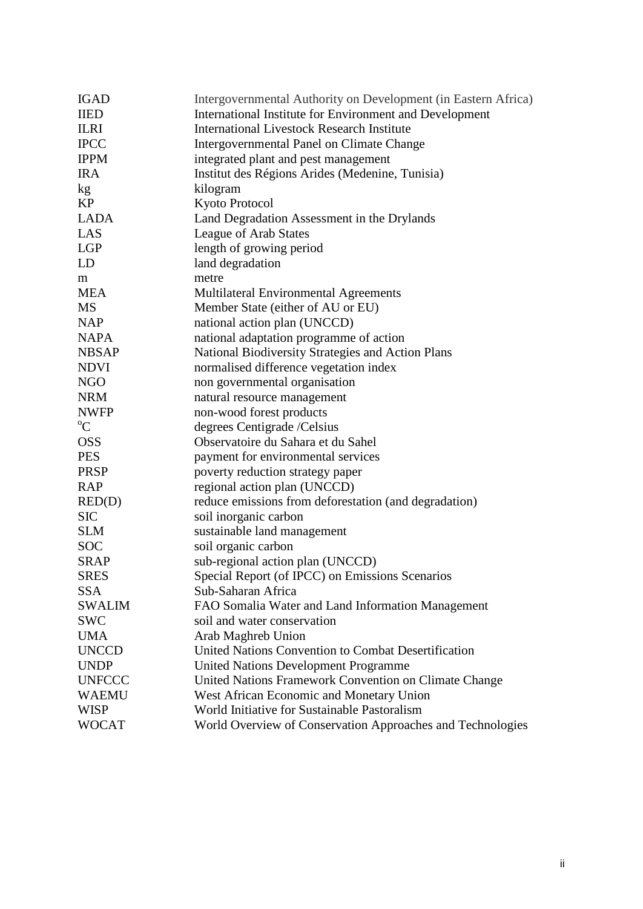| | |
|---|---|
| IGAD | Intergovernmental Authority on Development (in Eastern Africa) |
| IIED | International Institute for Environment and Development |
| ILRI | International Livestock Research Institute |
| IPCC | Intergovernmental Panel on Climate Change |
| IPPM | integrated plant and pest management |
| IRA | Institut des Régions Arides (Medenine, Tunisia) |
| kg | kilogram |
| KP | Kyoto Protocol |
| LADA | Land Degradation Assessment in the Drylands |
| LAS | League of Arab States |
| LGP | length of growing period |
| LD | land degradation |
| m | metre |
| MEA | Multilateral Environmental Agreements |
| MS | Member State (either of AU or EU) |
| NAP | national action plan (UNCCD) |
| NAPA | national adaptation programme of action |
| NBSAP | National Biodiversity Strategies and Action Plans |
| NDVI | normalised difference vegetation index |
| NGO | non governmental organisation |
| NRM | natural resource management |
| NWFP | non-wood forest products |
| $^{o}$C | degrees Centigrade /Celsius |
| OSS | Observatoire du Sahara et du Sahel |
| PES | payment for environmental services |
| PRSP | poverty reduction strategy paper |
| RAP | regional action plan (UNCCD) |
| RED(D) | reduce emissions from deforestation (and degradation) |
| SIC | soil inorganic carbon |
| SLM | sustainable land management |
| SOC | soil organic carbon |
| SRAP | sub-regional action plan (UNCCD) |
| SRES | Special Report (of IPCC) on Emissions Scenarios |
| SSA | Sub-Saharan Africa |
| SWALIM | FAO Somalia Water and Land Information Management |
| SWC | soil and water conservation |
| UMA | Arab Maghreb Union |
| UNCCD | United Nations Convention to Combat Desertification |
| UNDP | United Nations Development Programme |
| UNFCCC | United Nations Framework Convention on Climate Change |
| WAEMU | West African Economic and Monetary Union |
| WISP | World Initiative for Sustainable Pastoralism |
| WOCAT | World Overview of Conservation Approaches and Technologies |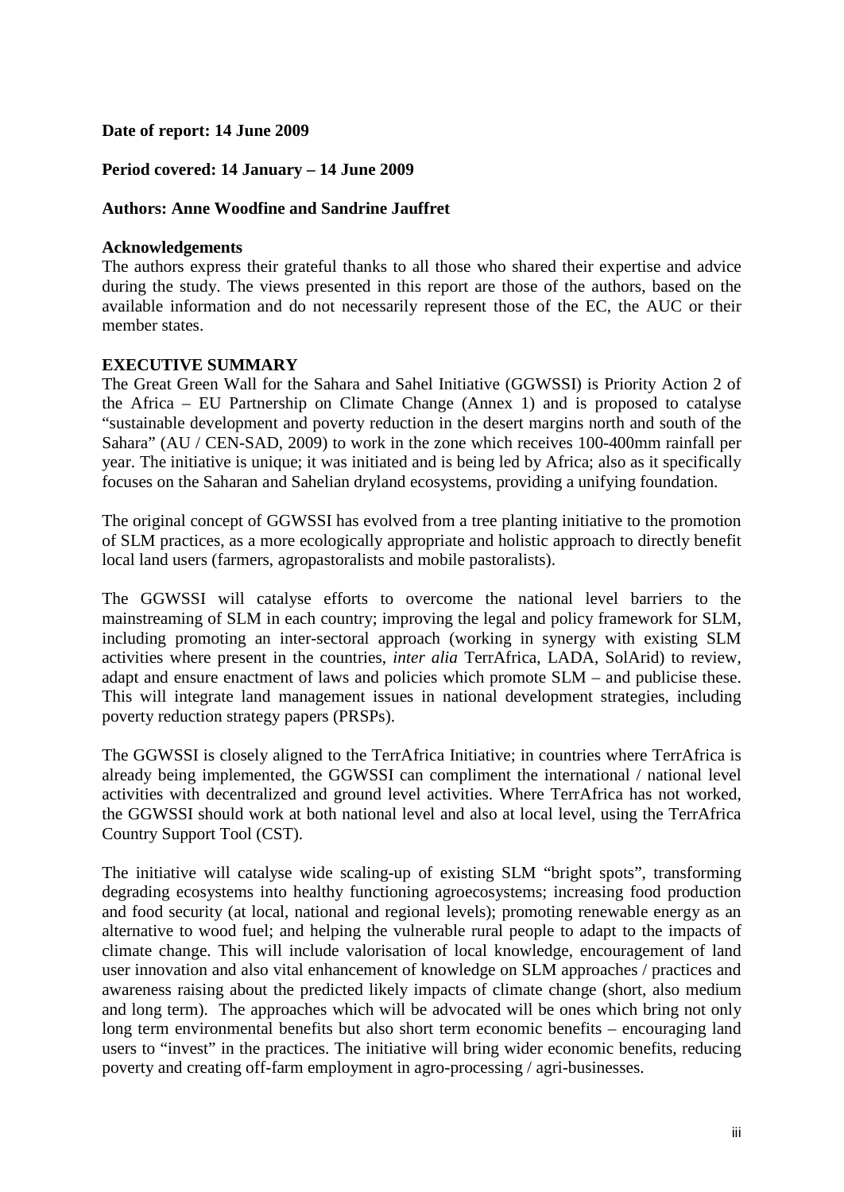**Date of report: 14 June 2009**

**Period covered: 14 January – 14 June 2009**

**Authors: Anne Woodfine and Sandrine Jauffret**

**Acknowledgements**

The authors express their grateful thanks to all those who shared their expertise and advice during the study. The views presented in this report are those of the authors, based on the available information and do not necessarily represent those of the EC, the AUC or their member states.

## EXECUTIVE SUMMARY

The Great Green Wall for the Sahara and Sahel Initiative (GGWSSI) is Priority Action 2 of the Africa – EU Partnership on Climate Change (Annex 1) and is proposed to catalyse "sustainable development and poverty reduction in the desert margins north and south of the Sahara" (AU / CEN-SAD, 2009) to work in the zone which receives 100-400mm rainfall per year. The initiative is unique; it was initiated and is being led by Africa; also as it specifically focuses on the Saharan and Sahelian dryland ecosystems, providing a unifying foundation.

The original concept of GGWSSI has evolved from a tree planting initiative to the promotion of SLM practices, as a more ecologically appropriate and holistic approach to directly benefit local land users (farmers, agropastoralists and mobile pastoralists).

The GGWSSI will catalyse efforts to overcome the national level barriers to the mainstreaming of SLM in each country; improving the legal and policy framework for SLM, including promoting an inter-sectoral approach (working in synergy with existing SLM activities where present in the countries, *inter alia* TerrAfrica, LADA, SolArid) to review, adapt and ensure enactment of laws and policies which promote SLM – and publicise these. This will integrate land management issues in national development strategies, including poverty reduction strategy papers (PRSPs).

The GGWSSI is closely aligned to the TerrAfrica Initiative; in countries where TerrAfrica is already being implemented, the GGWSSI can compliment the international / national level activities with decentralized and ground level activities. Where TerrAfrica has not worked, the GGWSSI should work at both national level and also at local level, using the TerrAfrica Country Support Tool (CST).

The initiative will catalyse wide scaling-up of existing SLM "bright spots", transforming degrading ecosystems into healthy functioning agroecosystems; increasing food production and food security (at local, national and regional levels); promoting renewable energy as an alternative to wood fuel; and helping the vulnerable rural people to adapt to the impacts of climate change. This will include valorisation of local knowledge, encouragement of land user innovation and also vital enhancement of knowledge on SLM approaches / practices and awareness raising about the predicted likely impacts of climate change (short, also medium and long term). The approaches which will be advocated will be ones which bring not only long term environmental benefits but also short term economic benefits – encouraging land users to "invest" in the practices. The initiative will bring wider economic benefits, reducing poverty and creating off-farm employment in agro-processing / agri-businesses.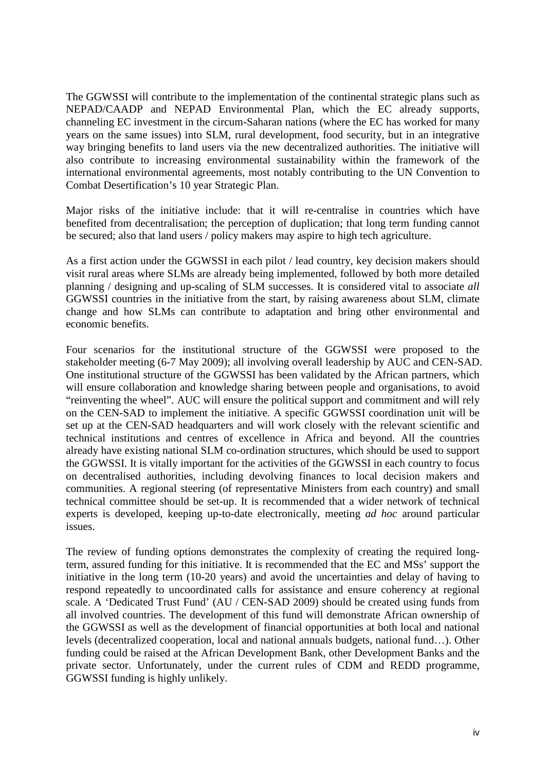The GGWSSI will contribute to the implementation of the continental strategic plans such as NEPAD/CAADP and NEPAD Environmental Plan, which the EC already supports, channeling EC investment in the circum-Saharan nations (where the EC has worked for many years on the same issues) into SLM, rural development, food security, but in an integrative way bringing benefits to land users via the new decentralized authorities. The initiative will also contribute to increasing environmental sustainability within the framework of the international environmental agreements, most notably contributing to the UN Convention to Combat Desertification's 10 year Strategic Plan.

Major risks of the initiative include: that it will re-centralise in countries which have benefited from decentralisation; the perception of duplication; that long term funding cannot be secured; also that land users / policy makers may aspire to high tech agriculture.

As a first action under the GGWSSI in each pilot / lead country, key decision makers should visit rural areas where SLMs are already being implemented, followed by both more detailed planning / designing and up-scaling of SLM successes. It is considered vital to associate *all* GGWSSI countries in the initiative from the start, by raising awareness about SLM, climate change and how SLMs can contribute to adaptation and bring other environmental and economic benefits.

Four scenarios for the institutional structure of the GGWSSI were proposed to the stakeholder meeting (6-7 May 2009); all involving overall leadership by AUC and CEN-SAD. One institutional structure of the GGWSSI has been validated by the African partners, which will ensure collaboration and knowledge sharing between people and organisations, to avoid "reinventing the wheel". AUC will ensure the political support and commitment and will rely on the CEN-SAD to implement the initiative. A specific GGWSSI coordination unit will be set up at the CEN-SAD headquarters and will work closely with the relevant scientific and technical institutions and centres of excellence in Africa and beyond. All the countries already have existing national SLM co-ordination structures, which should be used to support the GGWSSI. It is vitally important for the activities of the GGWSSI in each country to focus on decentralised authorities, including devolving finances to local decision makers and communities. A regional steering (of representative Ministers from each country) and small technical committee should be set-up. It is recommended that a wider network of technical experts is developed, keeping up-to-date electronically, meeting *ad hoc* around particular issues.

The review of funding options demonstrates the complexity of creating the required long-term, assured funding for this initiative. It is recommended that the EC and MSs' support the initiative in the long term (10-20 years) and avoid the uncertainties and delay of having to respond repeatedly to uncoordinated calls for assistance and ensure coherency at regional scale. A 'Dedicated Trust Fund' (AU / CEN-SAD 2009) should be created using funds from all involved countries. The development of this fund will demonstrate African ownership of the GGWSSI as well as the development of financial opportunities at both local and national levels (decentralized cooperation, local and national annuals budgets, national fund…). Other funding could be raised at the African Development Bank, other Development Banks and the private sector. Unfortunately, under the current rules of CDM and REDD programme, GGWSSI funding is highly unlikely.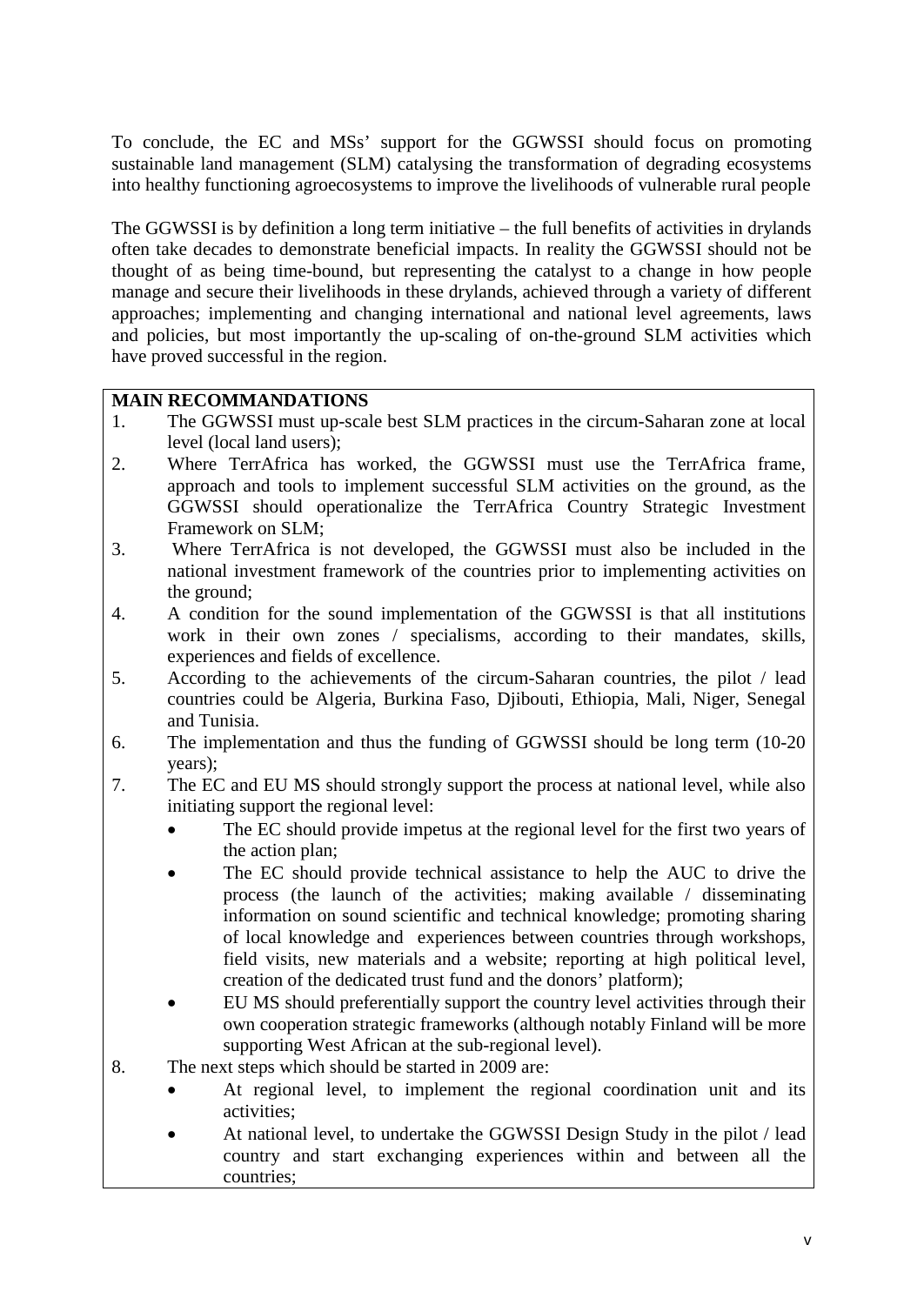To conclude, the EC and MSs' support for the GGWSSI should focus on promoting sustainable land management (SLM) catalysing the transformation of degrading ecosystems into healthy functioning agroecosystems to improve the livelihoods of vulnerable rural people

The GGWSSI is by definition a long term initiative – the full benefits of activities in drylands often take decades to demonstrate beneficial impacts. In reality the GGWSSI should not be thought of as being time-bound, but representing the catalyst to a change in how people manage and secure their livelihoods in these drylands, achieved through a variety of different approaches; implementing and changing international and national level agreements, laws and policies, but most importantly the up-scaling of on-the-ground SLM activities which have proved successful in the region.

**MAIN RECOMMANDATIONS**

1. The GGWSSI must up-scale best SLM practices in the circum-Saharan zone at local level (local land users);
2. Where TerrAfrica has worked, the GGWSSI must use the TerrAfrica frame, approach and tools to implement successful SLM activities on the ground, as the GGWSSI should operationalize the TerrAfrica Country Strategic Investment Framework on SLM;
3. Where TerrAfrica is not developed, the GGWSSI must also be included in the national investment framework of the countries prior to implementing activities on the ground;
4. A condition for the sound implementation of the GGWSSI is that all institutions work in their own zones / specialisms, according to their mandates, skills, experiences and fields of excellence.
5. According to the achievements of the circum-Saharan countries, the pilot / lead countries could be Algeria, Burkina Faso, Djibouti, Ethiopia, Mali, Niger, Senegal and Tunisia.
6. The implementation and thus the funding of GGWSSI should be long term (10-20 years);
7. The EC and EU MS should strongly support the process at national level, while also initiating support the regional level:
   - The EC should provide impetus at the regional level for the first two years of the action plan;
   - The EC should provide technical assistance to help the AUC to drive the process (the launch of the activities; making available / disseminating information on sound scientific and technical knowledge; promoting sharing of local knowledge and experiences between countries through workshops, field visits, new materials and a website; reporting at high political level, creation of the dedicated trust fund and the donors' platform);
   - EU MS should preferentially support the country level activities through their own cooperation strategic frameworks (although notably Finland will be more supporting West African at the sub-regional level).
8. The next steps which should be started in 2009 are:
   - At regional level, to implement the regional coordination unit and its activities;
   - At national level, to undertake the GGWSSI Design Study in the pilot / lead country and start exchanging experiences within and between all the countries;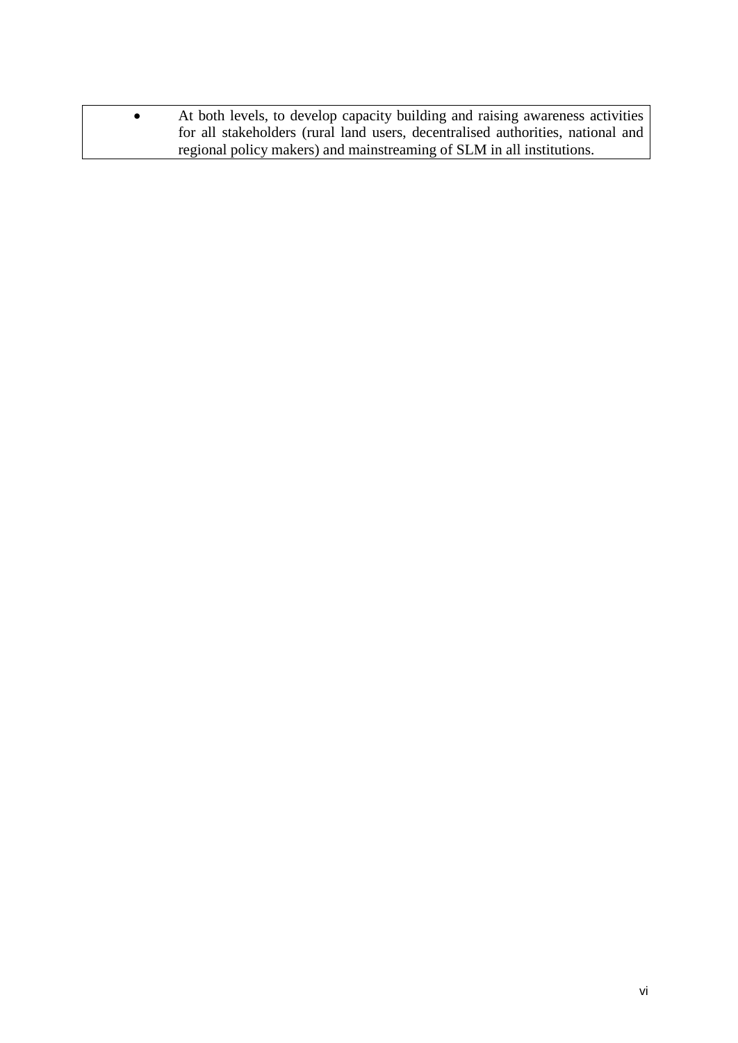- At both levels, to develop capacity building and raising awareness activities for all stakeholders (rural land users, decentralised authorities, national and regional policy makers) and mainstreaming of SLM in all institutions.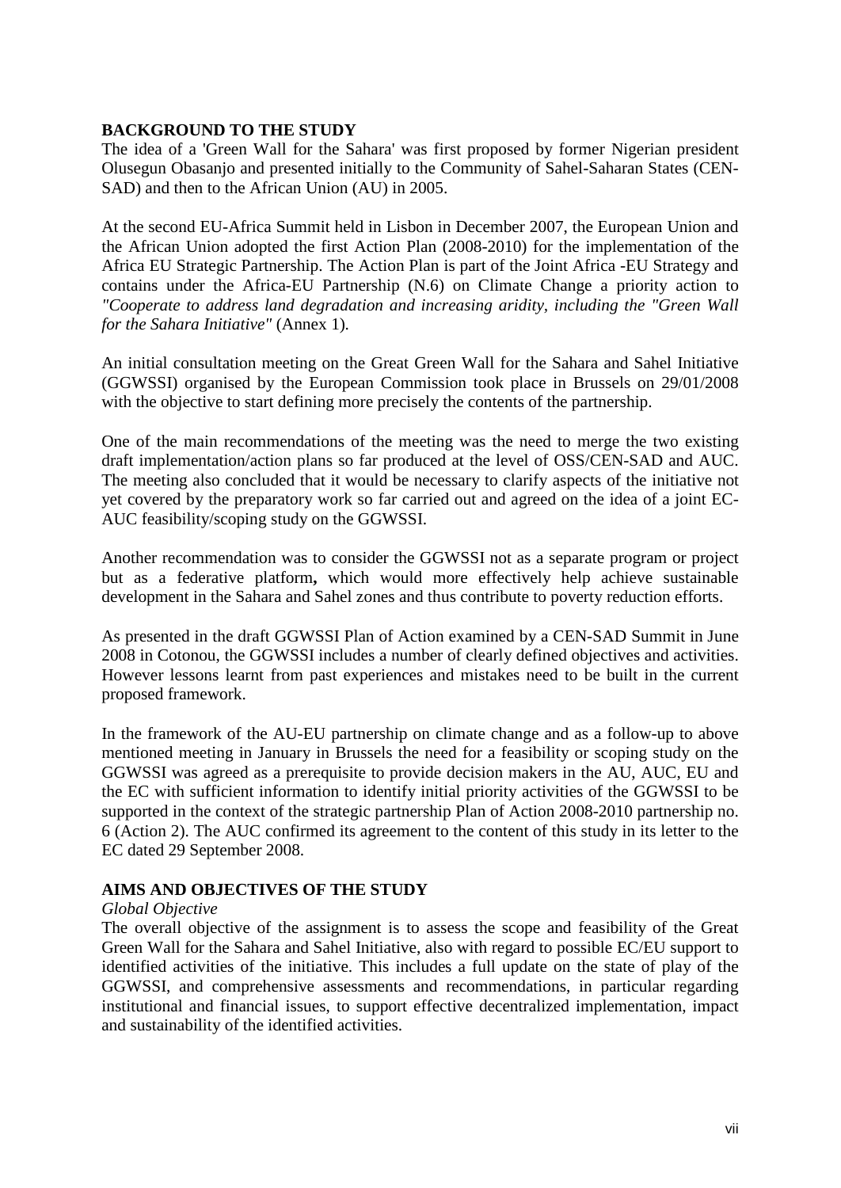## BACKGROUND TO THE STUDY

The idea of a 'Green Wall for the Sahara' was first proposed by former Nigerian president Olusegun Obasanjo and presented initially to the Community of Sahel-Saharan States (CEN-SAD) and then to the African Union (AU) in 2005.

At the second EU-Africa Summit held in Lisbon in December 2007, the European Union and the African Union adopted the first Action Plan (2008-2010) for the implementation of the Africa EU Strategic Partnership. The Action Plan is part of the Joint Africa -EU Strategy and contains under the Africa-EU Partnership (N.6) on Climate Change a priority action to *"Cooperate to address land degradation and increasing aridity, including the "Green Wall for the Sahara Initiative"* (Annex 1).

An initial consultation meeting on the Great Green Wall for the Sahara and Sahel Initiative (GGWSSI) organised by the European Commission took place in Brussels on 29/01/2008 with the objective to start defining more precisely the contents of the partnership.

One of the main recommendations of the meeting was the need to merge the two existing draft implementation/action plans so far produced at the level of OSS/CEN-SAD and AUC. The meeting also concluded that it would be necessary to clarify aspects of the initiative not yet covered by the preparatory work so far carried out and agreed on the idea of a joint EC-AUC feasibility/scoping study on the GGWSSI.

Another recommendation was to consider the GGWSSI not as a separate program or project but as a federative platform**,** which would more effectively help achieve sustainable development in the Sahara and Sahel zones and thus contribute to poverty reduction efforts.

As presented in the draft GGWSSI Plan of Action examined by a CEN-SAD Summit in June 2008 in Cotonou, the GGWSSI includes a number of clearly defined objectives and activities. However lessons learnt from past experiences and mistakes need to be built in the current proposed framework.

In the framework of the AU-EU partnership on climate change and as a follow-up to above mentioned meeting in January in Brussels the need for a feasibility or scoping study on the GGWSSI was agreed as a prerequisite to provide decision makers in the AU, AUC, EU and the EC with sufficient information to identify initial priority activities of the GGWSSI to be supported in the context of the strategic partnership Plan of Action 2008-2010 partnership no. 6 (Action 2). The AUC confirmed its agreement to the content of this study in its letter to the EC dated 29 September 2008.

## AIMS AND OBJECTIVES OF THE STUDY

*Global Objective*

The overall objective of the assignment is to assess the scope and feasibility of the Great Green Wall for the Sahara and Sahel Initiative, also with regard to possible EC/EU support to identified activities of the initiative. This includes a full update on the state of play of the GGWSSI, and comprehensive assessments and recommendations, in particular regarding institutional and financial issues, to support effective decentralized implementation, impact and sustainability of the identified activities.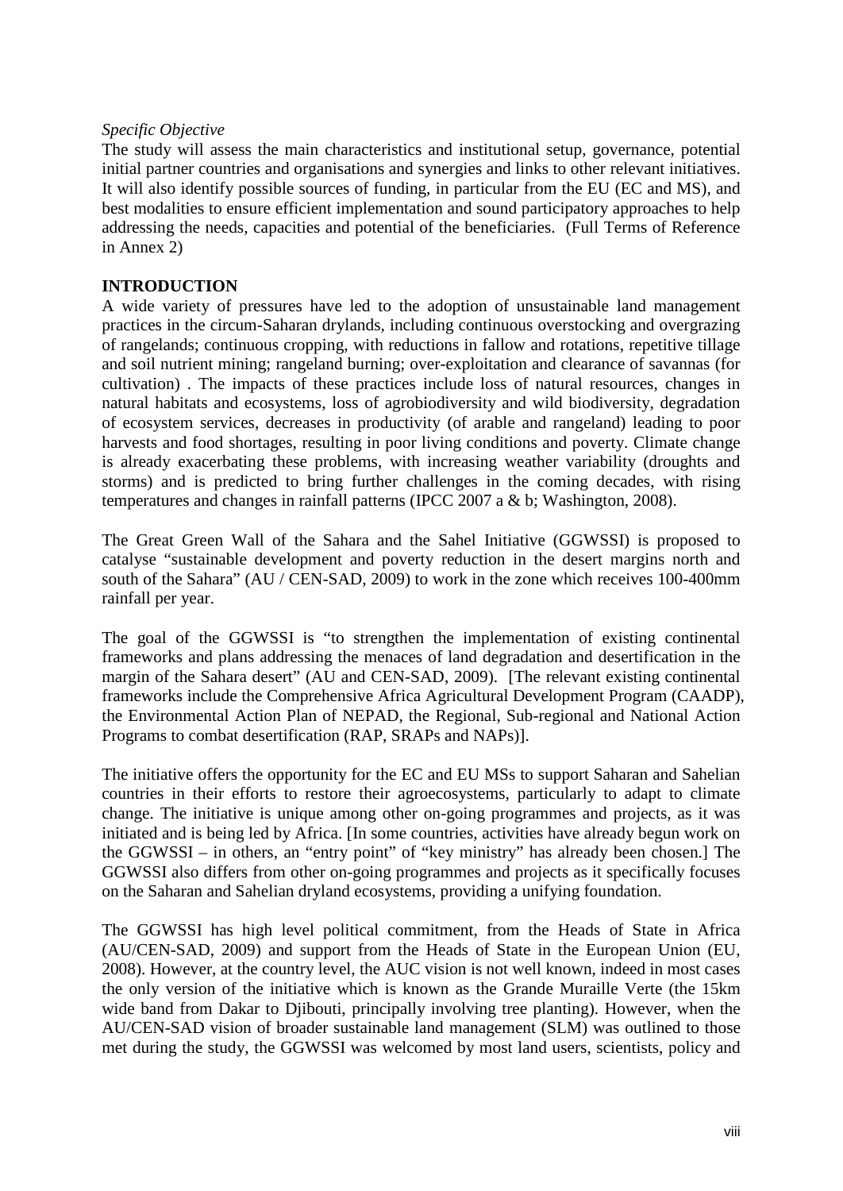*Specific Objective*

The study will assess the main characteristics and institutional setup, governance, potential initial partner countries and organisations and synergies and links to other relevant initiatives. It will also identify possible sources of funding, in particular from the EU (EC and MS), and best modalities to ensure efficient implementation and sound participatory approaches to help addressing the needs, capacities and potential of the beneficiaries. (Full Terms of Reference in Annex 2)

## INTRODUCTION

A wide variety of pressures have led to the adoption of unsustainable land management practices in the circum-Saharan drylands, including continuous overstocking and overgrazing of rangelands; continuous cropping, with reductions in fallow and rotations, repetitive tillage and soil nutrient mining; rangeland burning; over-exploitation and clearance of savannas (for cultivation) . The impacts of these practices include loss of natural resources, changes in natural habitats and ecosystems, loss of agrobiodiversity and wild biodiversity, degradation of ecosystem services, decreases in productivity (of arable and rangeland) leading to poor harvests and food shortages, resulting in poor living conditions and poverty. Climate change is already exacerbating these problems, with increasing weather variability (droughts and storms) and is predicted to bring further challenges in the coming decades, with rising temperatures and changes in rainfall patterns (IPCC 2007 a & b; Washington, 2008).

The Great Green Wall of the Sahara and the Sahel Initiative (GGWSSI) is proposed to catalyse "sustainable development and poverty reduction in the desert margins north and south of the Sahara" (AU / CEN-SAD, 2009) to work in the zone which receives 100-400mm rainfall per year.

The goal of the GGWSSI is "to strengthen the implementation of existing continental frameworks and plans addressing the menaces of land degradation and desertification in the margin of the Sahara desert" (AU and CEN-SAD, 2009). [The relevant existing continental frameworks include the Comprehensive Africa Agricultural Development Program (CAADP), the Environmental Action Plan of NEPAD, the Regional, Sub-regional and National Action Programs to combat desertification (RAP, SRAPs and NAPs)].

The initiative offers the opportunity for the EC and EU MSs to support Saharan and Sahelian countries in their efforts to restore their agroecosystems, particularly to adapt to climate change. The initiative is unique among other on-going programmes and projects, as it was initiated and is being led by Africa. [In some countries, activities have already begun work on the GGWSSI – in others, an "entry point" of "key ministry" has already been chosen.] The GGWSSI also differs from other on-going programmes and projects as it specifically focuses on the Saharan and Sahelian dryland ecosystems, providing a unifying foundation.

The GGWSSI has high level political commitment, from the Heads of State in Africa (AU/CEN-SAD, 2009) and support from the Heads of State in the European Union (EU, 2008). However, at the country level, the AUC vision is not well known, indeed in most cases the only version of the initiative which is known as the Grande Muraille Verte (the 15km wide band from Dakar to Djibouti, principally involving tree planting). However, when the AU/CEN-SAD vision of broader sustainable land management (SLM) was outlined to those met during the study, the GGWSSI was welcomed by most land users, scientists, policy and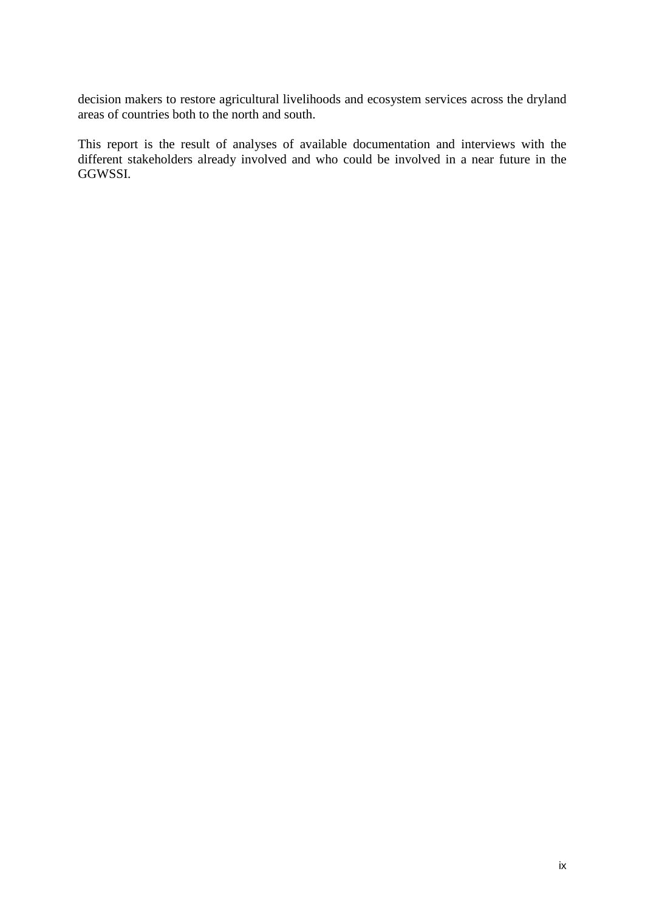decision makers to restore agricultural livelihoods and ecosystem services across the dryland areas of countries both to the north and south.

This report is the result of analyses of available documentation and interviews with the different stakeholders already involved and who could be involved in a near future in the GGWSSI.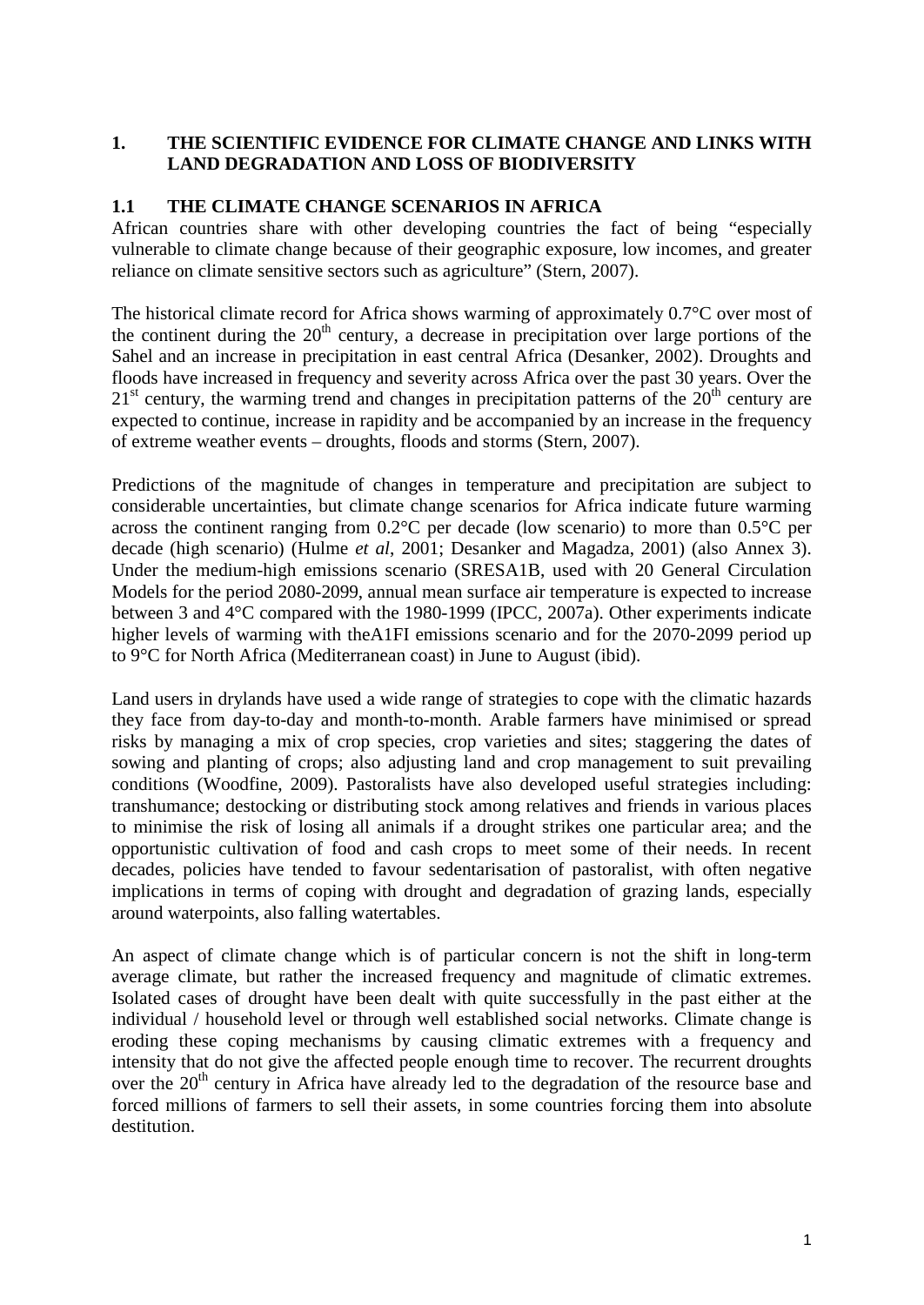# 1. THE SCIENTIFIC EVIDENCE FOR CLIMATE CHANGE AND LINKS WITH LAND DEGRADATION AND LOSS OF BIODIVERSITY

## 1.1 THE CLIMATE CHANGE SCENARIOS IN AFRICA

African countries share with other developing countries the fact of being "especially vulnerable to climate change because of their geographic exposure, low incomes, and greater reliance on climate sensitive sectors such as agriculture" (Stern, 2007).

The historical climate record for Africa shows warming of approximately 0.7°C over most of the continent during the 20th century, a decrease in precipitation over large portions of the Sahel and an increase in precipitation in east central Africa (Desanker, 2002). Droughts and floods have increased in frequency and severity across Africa over the past 30 years. Over the 21st century, the warming trend and changes in precipitation patterns of the 20th century are expected to continue, increase in rapidity and be accompanied by an increase in the frequency of extreme weather events – droughts, floods and storms (Stern, 2007).

Predictions of the magnitude of changes in temperature and precipitation are subject to considerable uncertainties, but climate change scenarios for Africa indicate future warming across the continent ranging from 0.2°C per decade (low scenario) to more than 0.5°C per decade (high scenario) (Hulme *et al*, 2001; Desanker and Magadza, 2001) (also Annex 3). Under the medium-high emissions scenario (SRESA1B, used with 20 General Circulation Models for the period 2080-2099, annual mean surface air temperature is expected to increase between 3 and 4°C compared with the 1980-1999 (IPCC, 2007a). Other experiments indicate higher levels of warming with theA1FI emissions scenario and for the 2070-2099 period up to 9°C for North Africa (Mediterranean coast) in June to August (ibid).

Land users in drylands have used a wide range of strategies to cope with the climatic hazards they face from day-to-day and month-to-month. Arable farmers have minimised or spread risks by managing a mix of crop species, crop varieties and sites; staggering the dates of sowing and planting of crops; also adjusting land and crop management to suit prevailing conditions (Woodfine, 2009). Pastoralists have also developed useful strategies including: transhumance; destocking or distributing stock among relatives and friends in various places to minimise the risk of losing all animals if a drought strikes one particular area; and the opportunistic cultivation of food and cash crops to meet some of their needs. In recent decades, policies have tended to favour sedentarisation of pastoralist, with often negative implications in terms of coping with drought and degradation of grazing lands, especially around waterpoints, also falling watertables.

An aspect of climate change which is of particular concern is not the shift in long-term average climate, but rather the increased frequency and magnitude of climatic extremes. Isolated cases of drought have been dealt with quite successfully in the past either at the individual / household level or through well established social networks. Climate change is eroding these coping mechanisms by causing climatic extremes with a frequency and intensity that do not give the affected people enough time to recover. The recurrent droughts over the 20th century in Africa have already led to the degradation of the resource base and forced millions of farmers to sell their assets, in some countries forcing them into absolute destitution.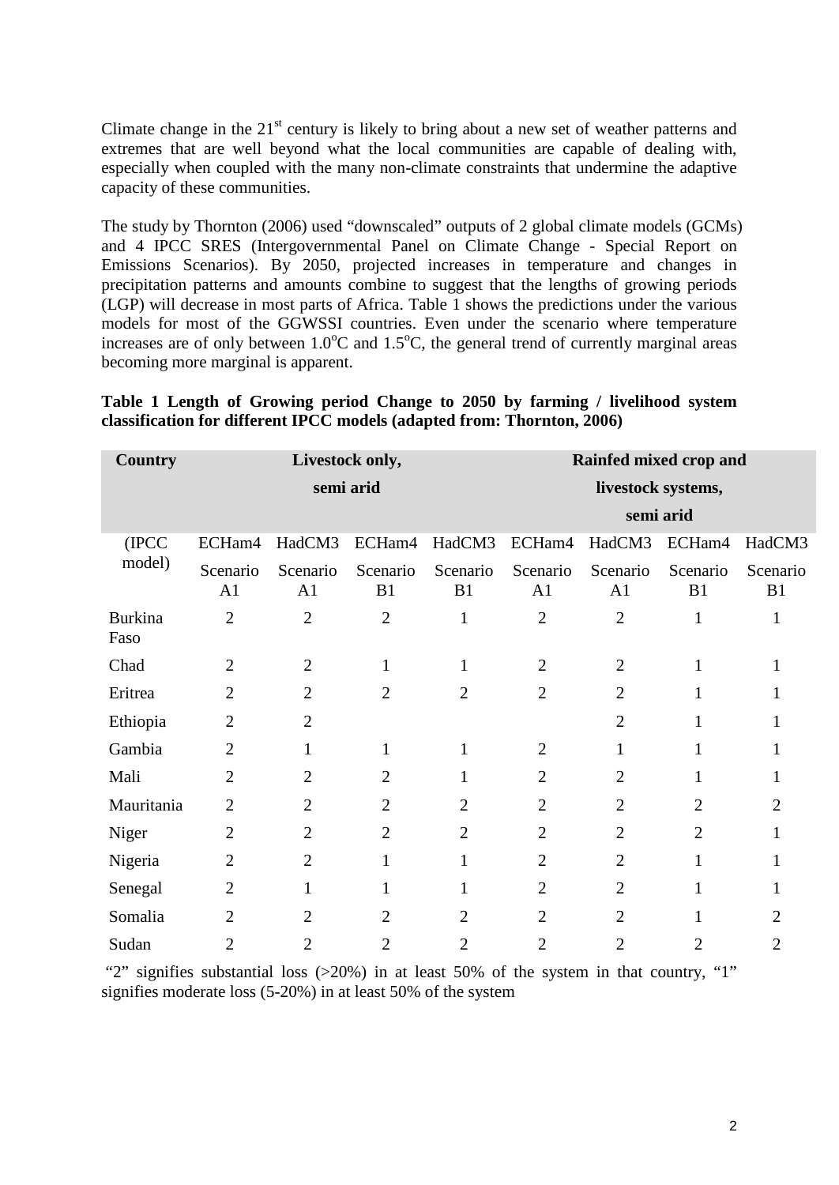Climate change in the 21st century is likely to bring about a new set of weather patterns and extremes that are well beyond what the local communities are capable of dealing with, especially when coupled with the many non-climate constraints that undermine the adaptive capacity of these communities.

The study by Thornton (2006) used "downscaled" outputs of 2 global climate models (GCMs) and 4 IPCC SRES (Intergovernmental Panel on Climate Change - Special Report on Emissions Scenarios). By 2050, projected increases in temperature and changes in precipitation patterns and amounts combine to suggest that the lengths of growing periods (LGP) will decrease in most parts of Africa. Table 1 shows the predictions under the various models for most of the GGWSSI countries. Even under the scenario where temperature increases are of only between 1.0°C and 1.5°C, the general trend of currently marginal areas becoming more marginal is apparent.

**Table 1 Length of Growing period Change to 2050 by farming / livelihood system classification for different IPCC models (adapted from: Thornton, 2006)**

| Country | Livestock only, semi arid | | | | Rainfed mixed crop and livestock systems, semi arid | | | |
|---|---|---|---|---|---|---|---|---|
| (IPCC model) | ECHam4 Scenario A1 | HadCM3 Scenario A1 | ECHam4 Scenario B1 | HadCM3 Scenario B1 | ECHam4 Scenario A1 | HadCM3 Scenario A1 | ECHam4 Scenario B1 | HadCM3 Scenario B1 |
| Burkina Faso | 2 | 2 | 2 | 1 | 2 | 2 | 1 | 1 |
| Chad | 2 | 2 | 1 | 1 | 2 | 2 | 1 | 1 |
| Eritrea | 2 | 2 | 2 | 2 | 2 | 2 | 1 | 1 |
| Ethiopia | 2 | 2 | | | | 2 | 1 | 1 |
| Gambia | 2 | 1 | 1 | 1 | 2 | 1 | 1 | 1 |
| Mali | 2 | 2 | 2 | 1 | 2 | 2 | 1 | 1 |
| Mauritania | 2 | 2 | 2 | 2 | 2 | 2 | 2 | 2 |
| Niger | 2 | 2 | 2 | 2 | 2 | 2 | 2 | 1 |
| Nigeria | 2 | 2 | 1 | 1 | 2 | 2 | 1 | 1 |
| Senegal | 2 | 1 | 1 | 1 | 2 | 2 | 1 | 1 |
| Somalia | 2 | 2 | 2 | 2 | 2 | 2 | 1 | 2 |
| Sudan | 2 | 2 | 2 | 2 | 2 | 2 | 2 | 2 |

"2" signifies substantial loss (>20%) in at least 50% of the system in that country, "1" signifies moderate loss (5-20%) in at least 50% of the system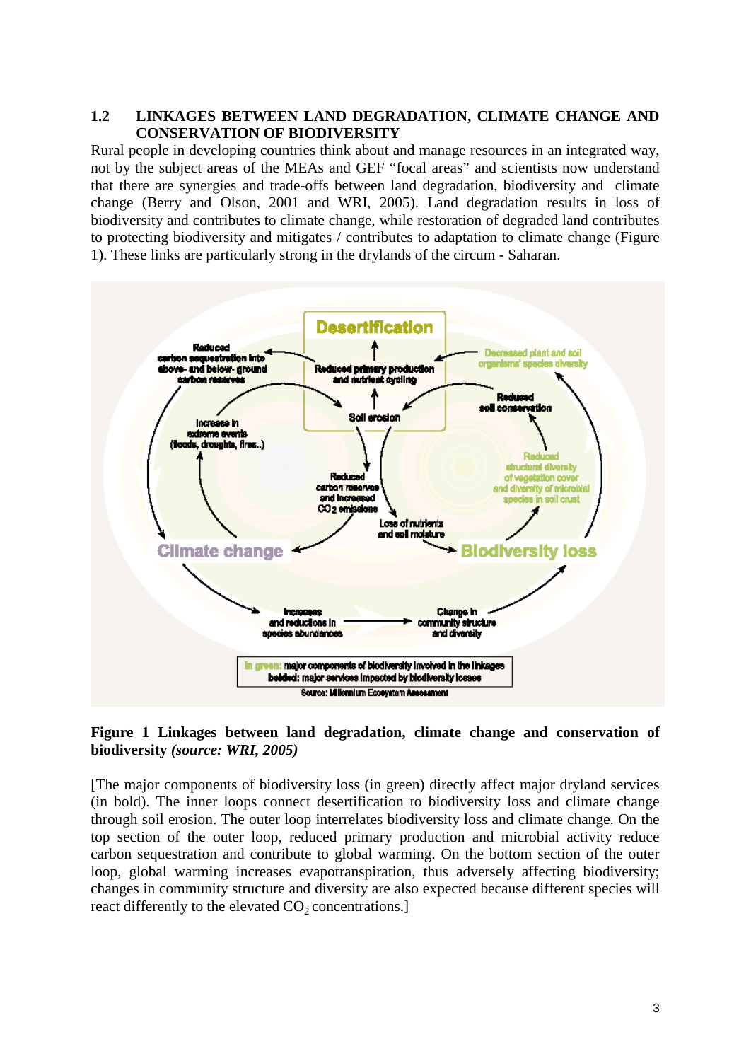## 1.2 LINKAGES BETWEEN LAND DEGRADATION, CLIMATE CHANGE AND CONSERVATION OF BIODIVERSITY

Rural people in developing countries think about and manage resources in an integrated way, not by the subject areas of the MEAs and GEF "focal areas" and scientists now understand that there are synergies and trade-offs between land degradation, biodiversity and climate change (Berry and Olson, 2001 and WRI, 2005). Land degradation results in loss of biodiversity and contributes to climate change, while restoration of degraded land contributes to protecting biodiversity and mitigates / contributes to adaptation to climate change (Figure 1). These links are particularly strong in the drylands of the circum - Saharan.

Desertification

Reduced carbon sequestration into above- and below- ground carbon reserves

Reduced primary production and nutrient cycling

Decreased plant and soil organisms' species diversity

Reduced soil conservation

Soil erosion

Increase in extreme events (floods, droughts, fires..)

Reduced carbon reserves and increased $CO_2$ emissions

Reduced structural diversity of vegetation cover and diversity of microbial species in soil crust

Loss of nutrients and soil moisture

Climate change

Biodiversity loss

Increases and reductions in species abundances

Change in community structure and diversity

In green: major components of biodiversity involved in the linkages
bolded: major services impacted by biodiversity losses

Source: Millennium Ecosystem Assessment

**Figure 1 Linkages between land degradation, climate change and conservation of biodiversity** ***(source: WRI, 2005)***

[The major components of biodiversity loss (in green) directly affect major dryland services (in bold). The inner loops connect desertification to biodiversity loss and climate change through soil erosion. The outer loop interrelates biodiversity loss and climate change. On the top section of the outer loop, reduced primary production and microbial activity reduce carbon sequestration and contribute to global warming. On the bottom section of the outer loop, global warming increases evapotranspiration, thus adversely affecting biodiversity; changes in community structure and diversity are also expected because different species will react differently to the elevated $CO_2$ concentrations.]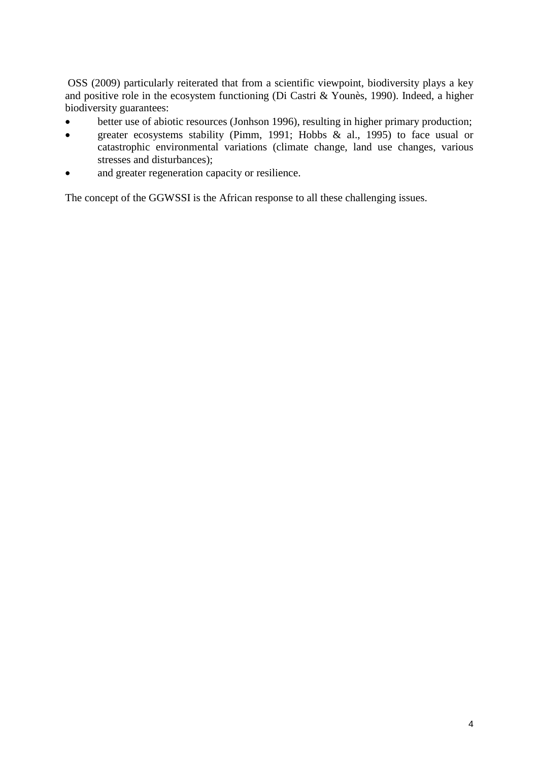OSS (2009) particularly reiterated that from a scientific viewpoint, biodiversity plays a key and positive role in the ecosystem functioning (Di Castri & Younès, 1990). Indeed, a higher biodiversity guarantees:

- better use of abiotic resources (Jonhson 1996), resulting in higher primary production;
- greater ecosystems stability (Pimm, 1991; Hobbs & al., 1995) to face usual or catastrophic environmental variations (climate change, land use changes, various stresses and disturbances);
- and greater regeneration capacity or resilience.

The concept of the GGWSSI is the African response to all these challenging issues.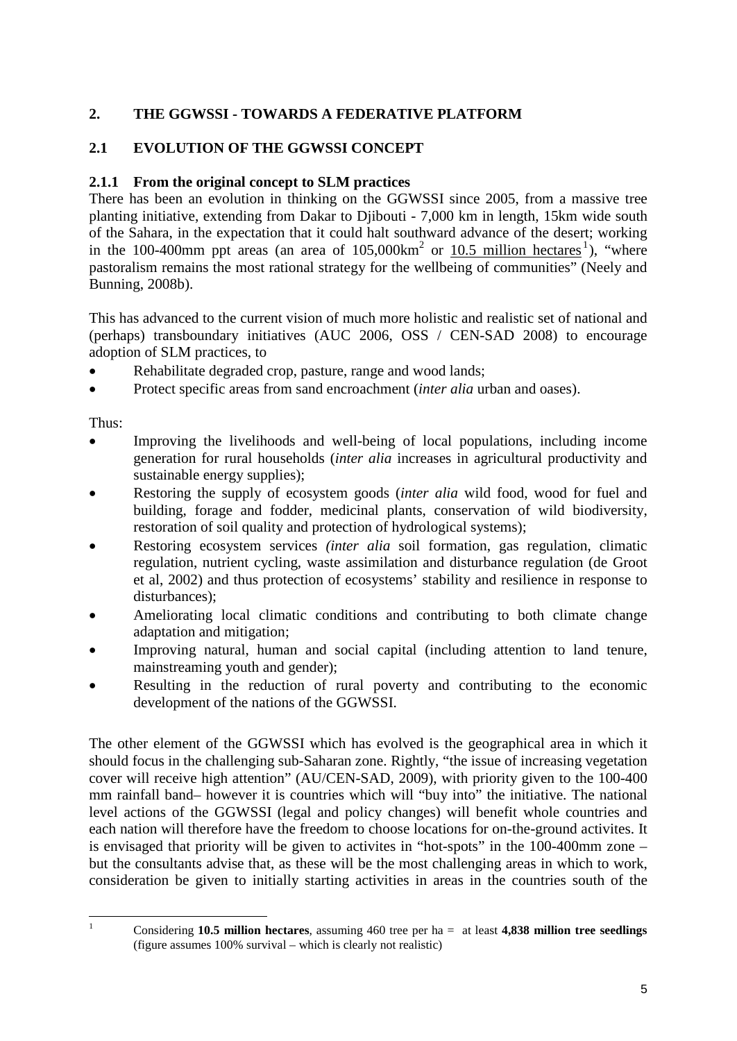## 2. THE GGWSSI - TOWARDS A FEDERATIVE PLATFORM

### 2.1 EVOLUTION OF THE GGWSSI CONCEPT

#### 2.1.1 From the original concept to SLM practices

There has been an evolution in thinking on the GGWSSI since 2005, from a massive tree planting initiative, extending from Dakar to Djibouti - 7,000 km in length, 15km wide south of the Sahara, in the expectation that it could halt southward advance of the desert; working in the 100-400mm ppt areas (an area of 105,000km$^2$ or 10.5 million hectares[1]), "where pastoralism remains the most rational strategy for the wellbeing of communities" (Neely and Bunning, 2008b).

This has advanced to the current vision of much more holistic and realistic set of national and (perhaps) transboundary initiatives (AUC 2006, OSS / CEN-SAD 2008) to encourage adoption of SLM practices, to

- Rehabilitate degraded crop, pasture, range and wood lands;
- Protect specific areas from sand encroachment (*inter alia* urban and oases).

Thus:

- Improving the livelihoods and well-being of local populations, including income generation for rural households (*inter alia* increases in agricultural productivity and sustainable energy supplies);
- Restoring the supply of ecosystem goods (*inter alia* wild food, wood for fuel and building, forage and fodder, medicinal plants, conservation of wild biodiversity, restoration of soil quality and protection of hydrological systems);
- Restoring ecosystem services *(inter alia* soil formation, gas regulation, climatic regulation, nutrient cycling, waste assimilation and disturbance regulation (de Groot et al, 2002) and thus protection of ecosystems' stability and resilience in response to disturbances);
- Ameliorating local climatic conditions and contributing to both climate change adaptation and mitigation;
- Improving natural, human and social capital (including attention to land tenure, mainstreaming youth and gender);
- Resulting in the reduction of rural poverty and contributing to the economic development of the nations of the GGWSSI.

The other element of the GGWSSI which has evolved is the geographical area in which it should focus in the challenging sub-Saharan zone. Rightly, "the issue of increasing vegetation cover will receive high attention" (AU/CEN-SAD, 2009), with priority given to the 100-400 mm rainfall band– however it is countries which will "buy into" the initiative. The national level actions of the GGWSSI (legal and policy changes) will benefit whole countries and each nation will therefore have the freedom to choose locations for on-the-ground activites. It is envisaged that priority will be given to activites in "hot-spots" in the 100-400mm zone – but the consultants advise that, as these will be the most challenging areas in which to work, consideration be given to initially starting activities in areas in the countries south of the

---

[1] Considering **10.5 million hectares**, assuming 460 tree per ha = at least **4,838 million tree seedlings** (figure assumes 100% survival – which is clearly not realistic)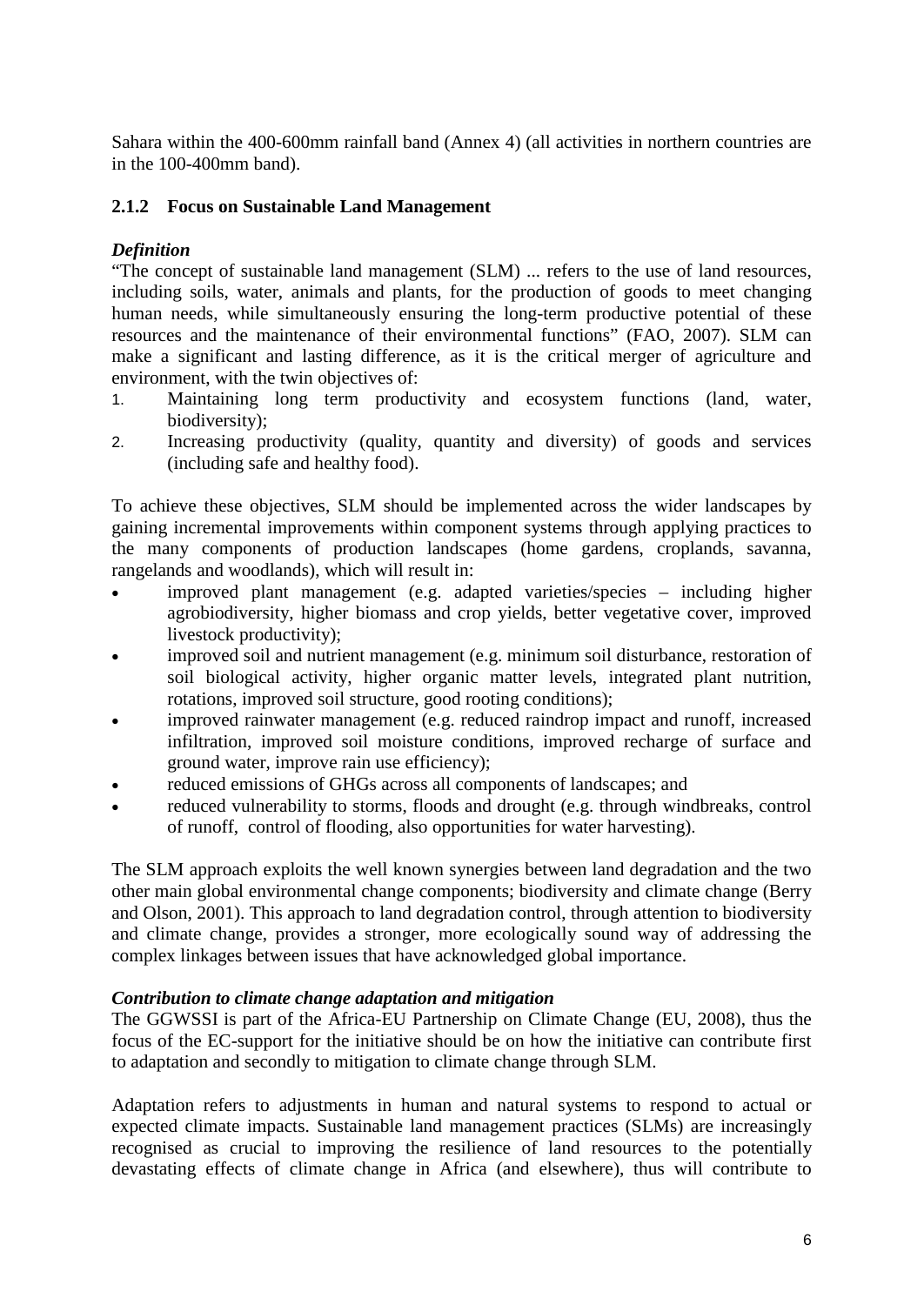Sahara within the 400-600mm rainfall band (Annex 4) (all activities in northern countries are in the 100-400mm band).

### 2.1.2 Focus on Sustainable Land Management

***Definition***

"The concept of sustainable land management (SLM) ... refers to the use of land resources, including soils, water, animals and plants, for the production of goods to meet changing human needs, while simultaneously ensuring the long-term productive potential of these resources and the maintenance of their environmental functions" (FAO, 2007). SLM can make a significant and lasting difference, as it is the critical merger of agriculture and environment, with the twin objectives of:

1. Maintaining long term productivity and ecosystem functions (land, water, biodiversity);
2. Increasing productivity (quality, quantity and diversity) of goods and services (including safe and healthy food).

To achieve these objectives, SLM should be implemented across the wider landscapes by gaining incremental improvements within component systems through applying practices to the many components of production landscapes (home gardens, croplands, savanna, rangelands and woodlands), which will result in:

- improved plant management (e.g. adapted varieties/species – including higher agrobiodiversity, higher biomass and crop yields, better vegetative cover, improved livestock productivity);
- improved soil and nutrient management (e.g. minimum soil disturbance, restoration of soil biological activity, higher organic matter levels, integrated plant nutrition, rotations, improved soil structure, good rooting conditions);
- improved rainwater management (e.g. reduced raindrop impact and runoff, increased infiltration, improved soil moisture conditions, improved recharge of surface and ground water, improve rain use efficiency);
- reduced emissions of GHGs across all components of landscapes; and
- reduced vulnerability to storms, floods and drought (e.g. through windbreaks, control of runoff, control of flooding, also opportunities for water harvesting).

The SLM approach exploits the well known synergies between land degradation and the two other main global environmental change components; biodiversity and climate change (Berry and Olson, 2001). This approach to land degradation control, through attention to biodiversity and climate change, provides a stronger, more ecologically sound way of addressing the complex linkages between issues that have acknowledged global importance.

***Contribution to climate change adaptation and mitigation***

The GGWSSI is part of the Africa-EU Partnership on Climate Change (EU, 2008), thus the focus of the EC-support for the initiative should be on how the initiative can contribute first to adaptation and secondly to mitigation to climate change through SLM.

Adaptation refers to adjustments in human and natural systems to respond to actual or expected climate impacts. Sustainable land management practices (SLMs) are increasingly recognised as crucial to improving the resilience of land resources to the potentially devastating effects of climate change in Africa (and elsewhere), thus will contribute to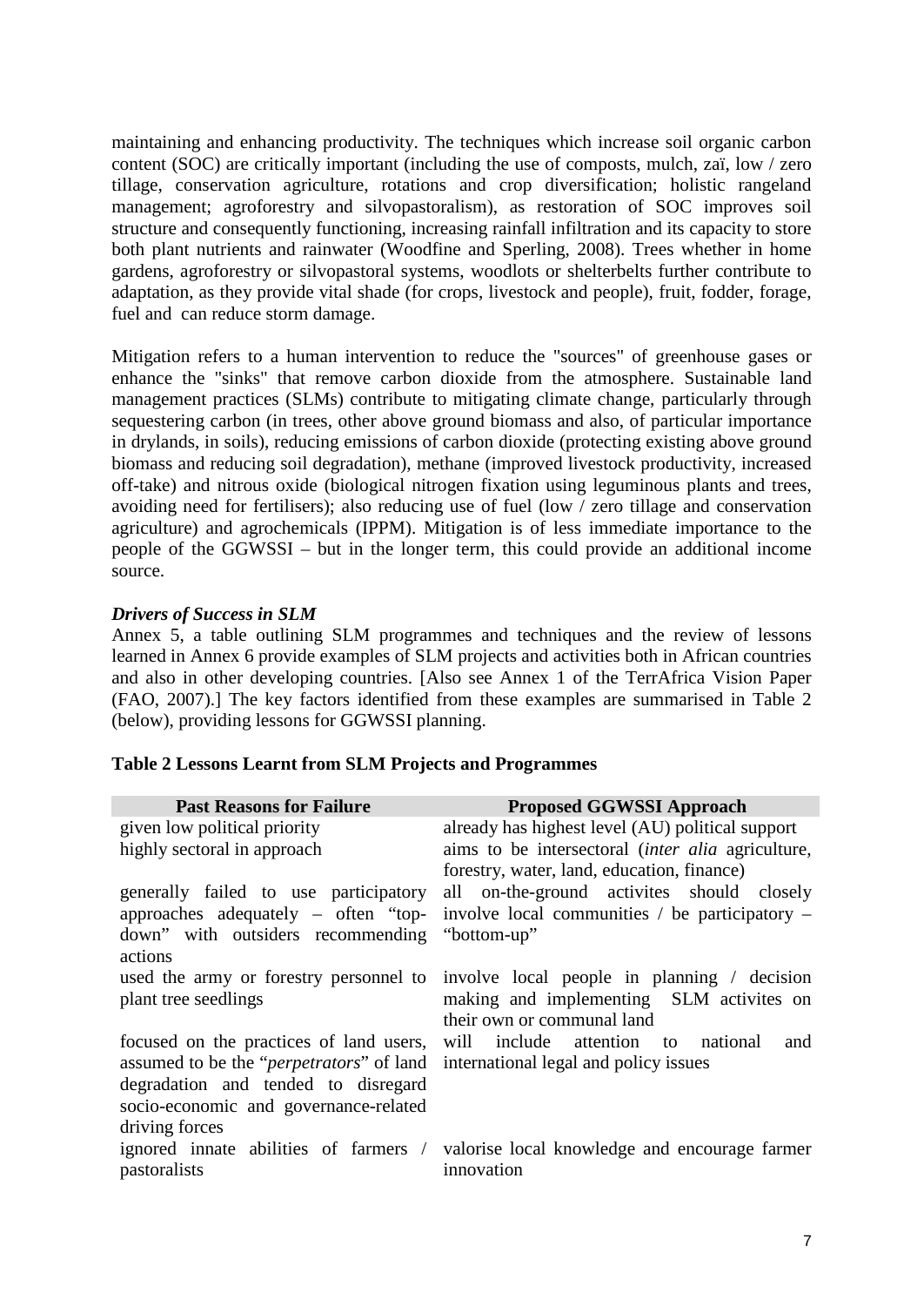maintaining and enhancing productivity. The techniques which increase soil organic carbon content (SOC) are critically important (including the use of composts, mulch, zaï, low / zero tillage, conservation agriculture, rotations and crop diversification; holistic rangeland management; agroforestry and silvopastoralism), as restoration of SOC improves soil structure and consequently functioning, increasing rainfall infiltration and its capacity to store both plant nutrients and rainwater (Woodfine and Sperling, 2008). Trees whether in home gardens, agroforestry or silvopastoral systems, woodlots or shelterbelts further contribute to adaptation, as they provide vital shade (for crops, livestock and people), fruit, fodder, forage, fuel and can reduce storm damage.

Mitigation refers to a human intervention to reduce the "sources" of greenhouse gases or enhance the "sinks" that remove carbon dioxide from the atmosphere. Sustainable land management practices (SLMs) contribute to mitigating climate change, particularly through sequestering carbon (in trees, other above ground biomass and also, of particular importance in drylands, in soils), reducing emissions of carbon dioxide (protecting existing above ground biomass and reducing soil degradation), methane (improved livestock productivity, increased off-take) and nitrous oxide (biological nitrogen fixation using leguminous plants and trees, avoiding need for fertilisers); also reducing use of fuel (low / zero tillage and conservation agriculture) and agrochemicals (IPPM). Mitigation is of less immediate importance to the people of the GGWSSI – but in the longer term, this could provide an additional income source.

***Drivers of Success in SLM***

Annex 5, a table outlining SLM programmes and techniques and the review of lessons learned in Annex 6 provide examples of SLM projects and activities both in African countries and also in other developing countries. [Also see Annex 1 of the TerrAfrica Vision Paper (FAO, 2007).] The key factors identified from these examples are summarised in Table 2 (below), providing lessons for GGWSSI planning.

**Table 2 Lessons Learnt from SLM Projects and Programmes**

| Past Reasons for Failure | Proposed GGWSSI Approach |
|---|---|
| given low political priority | already has highest level (AU) political support |
| highly sectoral in approach | aims to be intersectoral (*inter alia* agriculture, forestry, water, land, education, finance) |
| generally failed to use participatory approaches adequately – often "top-down" with outsiders recommending actions | all on-the-ground activites should closely involve local communities / be participatory – "bottom-up" |
| used the army or forestry personnel to plant tree seedlings | involve local people in planning / decision making and implementing SLM activites on their own or communal land |
| focused on the practices of land users, assumed to be the "*perpetrators*" of land degradation and tended to disregard socio-economic and governance-related driving forces | will include attention to national and international legal and policy issues |
| ignored innate abilities of farmers / pastoralists | valorise local knowledge and encourage farmer innovation |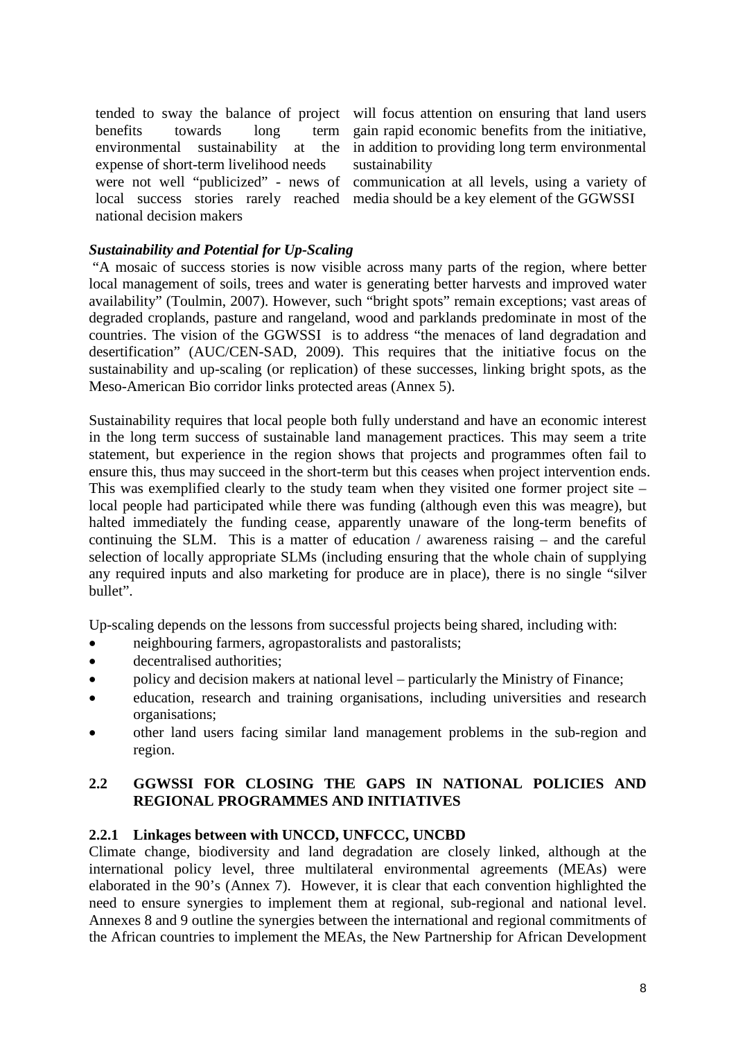| | |
|---|---|
| tended to sway the balance of project benefits towards long term environmental sustainability at the expense of short-term livelihood needs | will focus attention on ensuring that land users gain rapid economic benefits from the initiative, in addition to providing long term environmental sustainability |
| were not well "publicized" - news of local success stories rarely reached national decision makers | communication at all levels, using a variety of media should be a key element of the GGWSSI |

***Sustainability and Potential for Up-Scaling***

"A mosaic of success stories is now visible across many parts of the region, where better local management of soils, trees and water is generating better harvests and improved water availability" (Toulmin, 2007). However, such "bright spots" remain exceptions; vast areas of degraded croplands, pasture and rangeland, wood and parklands predominate in most of the countries. The vision of the GGWSSI is to address "the menaces of land degradation and desertification" (AUC/CEN-SAD, 2009). This requires that the initiative focus on the sustainability and up-scaling (or replication) of these successes, linking bright spots, as the Meso-American Bio corridor links protected areas (Annex 5).

Sustainability requires that local people both fully understand and have an economic interest in the long term success of sustainable land management practices. This may seem a trite statement, but experience in the region shows that projects and programmes often fail to ensure this, thus may succeed in the short-term but this ceases when project intervention ends. This was exemplified clearly to the study team when they visited one former project site – local people had participated while there was funding (although even this was meagre), but halted immediately the funding cease, apparently unaware of the long-term benefits of continuing the SLM. This is a matter of education / awareness raising – and the careful selection of locally appropriate SLMs (including ensuring that the whole chain of supplying any required inputs and also marketing for produce are in place), there is no single "silver bullet".

Up-scaling depends on the lessons from successful projects being shared, including with:

- neighbouring farmers, agropastoralists and pastoralists;
- decentralised authorities;
- policy and decision makers at national level – particularly the Ministry of Finance;
- education, research and training organisations, including universities and research organisations;
- other land users facing similar land management problems in the sub-region and region.

## 2.2 GGWSSI FOR CLOSING THE GAPS IN NATIONAL POLICIES AND REGIONAL PROGRAMMES AND INITIATIVES

### 2.2.1 Linkages between with UNCCD, UNFCCC, UNCBD

Climate change, biodiversity and land degradation are closely linked, although at the international policy level, three multilateral environmental agreements (MEAs) were elaborated in the 90's (Annex 7). However, it is clear that each convention highlighted the need to ensure synergies to implement them at regional, sub-regional and national level. Annexes 8 and 9 outline the synergies between the international and regional commitments of the African countries to implement the MEAs, the New Partnership for African Development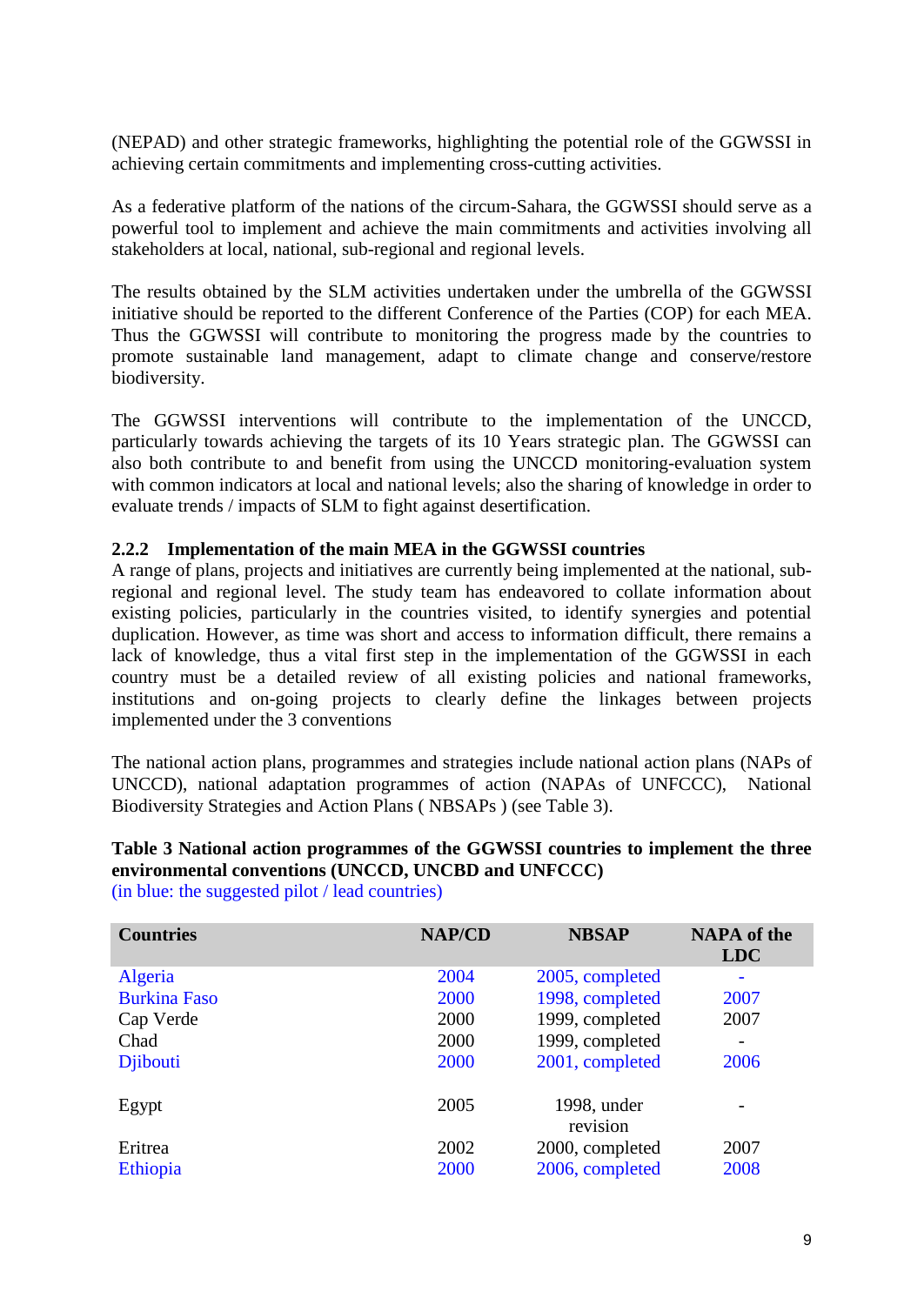(NEPAD) and other strategic frameworks, highlighting the potential role of the GGWSSI in achieving certain commitments and implementing cross-cutting activities.

As a federative platform of the nations of the circum-Sahara, the GGWSSI should serve as a powerful tool to implement and achieve the main commitments and activities involving all stakeholders at local, national, sub-regional and regional levels.

The results obtained by the SLM activities undertaken under the umbrella of the GGWSSI initiative should be reported to the different Conference of the Parties (COP) for each MEA. Thus the GGWSSI will contribute to monitoring the progress made by the countries to promote sustainable land management, adapt to climate change and conserve/restore biodiversity.

The GGWSSI interventions will contribute to the implementation of the UNCCD, particularly towards achieving the targets of its 10 Years strategic plan. The GGWSSI can also both contribute to and benefit from using the UNCCD monitoring-evaluation system with common indicators at local and national levels; also the sharing of knowledge in order to evaluate trends / impacts of SLM to fight against desertification.

### 2.2.2 Implementation of the main MEA in the GGWSSI countries

A range of plans, projects and initiatives are currently being implemented at the national, sub-regional and regional level. The study team has endeavored to collate information about existing policies, particularly in the countries visited, to identify synergies and potential duplication. However, as time was short and access to information difficult, there remains a lack of knowledge, thus a vital first step in the implementation of the GGWSSI in each country must be a detailed review of all existing policies and national frameworks, institutions and on-going projects to clearly define the linkages between projects implemented under the 3 conventions

The national action plans, programmes and strategies include national action plans (NAPs of UNCCD), national adaptation programmes of action (NAPAs of UNFCCC), National Biodiversity Strategies and Action Plans ( NBSAPs ) (see Table 3).

**Table 3 National action programmes of the GGWSSI countries to implement the three environmental conventions (UNCCD, UNCBD and UNFCCC)**
(in blue: the suggested pilot / lead countries)

| Countries | NAP/CD | NBSAP | NAPA of the LDC |
|---|---|---|---|
| Algeria | 2004 | 2005, completed | - |
| Burkina Faso | 2000 | 1998, completed | 2007 |
| Cap Verde | 2000 | 1999, completed | 2007 |
| Chad | 2000 | 1999, completed | - |
| Djibouti | 2000 | 2001, completed | 2006 |
| Egypt | 2005 | 1998, under revision | - |
| Eritrea | 2002 | 2000, completed | 2007 |
| Ethiopia | 2000 | 2006, completed | 2008 |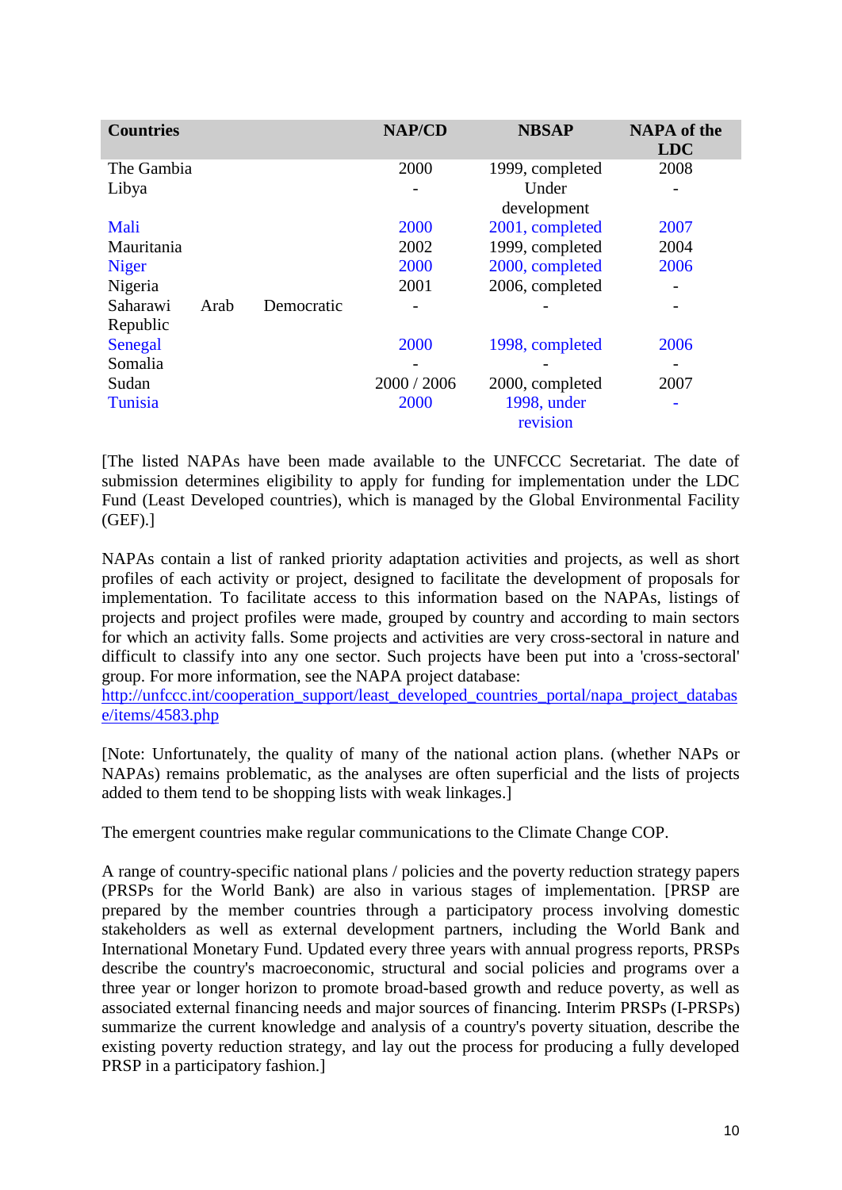| Countries | NAP/CD | NBSAP | NAPA of the LDC |
|---|---|---|---|
| The Gambia | 2000 | 1999, completed | 2008 |
| Libya | - | Under development | - |
| Mali | 2000 | 2001, completed | 2007 |
| Mauritania | 2002 | 1999, completed | 2004 |
| Niger | 2000 | 2000, completed | 2006 |
| Nigeria | 2001 | 2006, completed | - |
| Saharawi Arab Democratic Republic | - | - | - |
| Senegal | 2000 | 1998, completed | 2006 |
| Somalia | - | - | - |
| Sudan | 2000 / 2006 | 2000, completed | 2007 |
| Tunisia | 2000 | 1998, under revision | - |

[The listed NAPAs have been made available to the UNFCCC Secretariat. The date of submission determines eligibility to apply for funding for implementation under the LDC Fund (Least Developed countries), which is managed by the Global Environmental Facility (GEF).]

NAPAs contain a list of ranked priority adaptation activities and projects, as well as short profiles of each activity or project, designed to facilitate the development of proposals for implementation. To facilitate access to this information based on the NAPAs, listings of projects and project profiles were made, grouped by country and according to main sectors for which an activity falls. Some projects and activities are very cross-sectoral in nature and difficult to classify into any one sector. Such projects have been put into a 'cross-sectoral' group. For more information, see the NAPA project database: http://unfccc.int/cooperation_support/least_developed_countries_portal/napa_project_database/items/4583.php

[Note: Unfortunately, the quality of many of the national action plans. (whether NAPs or NAPAs) remains problematic, as the analyses are often superficial and the lists of projects added to them tend to be shopping lists with weak linkages.]

The emergent countries make regular communications to the Climate Change COP.

A range of country-specific national plans / policies and the poverty reduction strategy papers (PRSPs for the World Bank) are also in various stages of implementation. [PRSP are prepared by the member countries through a participatory process involving domestic stakeholders as well as external development partners, including the World Bank and International Monetary Fund. Updated every three years with annual progress reports, PRSPs describe the country's macroeconomic, structural and social policies and programs over a three year or longer horizon to promote broad-based growth and reduce poverty, as well as associated external financing needs and major sources of financing. Interim PRSPs (I-PRSPs) summarize the current knowledge and analysis of a country's poverty situation, describe the existing poverty reduction strategy, and lay out the process for producing a fully developed PRSP in a participatory fashion.]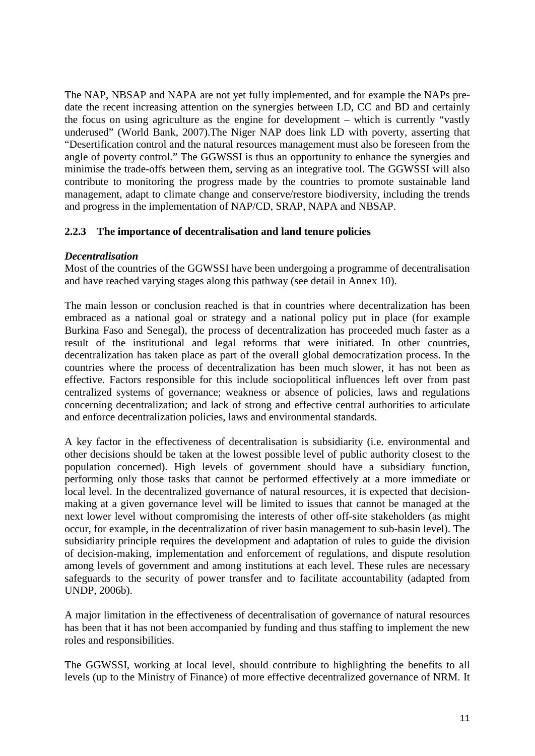The NAP, NBSAP and NAPA are not yet fully implemented, and for example the NAPs predate the recent increasing attention on the synergies between LD, CC and BD and certainly the focus on using agriculture as the engine for development – which is currently "vastly underused" (World Bank, 2007).The Niger NAP does link LD with poverty, asserting that "Desertification control and the natural resources management must also be foreseen from the angle of poverty control." The GGWSSI is thus an opportunity to enhance the synergies and minimise the trade-offs between them, serving as an integrative tool. The GGWSSI will also contribute to monitoring the progress made by the countries to promote sustainable land management, adapt to climate change and conserve/restore biodiversity, including the trends and progress in the implementation of NAP/CD, SRAP, NAPA and NBSAP.

### 2.2.3 The importance of decentralisation and land tenure policies

***Decentralisation***

Most of the countries of the GGWSSI have been undergoing a programme of decentralisation and have reached varying stages along this pathway (see detail in Annex 10).

The main lesson or conclusion reached is that in countries where decentralization has been embraced as a national goal or strategy and a national policy put in place (for example Burkina Faso and Senegal), the process of decentralization has proceeded much faster as a result of the institutional and legal reforms that were initiated. In other countries, decentralization has taken place as part of the overall global democratization process. In the countries where the process of decentralization has been much slower, it has not been as effective. Factors responsible for this include sociopolitical influences left over from past centralized systems of governance; weakness or absence of policies, laws and regulations concerning decentralization; and lack of strong and effective central authorities to articulate and enforce decentralization policies, laws and environmental standards.

A key factor in the effectiveness of decentralisation is subsidiarity (i.e. environmental and other decisions should be taken at the lowest possible level of public authority closest to the population concerned). High levels of government should have a subsidiary function, performing only those tasks that cannot be performed effectively at a more immediate or local level. In the decentralized governance of natural resources, it is expected that decision-making at a given governance level will be limited to issues that cannot be managed at the next lower level without compromising the interests of other off-site stakeholders (as might occur, for example, in the decentralization of river basin management to sub-basin level). The subsidiarity principle requires the development and adaptation of rules to guide the division of decision-making, implementation and enforcement of regulations, and dispute resolution among levels of government and among institutions at each level. These rules are necessary safeguards to the security of power transfer and to facilitate accountability (adapted from UNDP, 2006b).

A major limitation in the effectiveness of decentralisation of governance of natural resources has been that it has not been accompanied by funding and thus staffing to implement the new roles and responsibilities.

The GGWSSI, working at local level, should contribute to highlighting the benefits to all levels (up to the Ministry of Finance) of more effective decentralized governance of NRM. It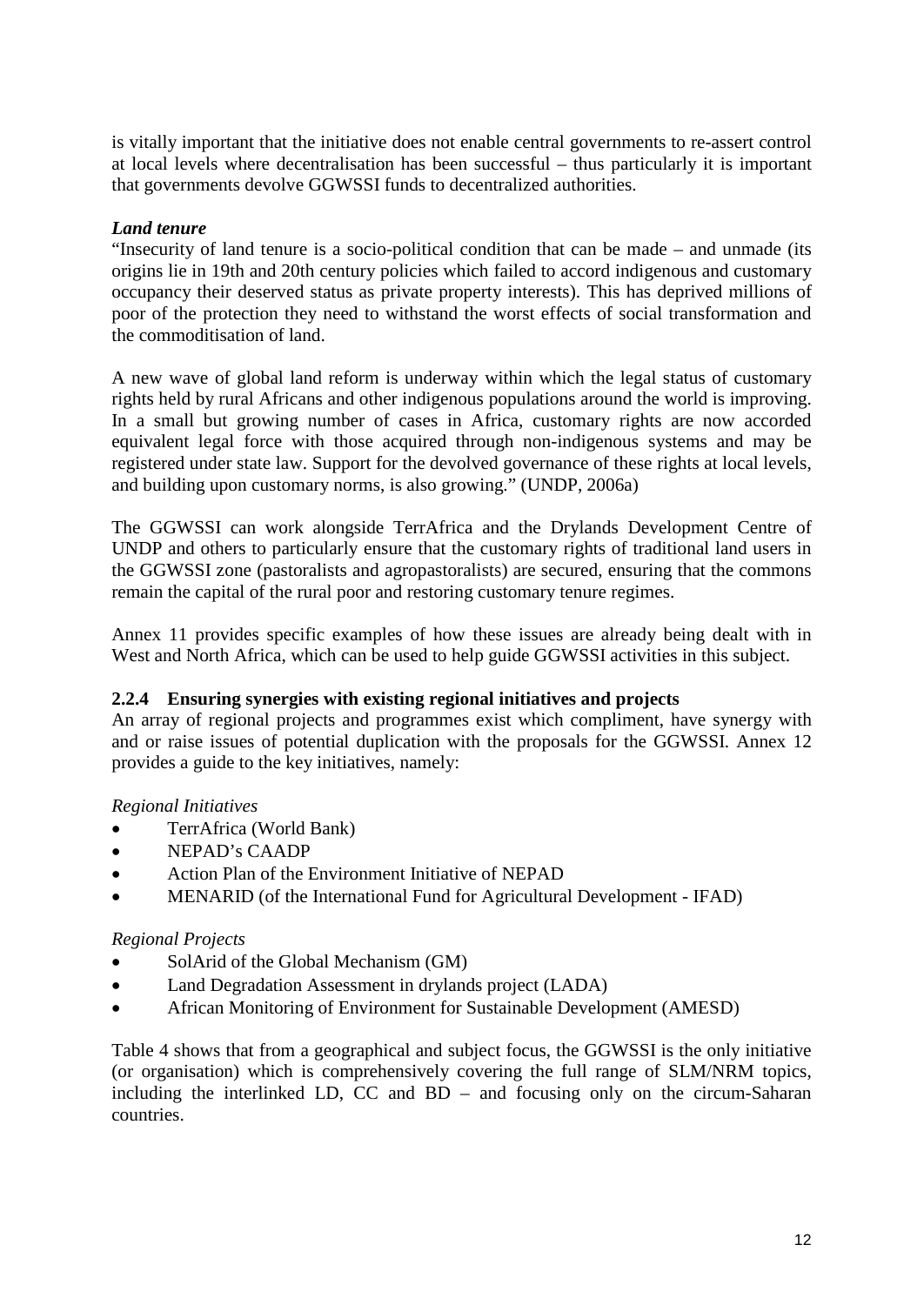is vitally important that the initiative does not enable central governments to re-assert control at local levels where decentralisation has been successful – thus particularly it is important that governments devolve GGWSSI funds to decentralized authorities.

***Land tenure***

"Insecurity of land tenure is a socio-political condition that can be made – and unmade (its origins lie in 19th and 20th century policies which failed to accord indigenous and customary occupancy their deserved status as private property interests). This has deprived millions of poor of the protection they need to withstand the worst effects of social transformation and the commoditisation of land.

A new wave of global land reform is underway within which the legal status of customary rights held by rural Africans and other indigenous populations around the world is improving. In a small but growing number of cases in Africa, customary rights are now accorded equivalent legal force with those acquired through non-indigenous systems and may be registered under state law. Support for the devolved governance of these rights at local levels, and building upon customary norms, is also growing." (UNDP, 2006a)

The GGWSSI can work alongside TerrAfrica and the Drylands Development Centre of UNDP and others to particularly ensure that the customary rights of traditional land users in the GGWSSI zone (pastoralists and agropastoralists) are secured, ensuring that the commons remain the capital of the rural poor and restoring customary tenure regimes.

Annex 11 provides specific examples of how these issues are already being dealt with in West and North Africa, which can be used to help guide GGWSSI activities in this subject.

### 2.2.4 Ensuring synergies with existing regional initiatives and projects

An array of regional projects and programmes exist which compliment, have synergy with and or raise issues of potential duplication with the proposals for the GGWSSI. Annex 12 provides a guide to the key initiatives, namely:

*Regional Initiatives*

- TerrAfrica (World Bank)
- NEPAD's CAADP
- Action Plan of the Environment Initiative of NEPAD
- MENARID (of the International Fund for Agricultural Development - IFAD)

*Regional Projects*

- SolArid of the Global Mechanism (GM)
- Land Degradation Assessment in drylands project (LADA)
- African Monitoring of Environment for Sustainable Development (AMESD)

Table 4 shows that from a geographical and subject focus, the GGWSSI is the only initiative (or organisation) which is comprehensively covering the full range of SLM/NRM topics, including the interlinked LD, CC and BD – and focusing only on the circum-Saharan countries.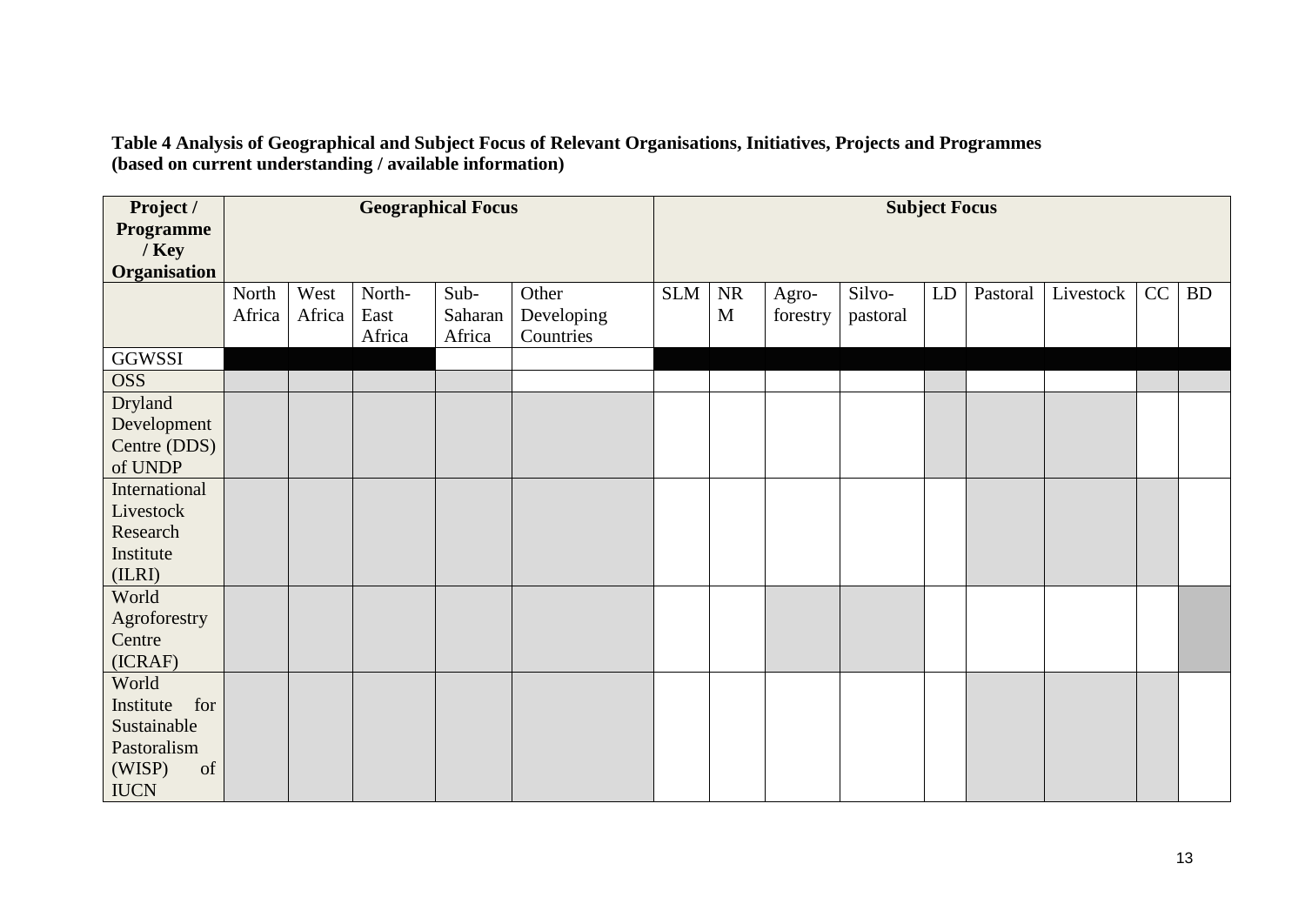**Table 4 Analysis of Geographical and Subject Focus of Relevant Organisations, Initiatives, Projects and Programmes (based on current understanding / available information)**

| Project / Programme / Key Organisation | Geographical Focus | | | | | Subject Focus | | | | | | | | |
|---|---|---|---|---|---|---|---|---|---|---|---|---|---|---|
| | North Africa | West Africa | North-East Africa | Sub-Saharan Africa | Other Developing Countries | SLM | NRM | Agro-forestry | Silvo-pastoral | LD | Pastoral | Livestock | CC | BD |
| GGWSSI | | | | | | | | | | | | | | |
| OSS | | | | | | | | | | | | | | |
| Dryland Development Centre (DDS) of UNDP | | | | | | | | | | | | | | |
| International Livestock Research Institute (ILRI) | | | | | | | | | | | | | | |
| World Agroforestry Centre (ICRAF) | | | | | | | | | | | | | | |
| World Institute for Sustainable Pastoralism (WISP) of IUCN | | | | | | | | | | | | | | |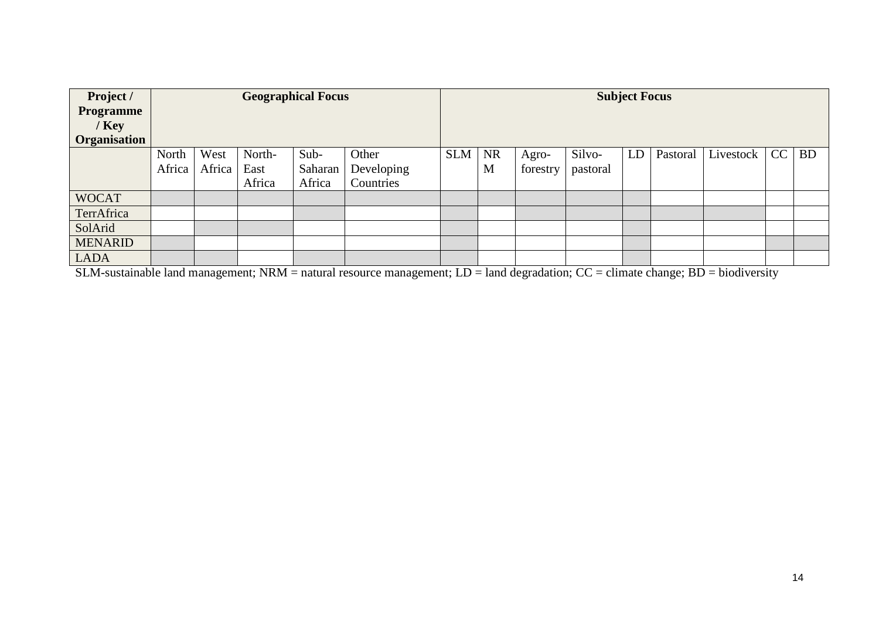| Project / Programme / Key Organisation | **Geographical Focus** | | | | | **Subject Focus** | | | | | | | | |
|---|---|---|---|---|---|---|---|---|---|---|---|---|---|---|
| | North Africa | West Africa | North-East Africa | Sub-Saharan Africa | Other Developing Countries | SLM | NRM | Agro-forestry | Silvo-pastoral | LD | Pastoral | Livestock | CC | BD |
| WOCAT | ■ | ■ | ■ | ■ | ■ | ■ | ■ | ■ | ■ | ■ | | | | |
| TerrAfrica | | | | ■ | | ■ | ■ | ■ | ■ | ■ | ■ | ■ | | |
| SolArid | | ■ | ■ | | | ■ | | | | ■ | | | | |
| MENARID | ■ | | | | | ■ | | | | ■ | | | ■ | ■ |
| LADA | ■ | ■ | | ■ | ■ | ■ | | | | ■ | | | | |

SLM-sustainable land management; NRM = natural resource management; LD = land degradation; CC = climate change; BD = biodiversity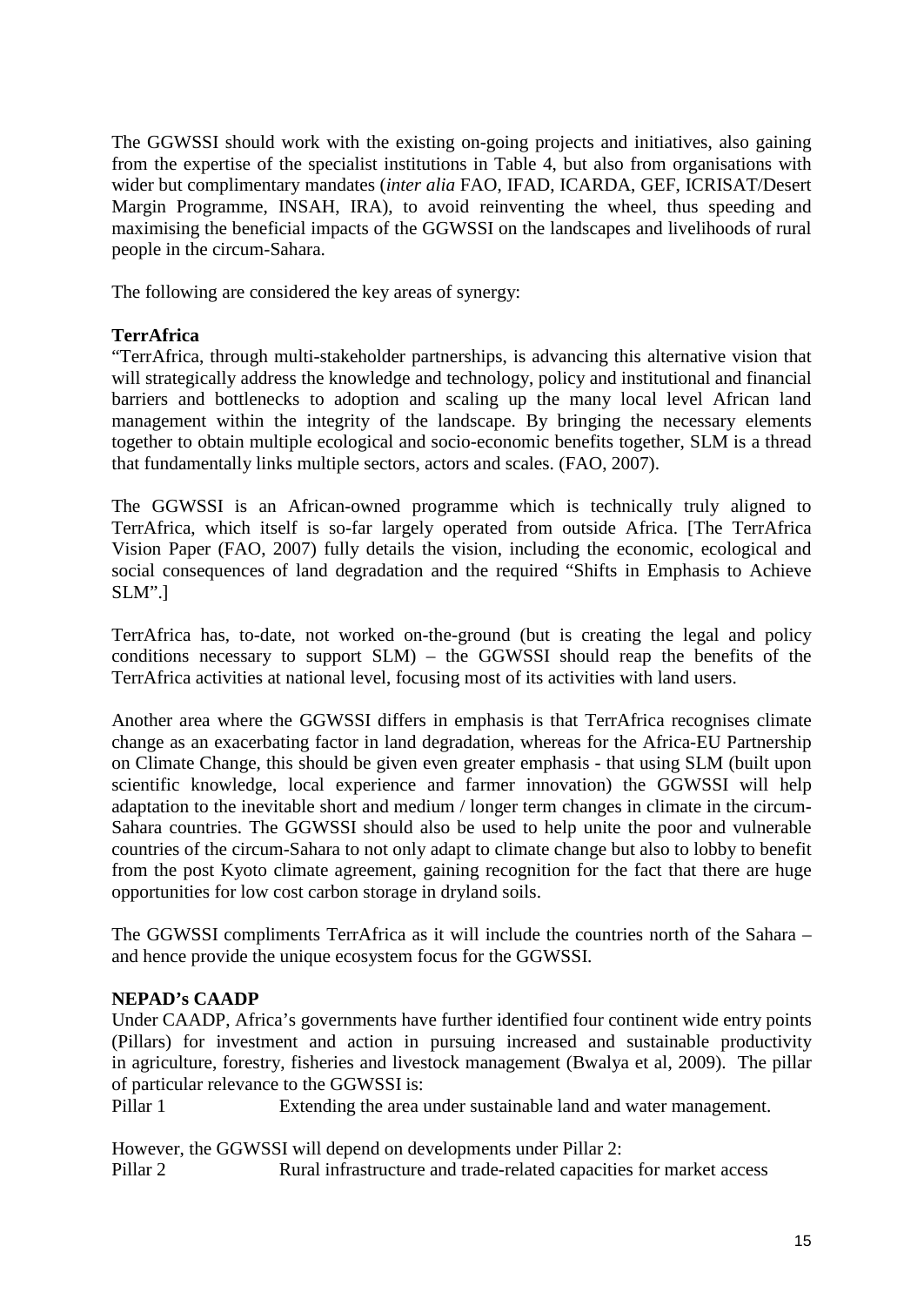The GGWSSI should work with the existing on-going projects and initiatives, also gaining from the expertise of the specialist institutions in Table 4, but also from organisations with wider but complimentary mandates (*inter alia* FAO, IFAD, ICARDA, GEF, ICRISAT/Desert Margin Programme, INSAH, IRA), to avoid reinventing the wheel, thus speeding and maximising the beneficial impacts of the GGWSSI on the landscapes and livelihoods of rural people in the circum-Sahara.

The following are considered the key areas of synergy:

**TerrAfrica**

"TerrAfrica, through multi-stakeholder partnerships, is advancing this alternative vision that will strategically address the knowledge and technology, policy and institutional and financial barriers and bottlenecks to adoption and scaling up the many local level African land management within the integrity of the landscape. By bringing the necessary elements together to obtain multiple ecological and socio-economic benefits together, SLM is a thread that fundamentally links multiple sectors, actors and scales. (FAO, 2007).

The GGWSSI is an African-owned programme which is technically truly aligned to TerrAfrica, which itself is so-far largely operated from outside Africa. [The TerrAfrica Vision Paper (FAO, 2007) fully details the vision, including the economic, ecological and social consequences of land degradation and the required "Shifts in Emphasis to Achieve SLM".]

TerrAfrica has, to-date, not worked on-the-ground (but is creating the legal and policy conditions necessary to support SLM) – the GGWSSI should reap the benefits of the TerrAfrica activities at national level, focusing most of its activities with land users.

Another area where the GGWSSI differs in emphasis is that TerrAfrica recognises climate change as an exacerbating factor in land degradation, whereas for the Africa-EU Partnership on Climate Change, this should be given even greater emphasis - that using SLM (built upon scientific knowledge, local experience and farmer innovation) the GGWSSI will help adaptation to the inevitable short and medium / longer term changes in climate in the circum-Sahara countries. The GGWSSI should also be used to help unite the poor and vulnerable countries of the circum-Sahara to not only adapt to climate change but also to lobby to benefit from the post Kyoto climate agreement, gaining recognition for the fact that there are huge opportunities for low cost carbon storage in dryland soils.

The GGWSSI compliments TerrAfrica as it will include the countries north of the Sahara – and hence provide the unique ecosystem focus for the GGWSSI.

**NEPAD's CAADP**

Under CAADP, Africa's governments have further identified four continent wide entry points (Pillars) for investment and action in pursuing increased and sustainable productivity in agriculture, forestry, fisheries and livestock management (Bwalya et al, 2009). The pillar of particular relevance to the GGWSSI is:

Pillar 1 Extending the area under sustainable land and water management.

However, the GGWSSI will depend on developments under Pillar 2:

Pillar 2 Rural infrastructure and trade-related capacities for market access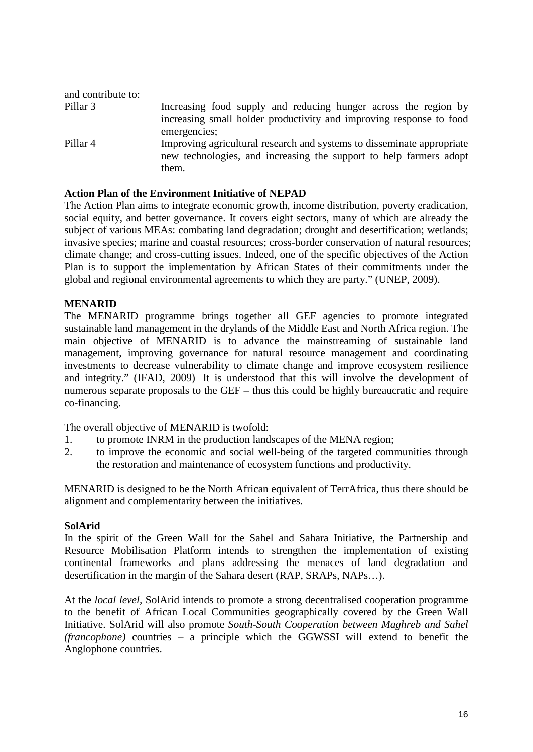and contribute to:

| | |
|---|---|
| Pillar 3 | Increasing food supply and reducing hunger across the region by increasing small holder productivity and improving response to food emergencies; |
| Pillar 4 | Improving agricultural research and systems to disseminate appropriate new technologies, and increasing the support to help farmers adopt them. |

**Action Plan of the Environment Initiative of NEPAD**

The Action Plan aims to integrate economic growth, income distribution, poverty eradication, social equity, and better governance. It covers eight sectors, many of which are already the subject of various MEAs: combating land degradation; drought and desertification; wetlands; invasive species; marine and coastal resources; cross-border conservation of natural resources; climate change; and cross-cutting issues. Indeed, one of the specific objectives of the Action Plan is to support the implementation by African States of their commitments under the global and regional environmental agreements to which they are party." (UNEP, 2009).

**MENARID**

The MENARID programme brings together all GEF agencies to promote integrated sustainable land management in the drylands of the Middle East and North Africa region. The main objective of MENARID is to advance the mainstreaming of sustainable land management, improving governance for natural resource management and coordinating investments to decrease vulnerability to climate change and improve ecosystem resilience and integrity." (IFAD, 2009) It is understood that this will involve the development of numerous separate proposals to the GEF – thus this could be highly bureaucratic and require co-financing.

The overall objective of MENARID is twofold:

1. to promote INRM in the production landscapes of the MENA region;
2. to improve the economic and social well-being of the targeted communities through the restoration and maintenance of ecosystem functions and productivity.

MENARID is designed to be the North African equivalent of TerrAfrica, thus there should be alignment and complementarity between the initiatives.

**SolArid**

In the spirit of the Green Wall for the Sahel and Sahara Initiative, the Partnership and Resource Mobilisation Platform intends to strengthen the implementation of existing continental frameworks and plans addressing the menaces of land degradation and desertification in the margin of the Sahara desert (RAP, SRAPs, NAPs…).

At the *local level*, SolArid intends to promote a strong decentralised cooperation programme to the benefit of African Local Communities geographically covered by the Green Wall Initiative. SolArid will also promote *South-South Cooperation between Maghreb and Sahel (francophone)* countries – a principle which the GGWSSI will extend to benefit the Anglophone countries.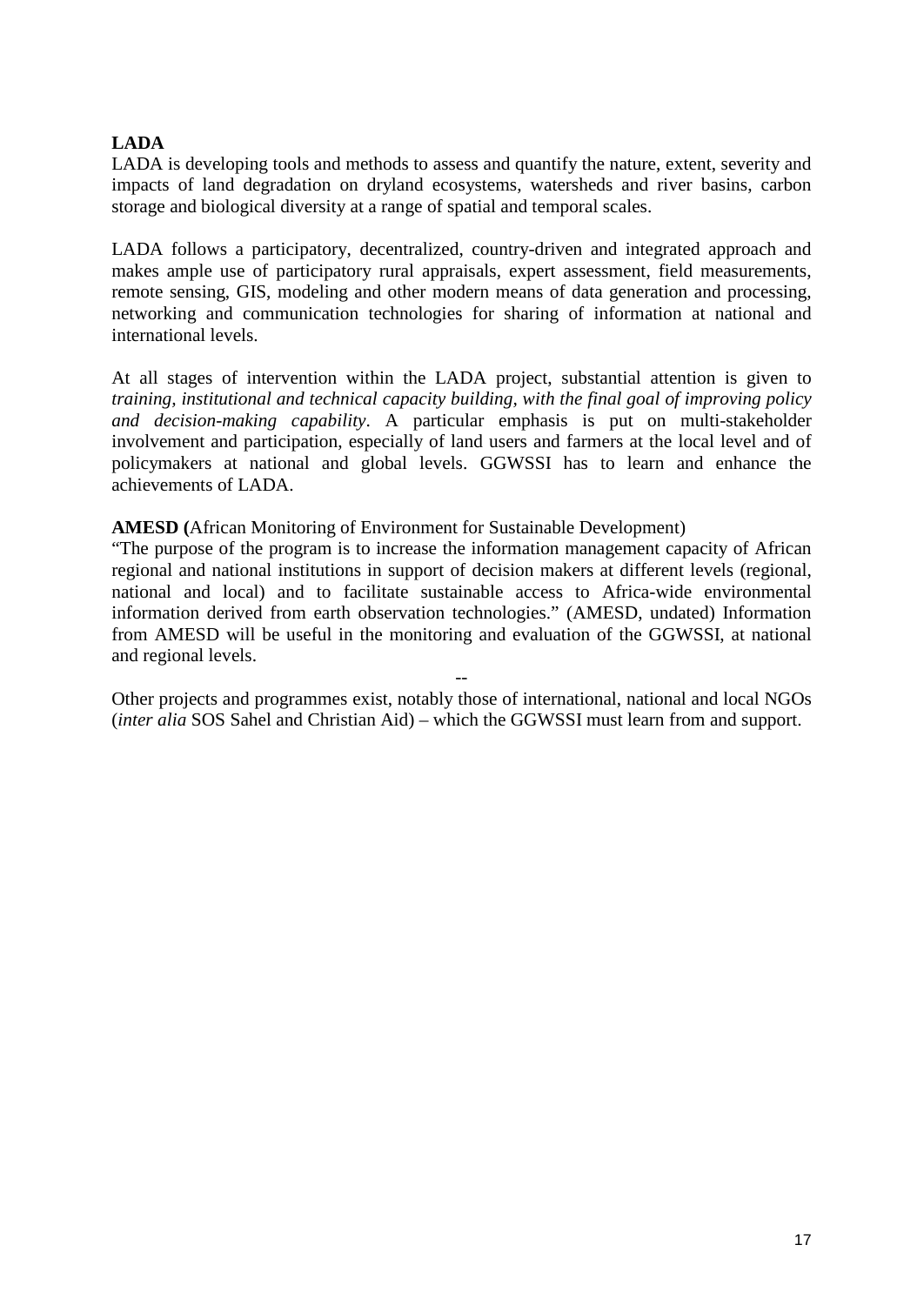**LADA**

LADA is developing tools and methods to assess and quantify the nature, extent, severity and impacts of land degradation on dryland ecosystems, watersheds and river basins, carbon storage and biological diversity at a range of spatial and temporal scales.

LADA follows a participatory, decentralized, country-driven and integrated approach and makes ample use of participatory rural appraisals, expert assessment, field measurements, remote sensing, GIS, modeling and other modern means of data generation and processing, networking and communication technologies for sharing of information at national and international levels.

At all stages of intervention within the LADA project, substantial attention is given to *training, institutional and technical capacity building, with the final goal of improving policy and decision-making capability*. A particular emphasis is put on multi-stakeholder involvement and participation, especially of land users and farmers at the local level and of policymakers at national and global levels. GGWSSI has to learn and enhance the achievements of LADA.

**AMESD (**African Monitoring of Environment for Sustainable Development)

"The purpose of the program is to increase the information management capacity of African regional and national institutions in support of decision makers at different levels (regional, national and local) and to facilitate sustainable access to Africa-wide environmental information derived from earth observation technologies." (AMESD, undated) Information from AMESD will be useful in the monitoring and evaluation of the GGWSSI, at national and regional levels.

--

Other projects and programmes exist, notably those of international, national and local NGOs (*inter alia* SOS Sahel and Christian Aid) – which the GGWSSI must learn from and support.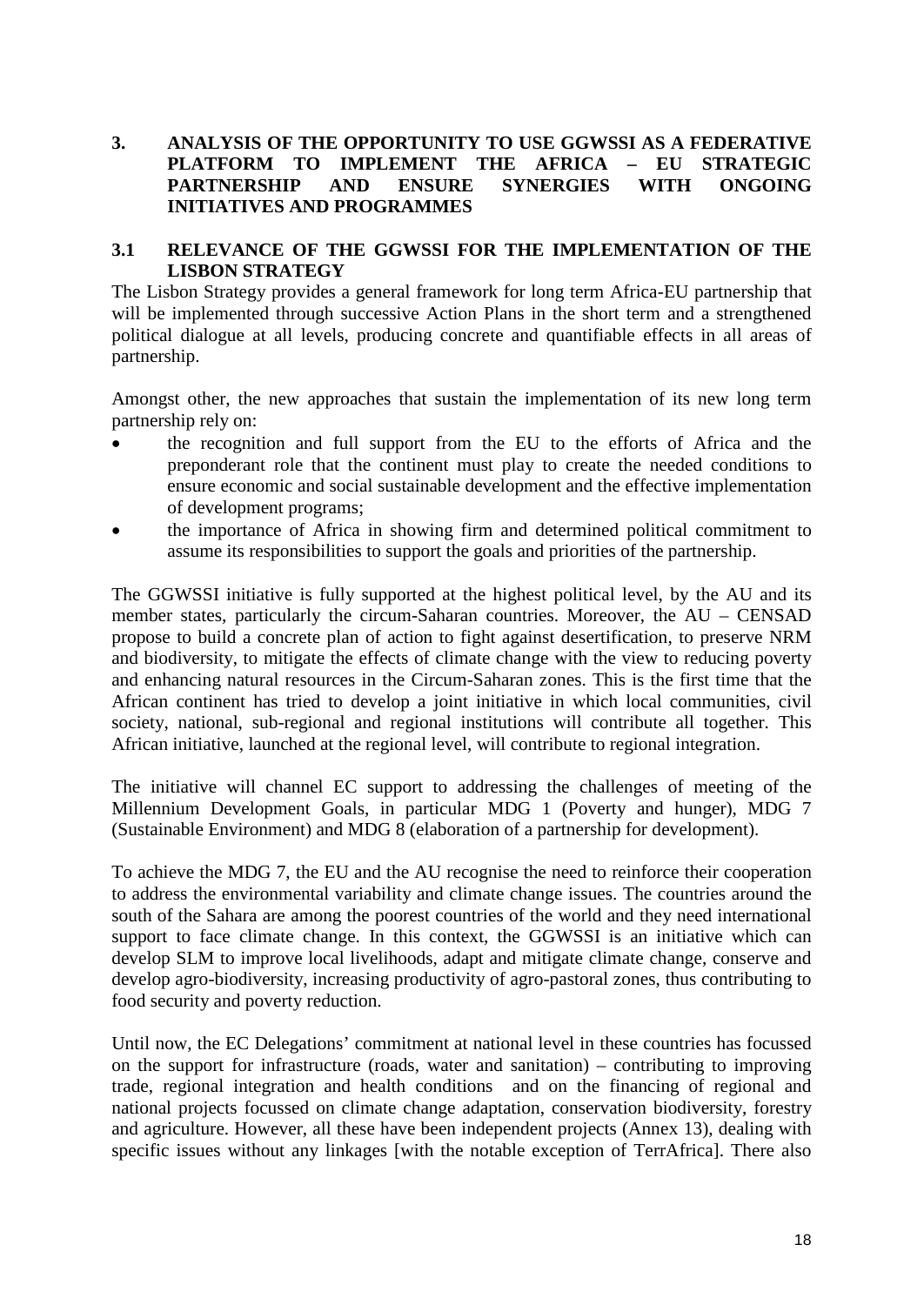## 3. ANALYSIS OF THE OPPORTUNITY TO USE GGWSSI AS A FEDERATIVE PLATFORM TO IMPLEMENT THE AFRICA – EU STRATEGIC PARTNERSHIP AND ENSURE SYNERGIES WITH ONGOING INITIATIVES AND PROGRAMMES

### 3.1 RELEVANCE OF THE GGWSSI FOR THE IMPLEMENTATION OF THE LISBON STRATEGY

The Lisbon Strategy provides a general framework for long term Africa-EU partnership that will be implemented through successive Action Plans in the short term and a strengthened political dialogue at all levels, producing concrete and quantifiable effects in all areas of partnership.

Amongst other, the new approaches that sustain the implementation of its new long term partnership rely on:

- the recognition and full support from the EU to the efforts of Africa and the preponderant role that the continent must play to create the needed conditions to ensure economic and social sustainable development and the effective implementation of development programs;
- the importance of Africa in showing firm and determined political commitment to assume its responsibilities to support the goals and priorities of the partnership.

The GGWSSI initiative is fully supported at the highest political level, by the AU and its member states, particularly the circum-Saharan countries. Moreover, the AU – CENSAD propose to build a concrete plan of action to fight against desertification, to preserve NRM and biodiversity, to mitigate the effects of climate change with the view to reducing poverty and enhancing natural resources in the Circum-Saharan zones. This is the first time that the African continent has tried to develop a joint initiative in which local communities, civil society, national, sub-regional and regional institutions will contribute all together. This African initiative, launched at the regional level, will contribute to regional integration.

The initiative will channel EC support to addressing the challenges of meeting of the Millennium Development Goals, in particular MDG 1 (Poverty and hunger), MDG 7 (Sustainable Environment) and MDG 8 (elaboration of a partnership for development).

To achieve the MDG 7, the EU and the AU recognise the need to reinforce their cooperation to address the environmental variability and climate change issues. The countries around the south of the Sahara are among the poorest countries of the world and they need international support to face climate change. In this context, the GGWSSI is an initiative which can develop SLM to improve local livelihoods, adapt and mitigate climate change, conserve and develop agro-biodiversity, increasing productivity of agro-pastoral zones, thus contributing to food security and poverty reduction.

Until now, the EC Delegations' commitment at national level in these countries has focussed on the support for infrastructure (roads, water and sanitation) – contributing to improving trade, regional integration and health conditions and on the financing of regional and national projects focussed on climate change adaptation, conservation biodiversity, forestry and agriculture. However, all these have been independent projects (Annex 13), dealing with specific issues without any linkages [with the notable exception of TerrAfrica]. There also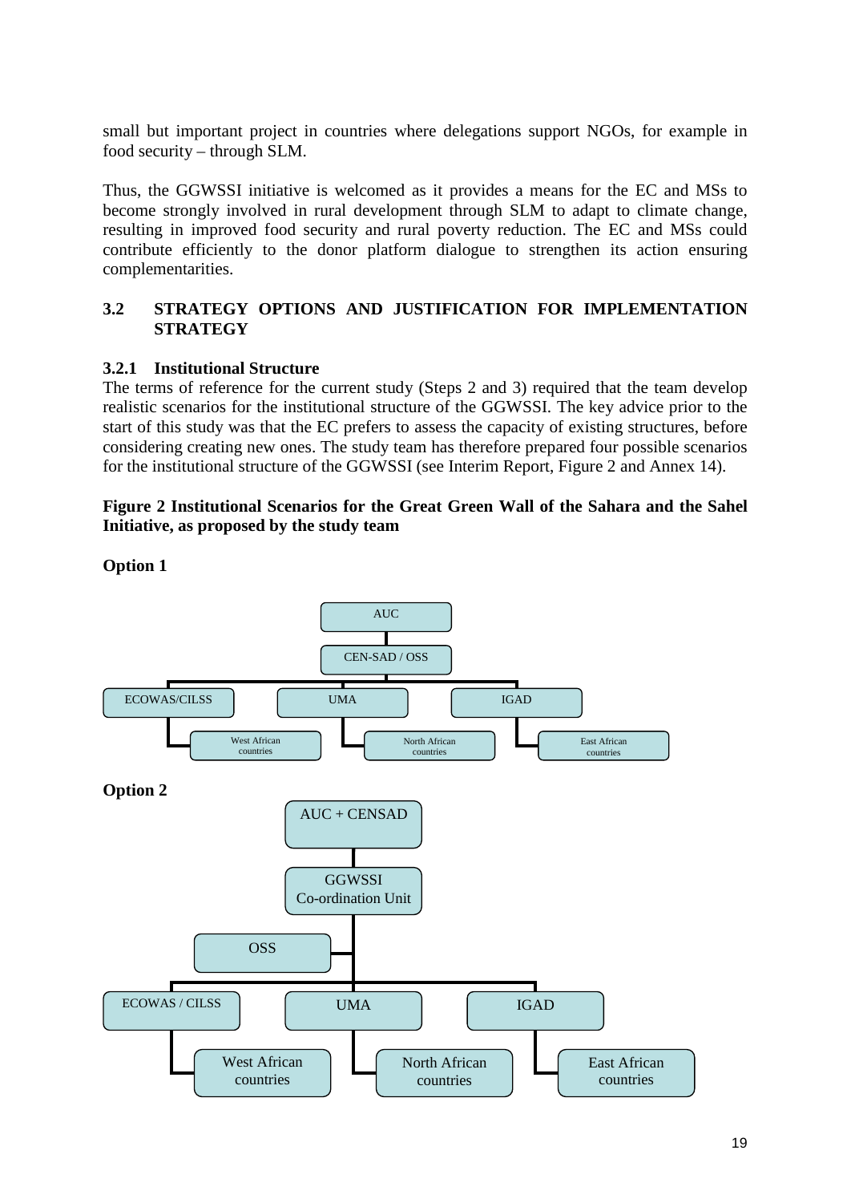small but important project in countries where delegations support NGOs, for example in food security – through SLM.

Thus, the GGWSSI initiative is welcomed as it provides a means for the EC and MSs to become strongly involved in rural development through SLM to adapt to climate change, resulting in improved food security and rural poverty reduction. The EC and MSs could contribute efficiently to the donor platform dialogue to strengthen its action ensuring complementarities.

## 3.2 STRATEGY OPTIONS AND JUSTIFICATION FOR IMPLEMENTATION STRATEGY

### 3.2.1 Institutional Structure

The terms of reference for the current study (Steps 2 and 3) required that the team develop realistic scenarios for the institutional structure of the GGWSSI. The key advice prior to the start of this study was that the EC prefers to assess the capacity of existing structures, before considering creating new ones. The study team has therefore prepared four possible scenarios for the institutional structure of the GGWSSI (see Interim Report, Figure 2 and Annex 14).

**Figure 2 Institutional Scenarios for the Great Green Wall of the Sahara and the Sahel Initiative, as proposed by the study team**

**Option 1**

AUC

CEN-SAD / OSS

ECOWAS/CILSS

UMA

IGAD

West African countries

North African countries

East African countries

**Option 2**

AUC + CENSAD

GGWSSI Co-ordination Unit

OSS

ECOWAS / CILSS

UMA

IGAD

West African countries

North African countries

East African countries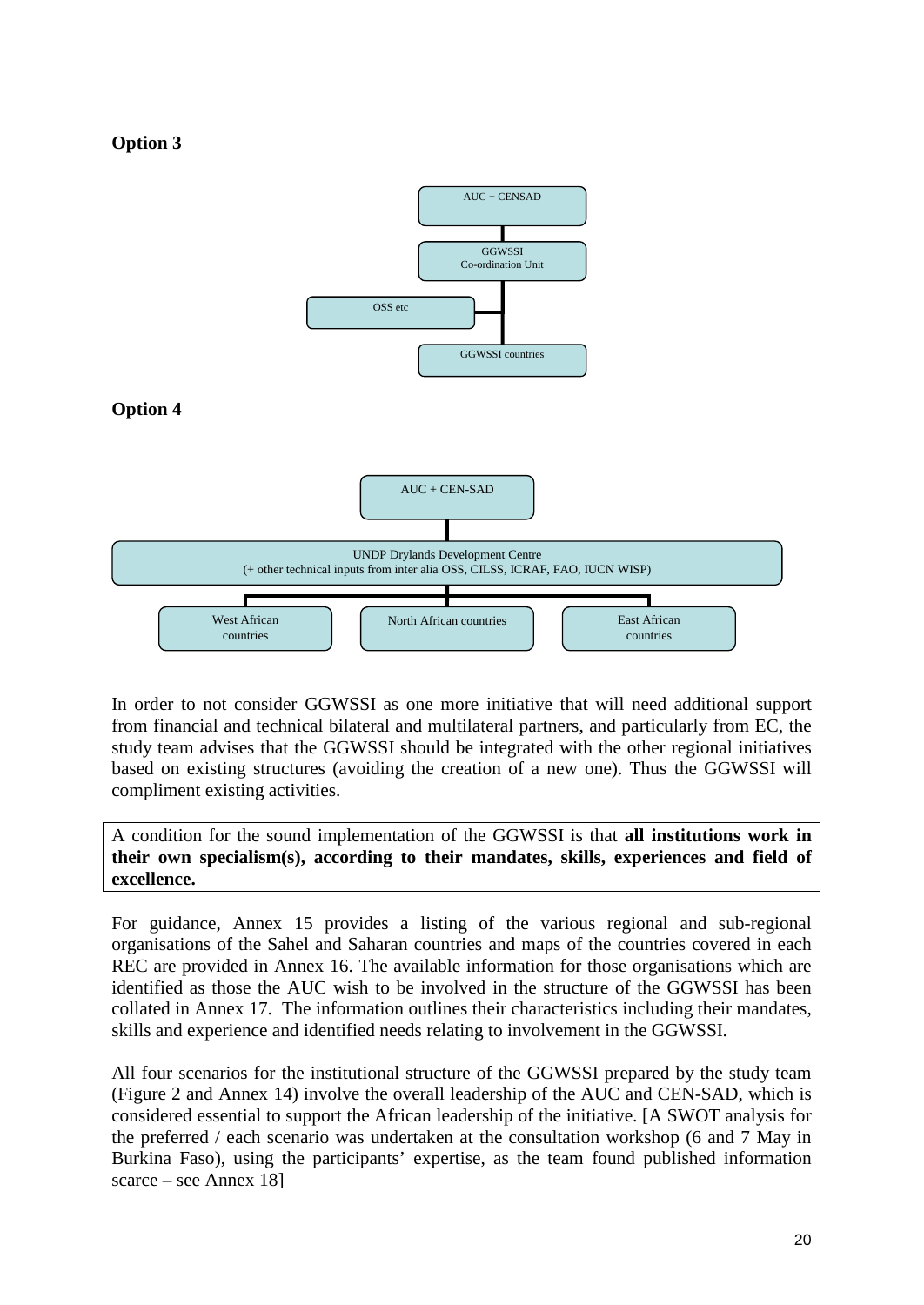**Option 3**

AUC + CENSAD

GGWSSI
Co-ordination Unit

OSS etc

GGWSSI countries

**Option 4**

AUC + CEN-SAD

UNDP Drylands Development Centre
(+ other technical inputs from inter alia OSS, CILSS, ICRAF, FAO, IUCN WISP)

West African countries

North African countries

East African countries

In order to not consider GGWSSI as one more initiative that will need additional support from financial and technical bilateral and multilateral partners, and particularly from EC, the study team advises that the GGWSSI should be integrated with the other regional initiatives based on existing structures (avoiding the creation of a new one). Thus the GGWSSI will compliment existing activities.

A condition for the sound implementation of the GGWSSI is that **all institutions work in their own specialism(s), according to their mandates, skills, experiences and field of excellence.**

For guidance, Annex 15 provides a listing of the various regional and sub-regional organisations of the Sahel and Saharan countries and maps of the countries covered in each REC are provided in Annex 16. The available information for those organisations which are identified as those the AUC wish to be involved in the structure of the GGWSSI has been collated in Annex 17. The information outlines their characteristics including their mandates, skills and experience and identified needs relating to involvement in the GGWSSI.

All four scenarios for the institutional structure of the GGWSSI prepared by the study team (Figure 2 and Annex 14) involve the overall leadership of the AUC and CEN-SAD, which is considered essential to support the African leadership of the initiative. [A SWOT analysis for the preferred / each scenario was undertaken at the consultation workshop (6 and 7 May in Burkina Faso), using the participants' expertise, as the team found published information scarce – see Annex 18]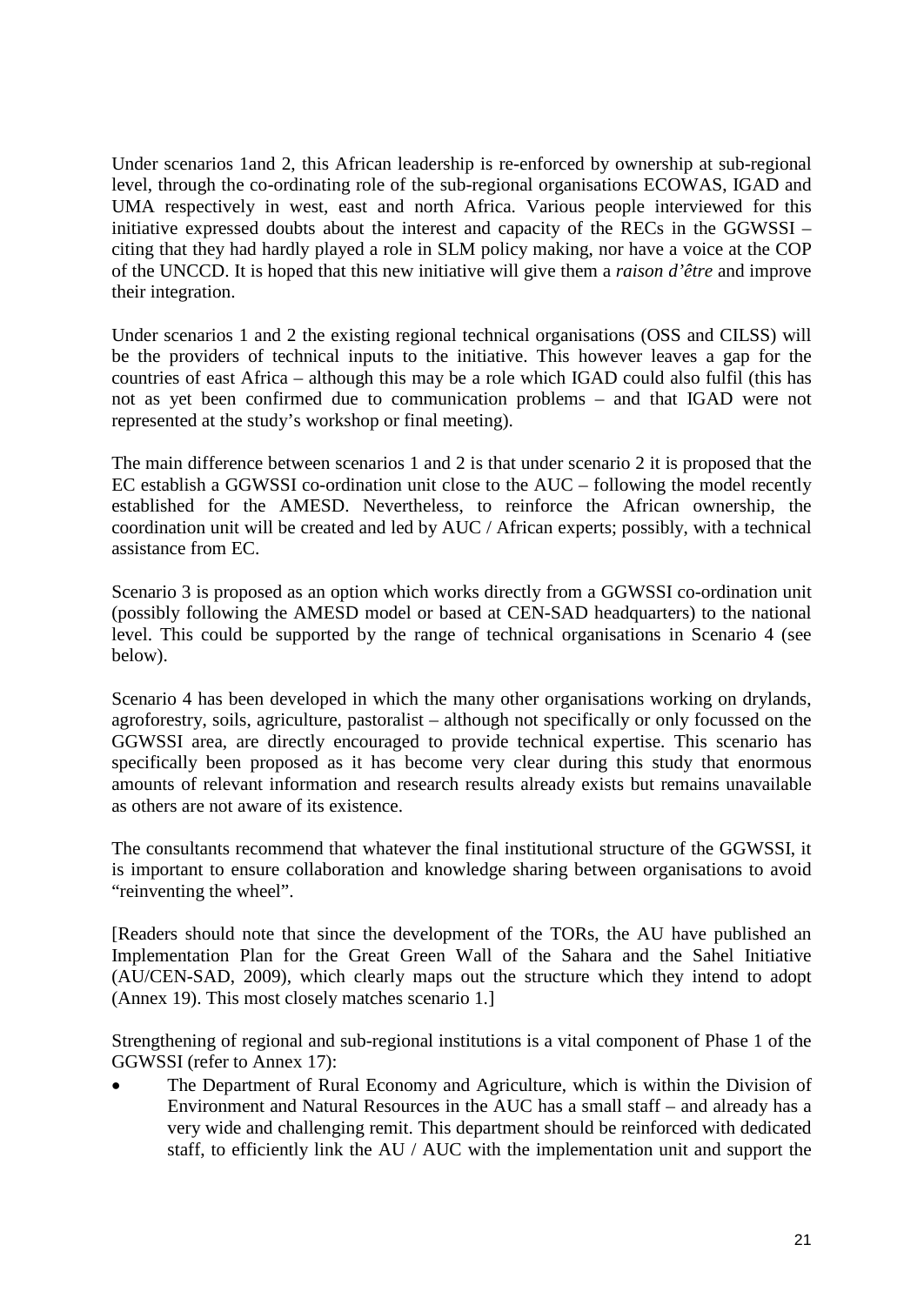Under scenarios 1and 2, this African leadership is re-enforced by ownership at sub-regional level, through the co-ordinating role of the sub-regional organisations ECOWAS, IGAD and UMA respectively in west, east and north Africa. Various people interviewed for this initiative expressed doubts about the interest and capacity of the RECs in the GGWSSI – citing that they had hardly played a role in SLM policy making, nor have a voice at the COP of the UNCCD. It is hoped that this new initiative will give them a *raison d'être* and improve their integration.

Under scenarios 1 and 2 the existing regional technical organisations (OSS and CILSS) will be the providers of technical inputs to the initiative. This however leaves a gap for the countries of east Africa – although this may be a role which IGAD could also fulfil (this has not as yet been confirmed due to communication problems – and that IGAD were not represented at the study's workshop or final meeting).

The main difference between scenarios 1 and 2 is that under scenario 2 it is proposed that the EC establish a GGWSSI co-ordination unit close to the AUC – following the model recently established for the AMESD. Nevertheless, to reinforce the African ownership, the coordination unit will be created and led by AUC / African experts; possibly, with a technical assistance from EC.

Scenario 3 is proposed as an option which works directly from a GGWSSI co-ordination unit (possibly following the AMESD model or based at CEN-SAD headquarters) to the national level. This could be supported by the range of technical organisations in Scenario 4 (see below).

Scenario 4 has been developed in which the many other organisations working on drylands, agroforestry, soils, agriculture, pastoralist – although not specifically or only focussed on the GGWSSI area, are directly encouraged to provide technical expertise. This scenario has specifically been proposed as it has become very clear during this study that enormous amounts of relevant information and research results already exists but remains unavailable as others are not aware of its existence.

The consultants recommend that whatever the final institutional structure of the GGWSSI, it is important to ensure collaboration and knowledge sharing between organisations to avoid "reinventing the wheel".

[Readers should note that since the development of the TORs, the AU have published an Implementation Plan for the Great Green Wall of the Sahara and the Sahel Initiative (AU/CEN-SAD, 2009), which clearly maps out the structure which they intend to adopt (Annex 19). This most closely matches scenario 1.]

Strengthening of regional and sub-regional institutions is a vital component of Phase 1 of the GGWSSI (refer to Annex 17):

- The Department of Rural Economy and Agriculture, which is within the Division of Environment and Natural Resources in the AUC has a small staff – and already has a very wide and challenging remit. This department should be reinforced with dedicated staff, to efficiently link the AU / AUC with the implementation unit and support the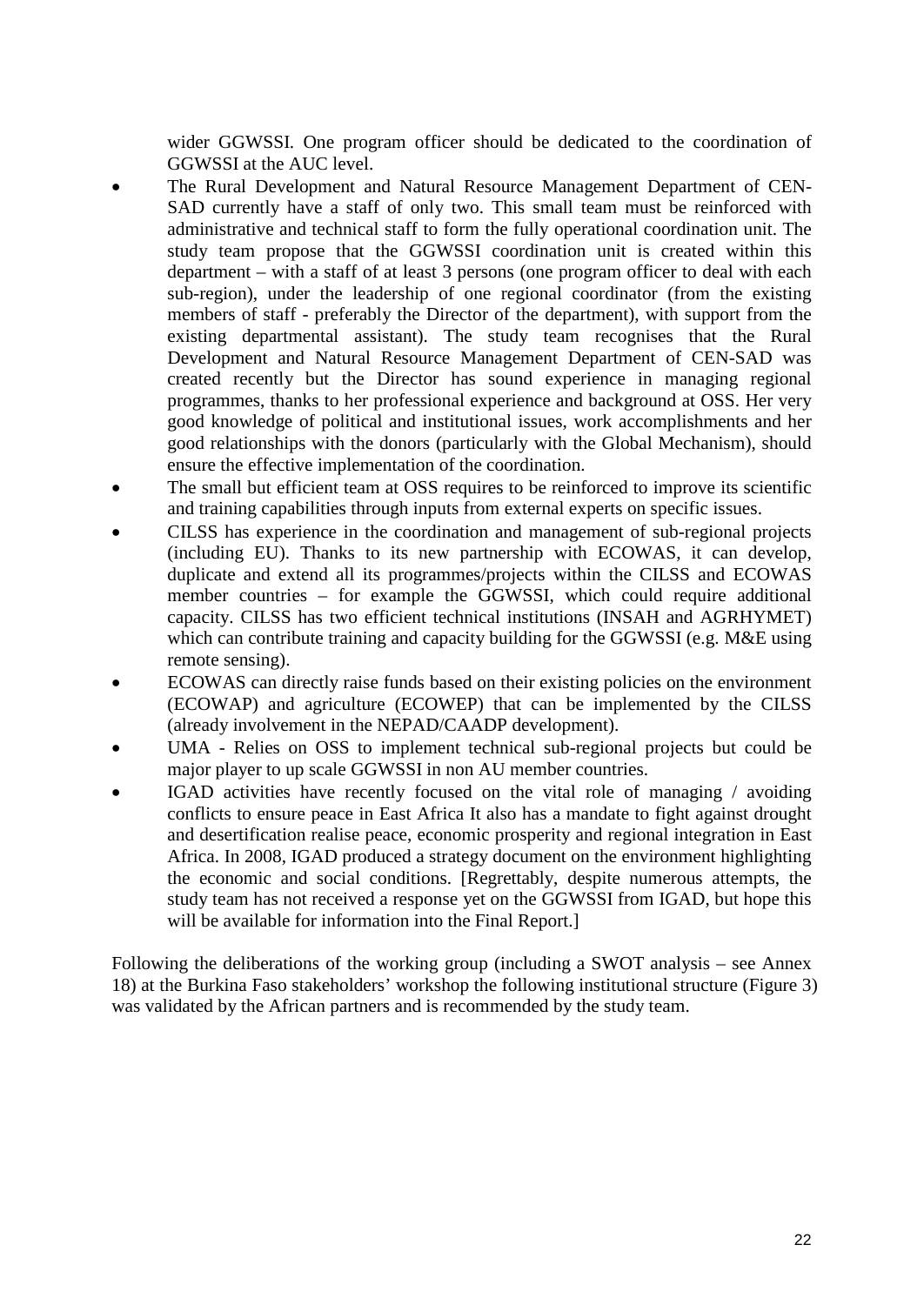wider GGWSSI. One program officer should be dedicated to the coordination of GGWSSI at the AUC level.

- The Rural Development and Natural Resource Management Department of CEN-SAD currently have a staff of only two. This small team must be reinforced with administrative and technical staff to form the fully operational coordination unit. The study team propose that the GGWSSI coordination unit is created within this department – with a staff of at least 3 persons (one program officer to deal with each sub-region), under the leadership of one regional coordinator (from the existing members of staff - preferably the Director of the department), with support from the existing departmental assistant). The study team recognises that the Rural Development and Natural Resource Management Department of CEN-SAD was created recently but the Director has sound experience in managing regional programmes, thanks to her professional experience and background at OSS. Her very good knowledge of political and institutional issues, work accomplishments and her good relationships with the donors (particularly with the Global Mechanism), should ensure the effective implementation of the coordination.
- The small but efficient team at OSS requires to be reinforced to improve its scientific and training capabilities through inputs from external experts on specific issues.
- CILSS has experience in the coordination and management of sub-regional projects (including EU). Thanks to its new partnership with ECOWAS, it can develop, duplicate and extend all its programmes/projects within the CILSS and ECOWAS member countries – for example the GGWSSI, which could require additional capacity. CILSS has two efficient technical institutions (INSAH and AGRHYMET) which can contribute training and capacity building for the GGWSSI (e.g. M&E using remote sensing).
- ECOWAS can directly raise funds based on their existing policies on the environment (ECOWAP) and agriculture (ECOWEP) that can be implemented by the CILSS (already involvement in the NEPAD/CAADP development).
- UMA - Relies on OSS to implement technical sub-regional projects but could be major player to up scale GGWSSI in non AU member countries.
- IGAD activities have recently focused on the vital role of managing / avoiding conflicts to ensure peace in East Africa It also has a mandate to fight against drought and desertification realise peace, economic prosperity and regional integration in East Africa. In 2008, IGAD produced a strategy document on the environment highlighting the economic and social conditions. [Regrettably, despite numerous attempts, the study team has not received a response yet on the GGWSSI from IGAD, but hope this will be available for information into the Final Report.]

Following the deliberations of the working group (including a SWOT analysis – see Annex 18) at the Burkina Faso stakeholders' workshop the following institutional structure (Figure 3) was validated by the African partners and is recommended by the study team.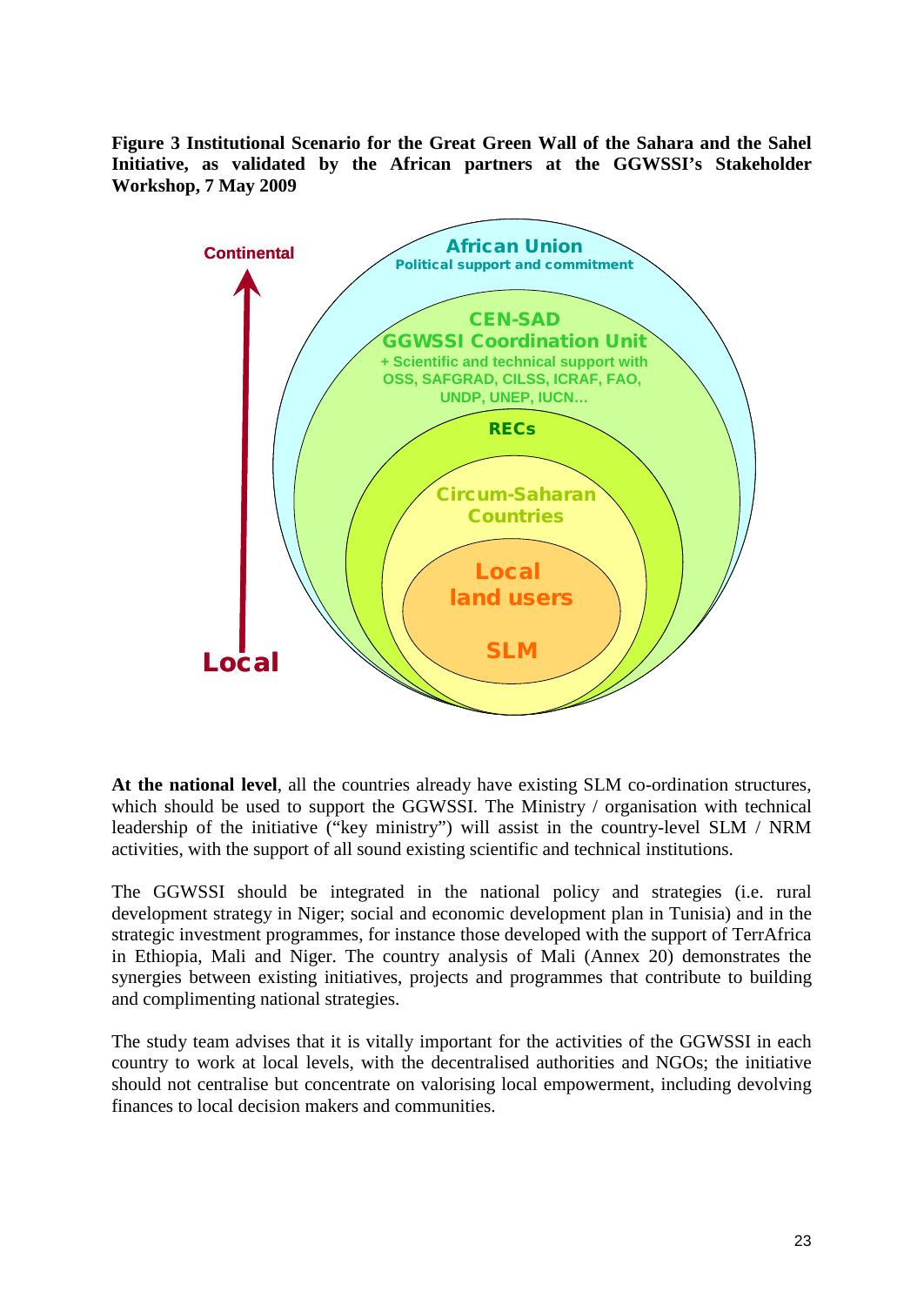**Figure 3 Institutional Scenario for the Great Green Wall of the Sahara and the Sahel Initiative, as validated by the African partners at the GGWSSI's Stakeholder Workshop, 7 May 2009**

Continental

African Union
Political support and commitment

CEN-SAD
GGWSSI Coordination Unit
+ Scientific and technical support with OSS, SAFGRAD, CILSS, ICRAF, FAO, UNDP, UNEP, IUCN…

RECs

Circum-Saharan Countries

Local land users

SLM

Local

**At the national level**, all the countries already have existing SLM co-ordination structures, which should be used to support the GGWSSI. The Ministry / organisation with technical leadership of the initiative ("key ministry") will assist in the country-level SLM / NRM activities, with the support of all sound existing scientific and technical institutions.

The GGWSSI should be integrated in the national policy and strategies (i.e. rural development strategy in Niger; social and economic development plan in Tunisia) and in the strategic investment programmes, for instance those developed with the support of TerrAfrica in Ethiopia, Mali and Niger. The country analysis of Mali (Annex 20) demonstrates the synergies between existing initiatives, projects and programmes that contribute to building and complimenting national strategies.

The study team advises that it is vitally important for the activities of the GGWSSI in each country to work at local levels, with the decentralised authorities and NGOs; the initiative should not centralise but concentrate on valorising local empowerment, including devolving finances to local decision makers and communities.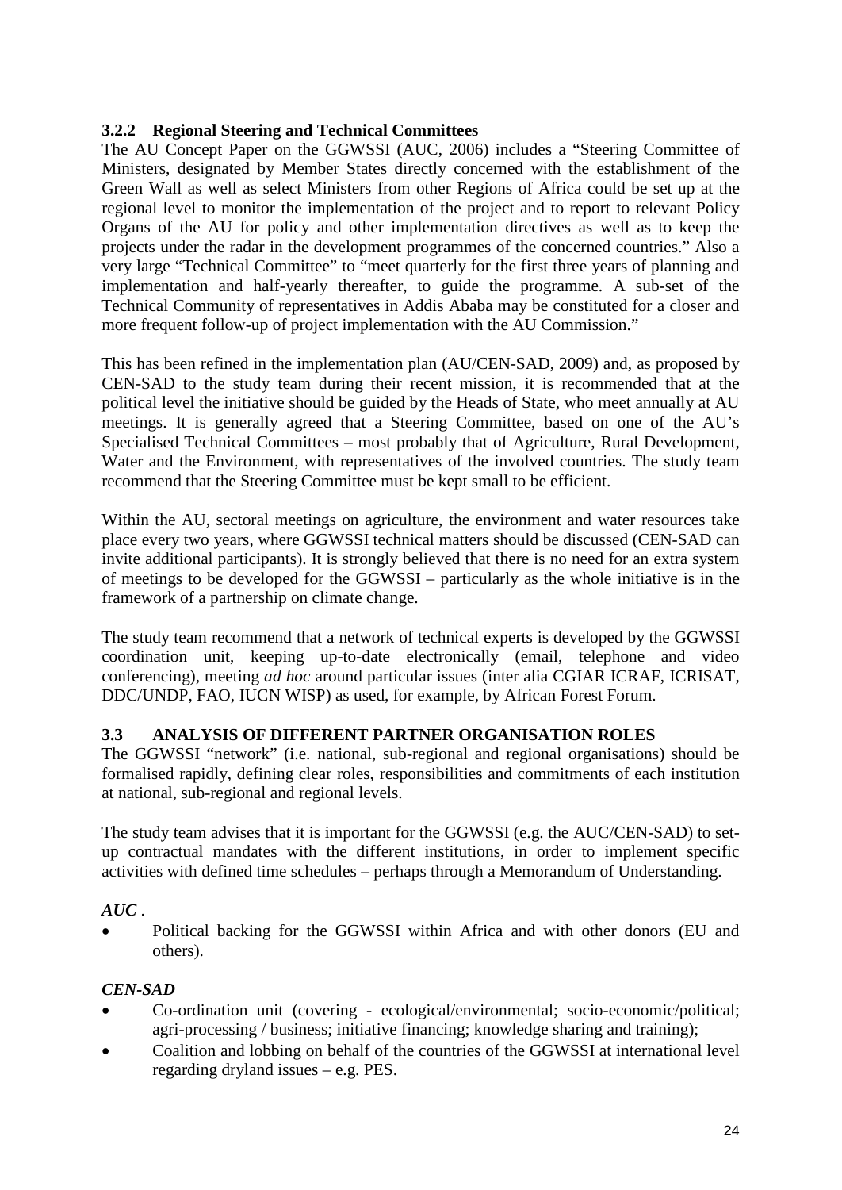### 3.2.2 Regional Steering and Technical Committees

The AU Concept Paper on the GGWSSI (AUC, 2006) includes a "Steering Committee of Ministers, designated by Member States directly concerned with the establishment of the Green Wall as well as select Ministers from other Regions of Africa could be set up at the regional level to monitor the implementation of the project and to report to relevant Policy Organs of the AU for policy and other implementation directives as well as to keep the projects under the radar in the development programmes of the concerned countries." Also a very large "Technical Committee" to "meet quarterly for the first three years of planning and implementation and half-yearly thereafter, to guide the programme. A sub-set of the Technical Community of representatives in Addis Ababa may be constituted for a closer and more frequent follow-up of project implementation with the AU Commission."

This has been refined in the implementation plan (AU/CEN-SAD, 2009) and, as proposed by CEN-SAD to the study team during their recent mission, it is recommended that at the political level the initiative should be guided by the Heads of State, who meet annually at AU meetings. It is generally agreed that a Steering Committee, based on one of the AU's Specialised Technical Committees – most probably that of Agriculture, Rural Development, Water and the Environment, with representatives of the involved countries. The study team recommend that the Steering Committee must be kept small to be efficient.

Within the AU, sectoral meetings on agriculture, the environment and water resources take place every two years, where GGWSSI technical matters should be discussed (CEN-SAD can invite additional participants). It is strongly believed that there is no need for an extra system of meetings to be developed for the GGWSSI – particularly as the whole initiative is in the framework of a partnership on climate change.

The study team recommend that a network of technical experts is developed by the GGWSSI coordination unit, keeping up-to-date electronically (email, telephone and video conferencing), meeting *ad hoc* around particular issues (inter alia CGIAR ICRAF, ICRISAT, DDC/UNDP, FAO, IUCN WISP) as used, for example, by African Forest Forum.

## 3.3 ANALYSIS OF DIFFERENT PARTNER ORGANISATION ROLES

The GGWSSI "network" (i.e. national, sub-regional and regional organisations) should be formalised rapidly, defining clear roles, responsibilities and commitments of each institution at national, sub-regional and regional levels.

The study team advises that it is important for the GGWSSI (e.g. the AUC/CEN-SAD) to set-up contractual mandates with the different institutions, in order to implement specific activities with defined time schedules – perhaps through a Memorandum of Understanding.

***AUC*** .

- Political backing for the GGWSSI within Africa and with other donors (EU and others).

***CEN-SAD***

- Co-ordination unit (covering - ecological/environmental; socio-economic/political; agri-processing / business; initiative financing; knowledge sharing and training);
- Coalition and lobbing on behalf of the countries of the GGWSSI at international level regarding dryland issues – e.g. PES.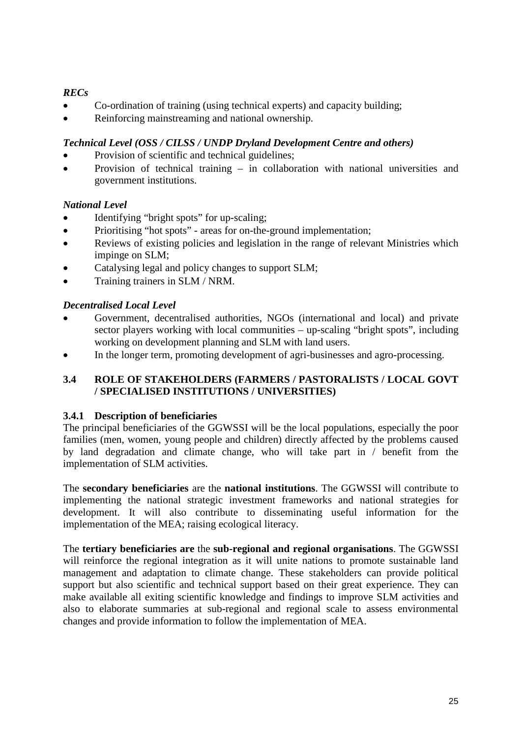*RECs*

- Co-ordination of training (using technical experts) and capacity building;
- Reinforcing mainstreaming and national ownership.

*Technical Level (OSS / CILSS / UNDP Dryland Development Centre and others)*

- Provision of scientific and technical guidelines;
- Provision of technical training – in collaboration with national universities and government institutions.

*National Level*

- Identifying "bright spots" for up-scaling;
- Prioritising "hot spots" - areas for on-the-ground implementation;
- Reviews of existing policies and legislation in the range of relevant Ministries which impinge on SLM;
- Catalysing legal and policy changes to support SLM;
- Training trainers in SLM / NRM.

*Decentralised Local Level*

- Government, decentralised authorities, NGOs (international and local) and private sector players working with local communities – up-scaling "bright spots", including working on development planning and SLM with land users.
- In the longer term, promoting development of agri-businesses and agro-processing.

## 3.4 ROLE OF STAKEHOLDERS (FARMERS / PASTORALISTS / LOCAL GOVT / SPECIALISED INSTITUTIONS / UNIVERSITIES)

### 3.4.1 Description of beneficiaries

The principal beneficiaries of the GGWSSI will be the local populations, especially the poor families (men, women, young people and children) directly affected by the problems caused by land degradation and climate change, who will take part in / benefit from the implementation of SLM activities.

The **secondary beneficiaries** are the **national institutions**. The GGWSSI will contribute to implementing the national strategic investment frameworks and national strategies for development. It will also contribute to disseminating useful information for the implementation of the MEA; raising ecological literacy.

The **tertiary beneficiaries are** the **sub-regional and regional organisations**. The GGWSSI will reinforce the regional integration as it will unite nations to promote sustainable land management and adaptation to climate change. These stakeholders can provide political support but also scientific and technical support based on their great experience. They can make available all exiting scientific knowledge and findings to improve SLM activities and also to elaborate summaries at sub-regional and regional scale to assess environmental changes and provide information to follow the implementation of MEA.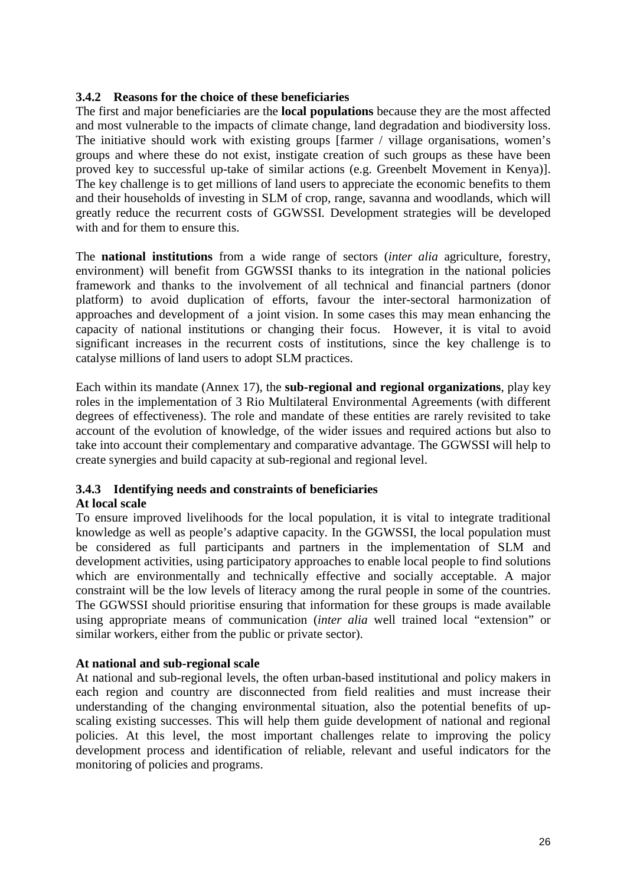### 3.4.2 Reasons for the choice of these beneficiaries

The first and major beneficiaries are the **local populations** because they are the most affected and most vulnerable to the impacts of climate change, land degradation and biodiversity loss. The initiative should work with existing groups [farmer / village organisations, women's groups and where these do not exist, instigate creation of such groups as these have been proved key to successful up-take of similar actions (e.g. Greenbelt Movement in Kenya)]. The key challenge is to get millions of land users to appreciate the economic benefits to them and their households of investing in SLM of crop, range, savanna and woodlands, which will greatly reduce the recurrent costs of GGWSSI. Development strategies will be developed with and for them to ensure this.

The **national institutions** from a wide range of sectors (*inter alia* agriculture, forestry, environment) will benefit from GGWSSI thanks to its integration in the national policies framework and thanks to the involvement of all technical and financial partners (donor platform) to avoid duplication of efforts, favour the inter-sectoral harmonization of approaches and development of a joint vision. In some cases this may mean enhancing the capacity of national institutions or changing their focus. However, it is vital to avoid significant increases in the recurrent costs of institutions, since the key challenge is to catalyse millions of land users to adopt SLM practices.

Each within its mandate (Annex 17), the **sub-regional and regional organizations**, play key roles in the implementation of 3 Rio Multilateral Environmental Agreements (with different degrees of effectiveness). The role and mandate of these entities are rarely revisited to take account of the evolution of knowledge, of the wider issues and required actions but also to take into account their complementary and comparative advantage. The GGWSSI will help to create synergies and build capacity at sub-regional and regional level.

### 3.4.3 Identifying needs and constraints of beneficiaries

**At local scale**

To ensure improved livelihoods for the local population, it is vital to integrate traditional knowledge as well as people's adaptive capacity. In the GGWSSI, the local population must be considered as full participants and partners in the implementation of SLM and development activities, using participatory approaches to enable local people to find solutions which are environmentally and technically effective and socially acceptable. A major constraint will be the low levels of literacy among the rural people in some of the countries. The GGWSSI should prioritise ensuring that information for these groups is made available using appropriate means of communication (*inter alia* well trained local "extension" or similar workers, either from the public or private sector).

**At national and sub-regional scale**

At national and sub-regional levels, the often urban-based institutional and policy makers in each region and country are disconnected from field realities and must increase their understanding of the changing environmental situation, also the potential benefits of up-scaling existing successes. This will help them guide development of national and regional policies. At this level, the most important challenges relate to improving the policy development process and identification of reliable, relevant and useful indicators for the monitoring of policies and programs.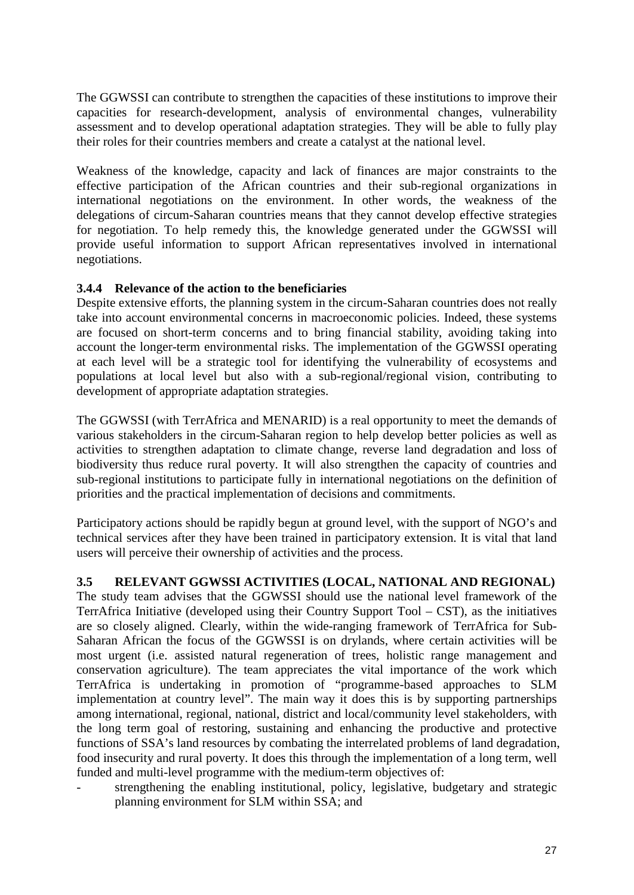The GGWSSI can contribute to strengthen the capacities of these institutions to improve their capacities for research-development, analysis of environmental changes, vulnerability assessment and to develop operational adaptation strategies. They will be able to fully play their roles for their countries members and create a catalyst at the national level.

Weakness of the knowledge, capacity and lack of finances are major constraints to the effective participation of the African countries and their sub-regional organizations in international negotiations on the environment. In other words, the weakness of the delegations of circum-Saharan countries means that they cannot develop effective strategies for negotiation. To help remedy this, the knowledge generated under the GGWSSI will provide useful information to support African representatives involved in international negotiations.

### 3.4.4 Relevance of the action to the beneficiaries

Despite extensive efforts, the planning system in the circum-Saharan countries does not really take into account environmental concerns in macroeconomic policies. Indeed, these systems are focused on short-term concerns and to bring financial stability, avoiding taking into account the longer-term environmental risks. The implementation of the GGWSSI operating at each level will be a strategic tool for identifying the vulnerability of ecosystems and populations at local level but also with a sub-regional/regional vision, contributing to development of appropriate adaptation strategies.

The GGWSSI (with TerrAfrica and MENARID) is a real opportunity to meet the demands of various stakeholders in the circum-Saharan region to help develop better policies as well as activities to strengthen adaptation to climate change, reverse land degradation and loss of biodiversity thus reduce rural poverty. It will also strengthen the capacity of countries and sub-regional institutions to participate fully in international negotiations on the definition of priorities and the practical implementation of decisions and commitments.

Participatory actions should be rapidly begun at ground level, with the support of NGO's and technical services after they have been trained in participatory extension. It is vital that land users will perceive their ownership of activities and the process.

## 3.5 RELEVANT GGWSSI ACTIVITIES (LOCAL, NATIONAL AND REGIONAL)

The study team advises that the GGWSSI should use the national level framework of the TerrAfrica Initiative (developed using their Country Support Tool – CST), as the initiatives are so closely aligned. Clearly, within the wide-ranging framework of TerrAfrica for Sub-Saharan African the focus of the GGWSSI is on drylands, where certain activities will be most urgent (i.e. assisted natural regeneration of trees, holistic range management and conservation agriculture). The team appreciates the vital importance of the work which TerrAfrica is undertaking in promotion of "programme-based approaches to SLM implementation at country level". The main way it does this is by supporting partnerships among international, regional, national, district and local/community level stakeholders, with the long term goal of restoring, sustaining and enhancing the productive and protective functions of SSA's land resources by combating the interrelated problems of land degradation, food insecurity and rural poverty. It does this through the implementation of a long term, well funded and multi-level programme with the medium-term objectives of:

- strengthening the enabling institutional, policy, legislative, budgetary and strategic planning environment for SLM within SSA; and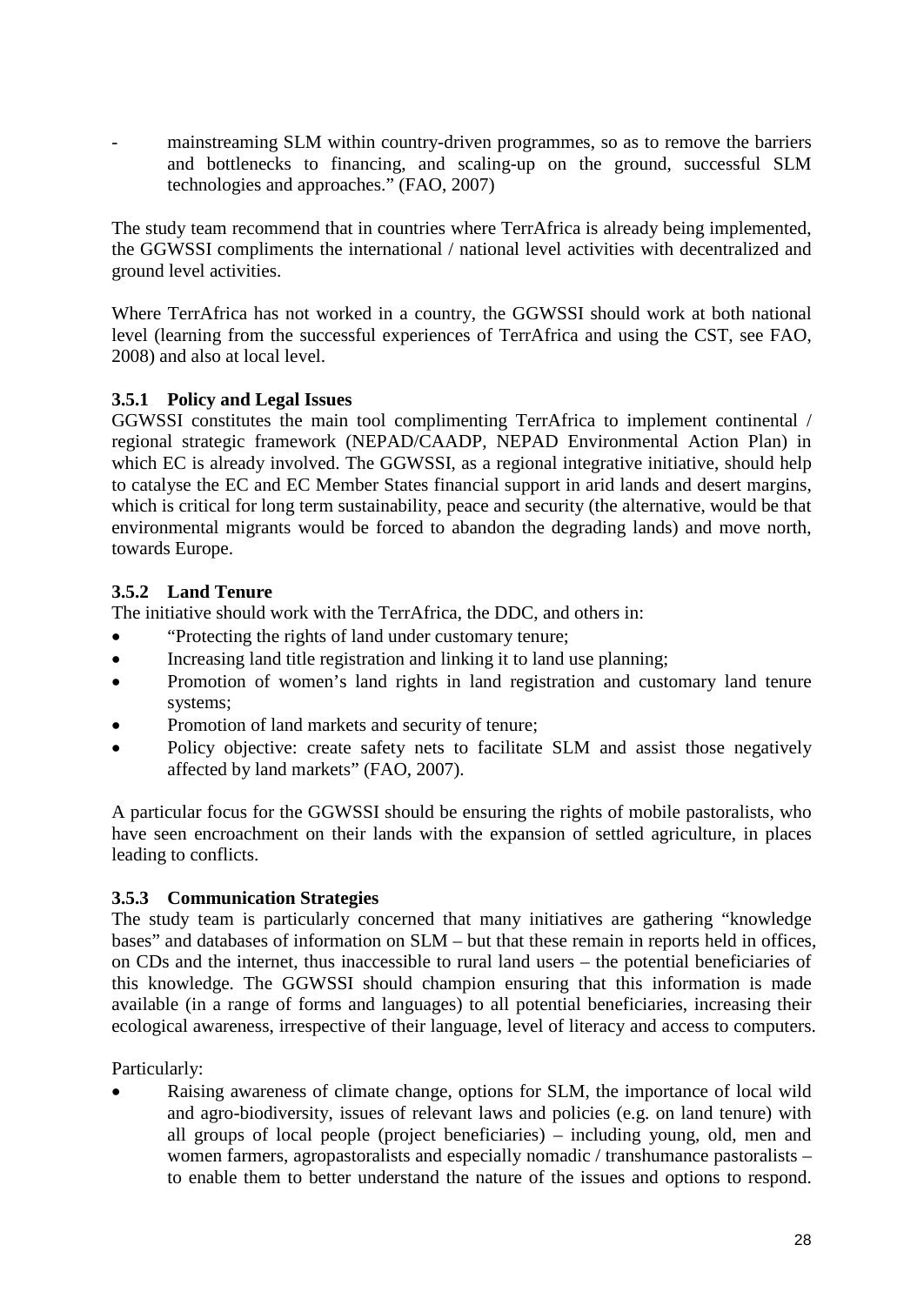- mainstreaming SLM within country-driven programmes, so as to remove the barriers and bottlenecks to financing, and scaling-up on the ground, successful SLM technologies and approaches." (FAO, 2007)

The study team recommend that in countries where TerrAfrica is already being implemented, the GGWSSI compliments the international / national level activities with decentralized and ground level activities.

Where TerrAfrica has not worked in a country, the GGWSSI should work at both national level (learning from the successful experiences of TerrAfrica and using the CST, see FAO, 2008) and also at local level.

### 3.5.1 Policy and Legal Issues

GGWSSI constitutes the main tool complimenting TerrAfrica to implement continental / regional strategic framework (NEPAD/CAADP, NEPAD Environmental Action Plan) in which EC is already involved. The GGWSSI, as a regional integrative initiative, should help to catalyse the EC and EC Member States financial support in arid lands and desert margins, which is critical for long term sustainability, peace and security (the alternative, would be that environmental migrants would be forced to abandon the degrading lands) and move north, towards Europe.

### 3.5.2 Land Tenure

The initiative should work with the TerrAfrica, the DDC, and others in:

- "Protecting the rights of land under customary tenure;
- Increasing land title registration and linking it to land use planning;
- Promotion of women's land rights in land registration and customary land tenure systems;
- Promotion of land markets and security of tenure;
- Policy objective: create safety nets to facilitate SLM and assist those negatively affected by land markets" (FAO, 2007).

A particular focus for the GGWSSI should be ensuring the rights of mobile pastoralists, who have seen encroachment on their lands with the expansion of settled agriculture, in places leading to conflicts.

### 3.5.3 Communication Strategies

The study team is particularly concerned that many initiatives are gathering "knowledge bases" and databases of information on SLM – but that these remain in reports held in offices, on CDs and the internet, thus inaccessible to rural land users – the potential beneficiaries of this knowledge. The GGWSSI should champion ensuring that this information is made available (in a range of forms and languages) to all potential beneficiaries, increasing their ecological awareness, irrespective of their language, level of literacy and access to computers.

Particularly:

- Raising awareness of climate change, options for SLM, the importance of local wild and agro-biodiversity, issues of relevant laws and policies (e.g. on land tenure) with all groups of local people (project beneficiaries) – including young, old, men and women farmers, agropastoralists and especially nomadic / transhumance pastoralists – to enable them to better understand the nature of the issues and options to respond.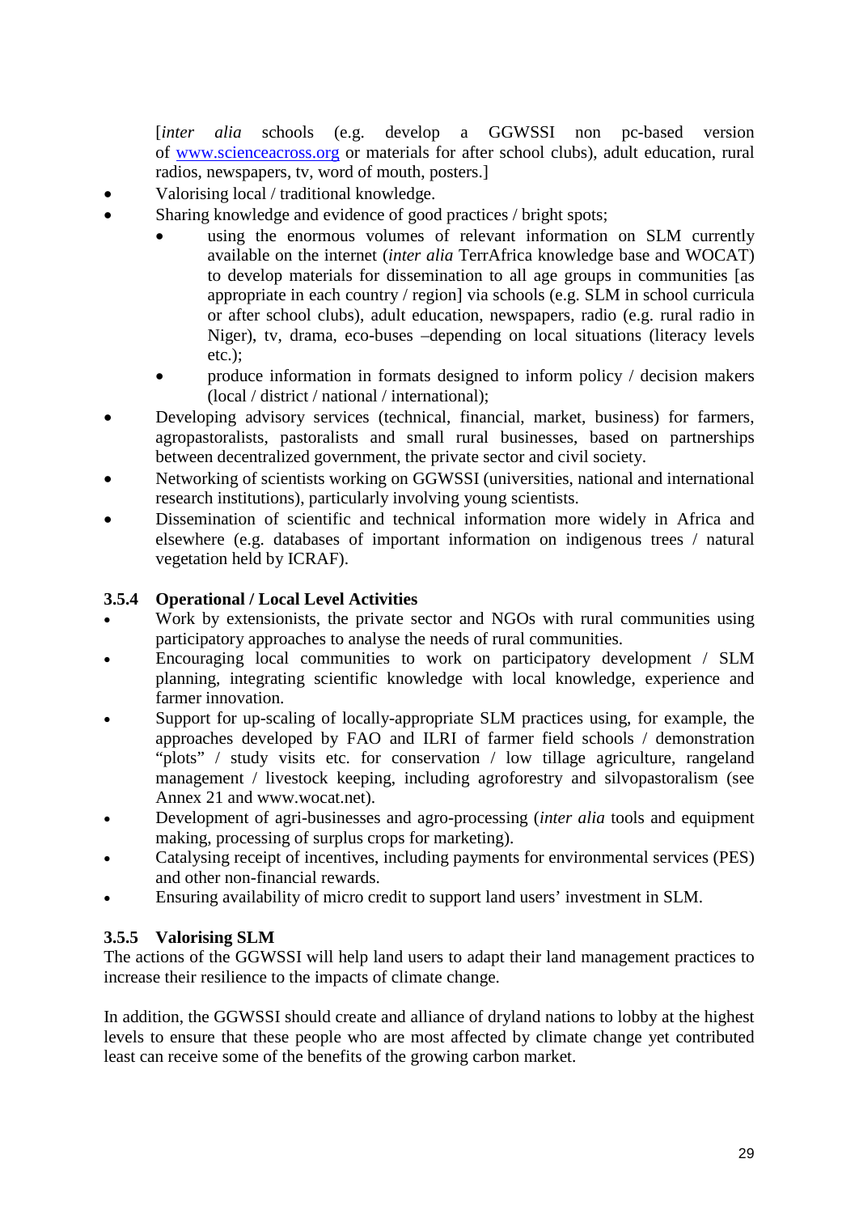[*inter alia* schools (e.g. develop a GGWSSI non pc-based version of www.scienceacross.org or materials for after school clubs), adult education, rural radios, newspapers, tv, word of mouth, posters.]

- Valorising local / traditional knowledge.
- Sharing knowledge and evidence of good practices / bright spots;
    - using the enormous volumes of relevant information on SLM currently available on the internet (*inter alia* TerrAfrica knowledge base and WOCAT) to develop materials for dissemination to all age groups in communities [as appropriate in each country / region] via schools (e.g. SLM in school curricula or after school clubs), adult education, newspapers, radio (e.g. rural radio in Niger), tv, drama, eco-buses –depending on local situations (literacy levels etc.);
    - produce information in formats designed to inform policy / decision makers (local / district / national / international);
- Developing advisory services (technical, financial, market, business) for farmers, agropastoralists, pastoralists and small rural businesses, based on partnerships between decentralized government, the private sector and civil society.
- Networking of scientists working on GGWSSI (universities, national and international research institutions), particularly involving young scientists.
- Dissemination of scientific and technical information more widely in Africa and elsewhere (e.g. databases of important information on indigenous trees / natural vegetation held by ICRAF).

### 3.5.4 Operational / Local Level Activities

- Work by extensionists, the private sector and NGOs with rural communities using participatory approaches to analyse the needs of rural communities.
- Encouraging local communities to work on participatory development / SLM planning, integrating scientific knowledge with local knowledge, experience and farmer innovation.
- Support for up-scaling of locally-appropriate SLM practices using, for example, the approaches developed by FAO and ILRI of farmer field schools / demonstration "plots" / study visits etc. for conservation / low tillage agriculture, rangeland management / livestock keeping, including agroforestry and silvopastoralism (see Annex 21 and www.wocat.net).
- Development of agri-businesses and agro-processing (*inter alia* tools and equipment making, processing of surplus crops for marketing).
- Catalysing receipt of incentives, including payments for environmental services (PES) and other non-financial rewards.
- Ensuring availability of micro credit to support land users' investment in SLM.

### 3.5.5 Valorising SLM

The actions of the GGWSSI will help land users to adapt their land management practices to increase their resilience to the impacts of climate change.

In addition, the GGWSSI should create and alliance of dryland nations to lobby at the highest levels to ensure that these people who are most affected by climate change yet contributed least can receive some of the benefits of the growing carbon market.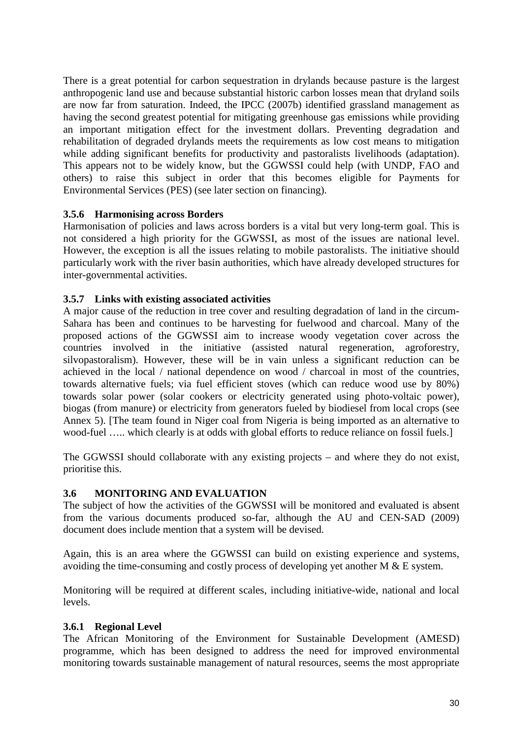There is a great potential for carbon sequestration in drylands because pasture is the largest anthropogenic land use and because substantial historic carbon losses mean that dryland soils are now far from saturation. Indeed, the IPCC (2007b) identified grassland management as having the second greatest potential for mitigating greenhouse gas emissions while providing an important mitigation effect for the investment dollars. Preventing degradation and rehabilitation of degraded drylands meets the requirements as low cost means to mitigation while adding significant benefits for productivity and pastoralists livelihoods (adaptation). This appears not to be widely know, but the GGWSSI could help (with UNDP, FAO and others) to raise this subject in order that this becomes eligible for Payments for Environmental Services (PES) (see later section on financing).

### 3.5.6 Harmonising across Borders

Harmonisation of policies and laws across borders is a vital but very long-term goal. This is not considered a high priority for the GGWSSI, as most of the issues are national level. However, the exception is all the issues relating to mobile pastoralists. The initiative should particularly work with the river basin authorities, which have already developed structures for inter-governmental activities.

### 3.5.7 Links with existing associated activities

A major cause of the reduction in tree cover and resulting degradation of land in the circum-Sahara has been and continues to be harvesting for fuelwood and charcoal. Many of the proposed actions of the GGWSSI aim to increase woody vegetation cover across the countries involved in the initiative (assisted natural regeneration, agroforestry, silvopastoralism). However, these will be in vain unless a significant reduction can be achieved in the local / national dependence on wood / charcoal in most of the countries, towards alternative fuels; via fuel efficient stoves (which can reduce wood use by 80%) towards solar power (solar cookers or electricity generated using photo-voltaic power), biogas (from manure) or electricity from generators fueled by biodiesel from local crops (see Annex 5). [The team found in Niger coal from Nigeria is being imported as an alternative to wood-fuel ….. which clearly is at odds with global efforts to reduce reliance on fossil fuels.]

The GGWSSI should collaborate with any existing projects – and where they do not exist, prioritise this.

## 3.6 MONITORING AND EVALUATION

The subject of how the activities of the GGWSSI will be monitored and evaluated is absent from the various documents produced so-far, although the AU and CEN-SAD (2009) document does include mention that a system will be devised.

Again, this is an area where the GGWSSI can build on existing experience and systems, avoiding the time-consuming and costly process of developing yet another M & E system.

Monitoring will be required at different scales, including initiative-wide, national and local levels.

### 3.6.1 Regional Level

The African Monitoring of the Environment for Sustainable Development (AMESD) programme, which has been designed to address the need for improved environmental monitoring towards sustainable management of natural resources, seems the most appropriate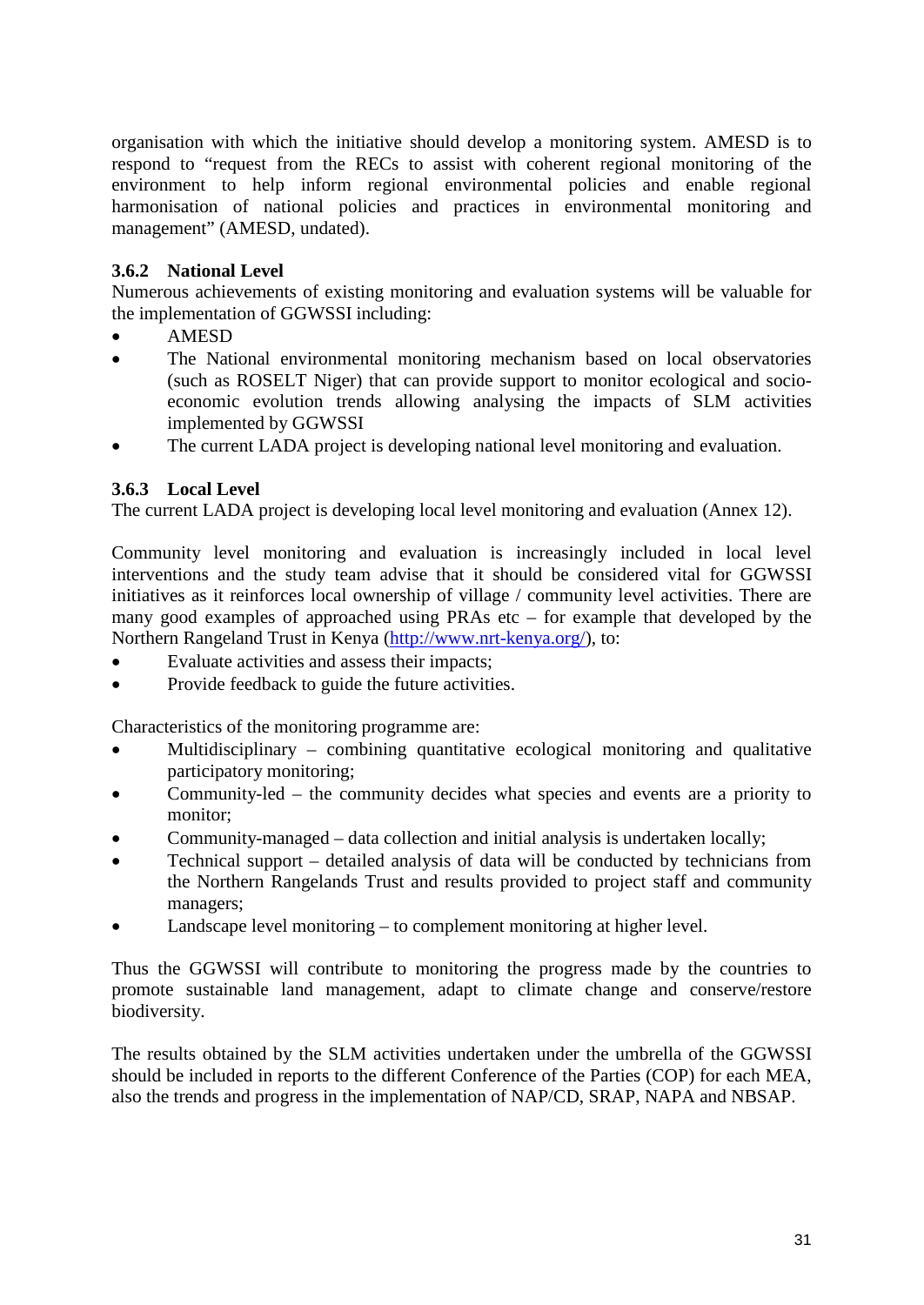organisation with which the initiative should develop a monitoring system. AMESD is to respond to "request from the RECs to assist with coherent regional monitoring of the environment to help inform regional environmental policies and enable regional harmonisation of national policies and practices in environmental monitoring and management" (AMESD, undated).

### 3.6.2 National Level

Numerous achievements of existing monitoring and evaluation systems will be valuable for the implementation of GGWSSI including:

- AMESD
- The National environmental monitoring mechanism based on local observatories (such as ROSELT Niger) that can provide support to monitor ecological and socio-economic evolution trends allowing analysing the impacts of SLM activities implemented by GGWSSI
- The current LADA project is developing national level monitoring and evaluation.

### 3.6.3 Local Level

The current LADA project is developing local level monitoring and evaluation (Annex 12).

Community level monitoring and evaluation is increasingly included in local level interventions and the study team advise that it should be considered vital for GGWSSI initiatives as it reinforces local ownership of village / community level activities. There are many good examples of approached using PRAs etc – for example that developed by the Northern Rangeland Trust in Kenya (http://www.nrt-kenya.org/), to:

- Evaluate activities and assess their impacts;
- Provide feedback to guide the future activities.

Characteristics of the monitoring programme are:

- Multidisciplinary – combining quantitative ecological monitoring and qualitative participatory monitoring;
- Community-led – the community decides what species and events are a priority to monitor;
- Community-managed – data collection and initial analysis is undertaken locally;
- Technical support – detailed analysis of data will be conducted by technicians from the Northern Rangelands Trust and results provided to project staff and community managers;
- Landscape level monitoring – to complement monitoring at higher level.

Thus the GGWSSI will contribute to monitoring the progress made by the countries to promote sustainable land management, adapt to climate change and conserve/restore biodiversity.

The results obtained by the SLM activities undertaken under the umbrella of the GGWSSI should be included in reports to the different Conference of the Parties (COP) for each MEA, also the trends and progress in the implementation of NAP/CD, SRAP, NAPA and NBSAP.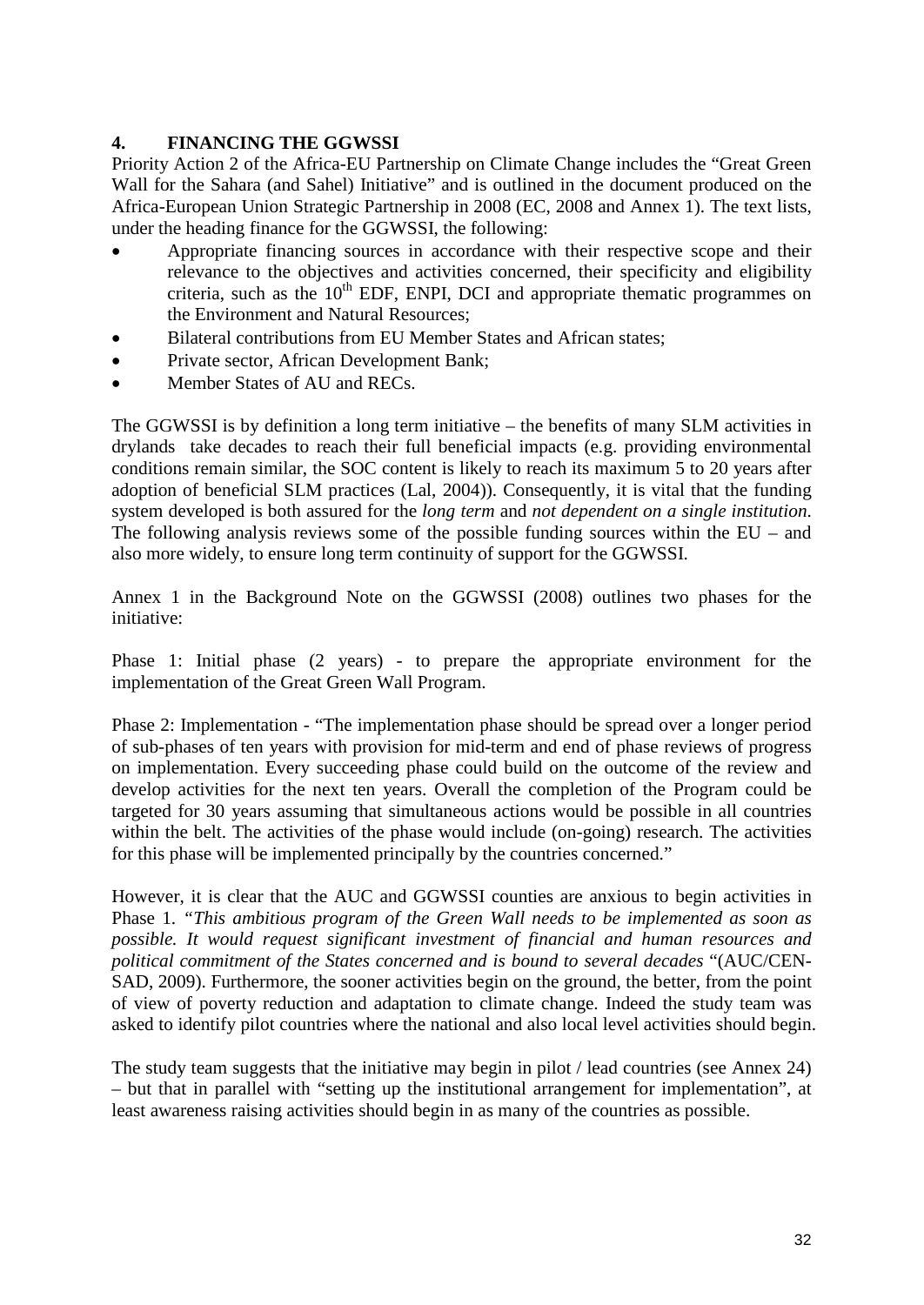## 4. FINANCING THE GGWSSI

Priority Action 2 of the Africa-EU Partnership on Climate Change includes the "Great Green Wall for the Sahara (and Sahel) Initiative" and is outlined in the document produced on the Africa-European Union Strategic Partnership in 2008 (EC, 2008 and Annex 1). The text lists, under the heading finance for the GGWSSI, the following:

- Appropriate financing sources in accordance with their respective scope and their relevance to the objectives and activities concerned, their specificity and eligibility criteria, such as the 10th EDF, ENPI, DCI and appropriate thematic programmes on the Environment and Natural Resources;
- Bilateral contributions from EU Member States and African states;
- Private sector, African Development Bank;
- Member States of AU and RECs.

The GGWSSI is by definition a long term initiative – the benefits of many SLM activities in drylands take decades to reach their full beneficial impacts (e.g. providing environmental conditions remain similar, the SOC content is likely to reach its maximum 5 to 20 years after adoption of beneficial SLM practices (Lal, 2004)). Consequently, it is vital that the funding system developed is both assured for the *long term* and *not dependent on a single institution.* The following analysis reviews some of the possible funding sources within the EU – and also more widely, to ensure long term continuity of support for the GGWSSI.

Annex 1 in the Background Note on the GGWSSI (2008) outlines two phases for the initiative:

Phase 1: Initial phase (2 years) - to prepare the appropriate environment for the implementation of the Great Green Wall Program.

Phase 2: Implementation - "The implementation phase should be spread over a longer period of sub-phases of ten years with provision for mid-term and end of phase reviews of progress on implementation. Every succeeding phase could build on the outcome of the review and develop activities for the next ten years. Overall the completion of the Program could be targeted for 30 years assuming that simultaneous actions would be possible in all countries within the belt. The activities of the phase would include (on-going) research. The activities for this phase will be implemented principally by the countries concerned."

However, it is clear that the AUC and GGWSSI counties are anxious to begin activities in Phase 1. "*This ambitious program of the Green Wall needs to be implemented as soon as possible. It would request significant investment of financial and human resources and political commitment of the States concerned and is bound to several decades* "(AUC/CEN-SAD, 2009). Furthermore, the sooner activities begin on the ground, the better, from the point of view of poverty reduction and adaptation to climate change. Indeed the study team was asked to identify pilot countries where the national and also local level activities should begin.

The study team suggests that the initiative may begin in pilot / lead countries (see Annex 24) – but that in parallel with "setting up the institutional arrangement for implementation", at least awareness raising activities should begin in as many of the countries as possible.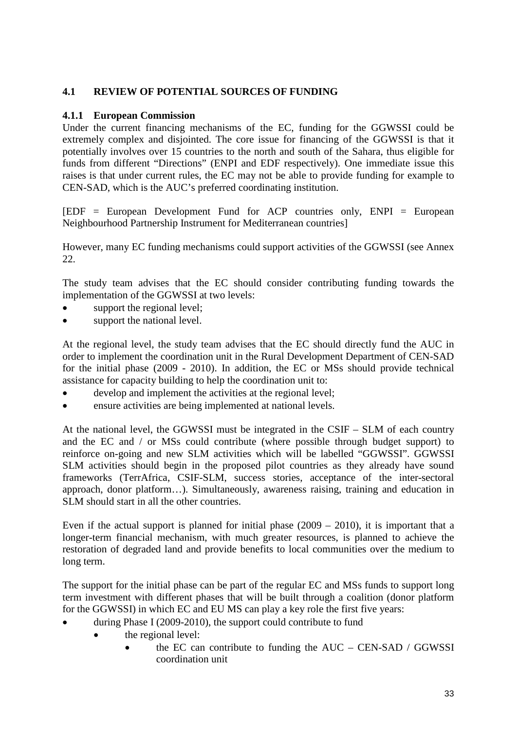## 4.1 REVIEW OF POTENTIAL SOURCES OF FUNDING

### 4.1.1 European Commission

Under the current financing mechanisms of the EC, funding for the GGWSSI could be extremely complex and disjointed. The core issue for financing of the GGWSSI is that it potentially involves over 15 countries to the north and south of the Sahara, thus eligible for funds from different "Directions" (ENPI and EDF respectively). One immediate issue this raises is that under current rules, the EC may not be able to provide funding for example to CEN-SAD, which is the AUC's preferred coordinating institution.

[EDF = European Development Fund for ACP countries only, ENPI = European Neighbourhood Partnership Instrument for Mediterranean countries]

However, many EC funding mechanisms could support activities of the GGWSSI (see Annex 22.

The study team advises that the EC should consider contributing funding towards the implementation of the GGWSSI at two levels:

- support the regional level;
- support the national level.

At the regional level, the study team advises that the EC should directly fund the AUC in order to implement the coordination unit in the Rural Development Department of CEN-SAD for the initial phase (2009 - 2010). In addition, the EC or MSs should provide technical assistance for capacity building to help the coordination unit to:

- develop and implement the activities at the regional level;
- ensure activities are being implemented at national levels.

At the national level, the GGWSSI must be integrated in the CSIF – SLM of each country and the EC and / or MSs could contribute (where possible through budget support) to reinforce on-going and new SLM activities which will be labelled "GGWSSI". GGWSSI SLM activities should begin in the proposed pilot countries as they already have sound frameworks (TerrAfrica, CSIF-SLM, success stories, acceptance of the inter-sectoral approach, donor platform…). Simultaneously, awareness raising, training and education in SLM should start in all the other countries.

Even if the actual support is planned for initial phase (2009 – 2010), it is important that a longer-term financial mechanism, with much greater resources, is planned to achieve the restoration of degraded land and provide benefits to local communities over the medium to long term.

The support for the initial phase can be part of the regular EC and MSs funds to support long term investment with different phases that will be built through a coalition (donor platform for the GGWSSI) in which EC and EU MS can play a key role the first five years:

- during Phase I (2009-2010), the support could contribute to fund
  - the regional level:
    - the EC can contribute to funding the AUC – CEN-SAD / GGWSSI coordination unit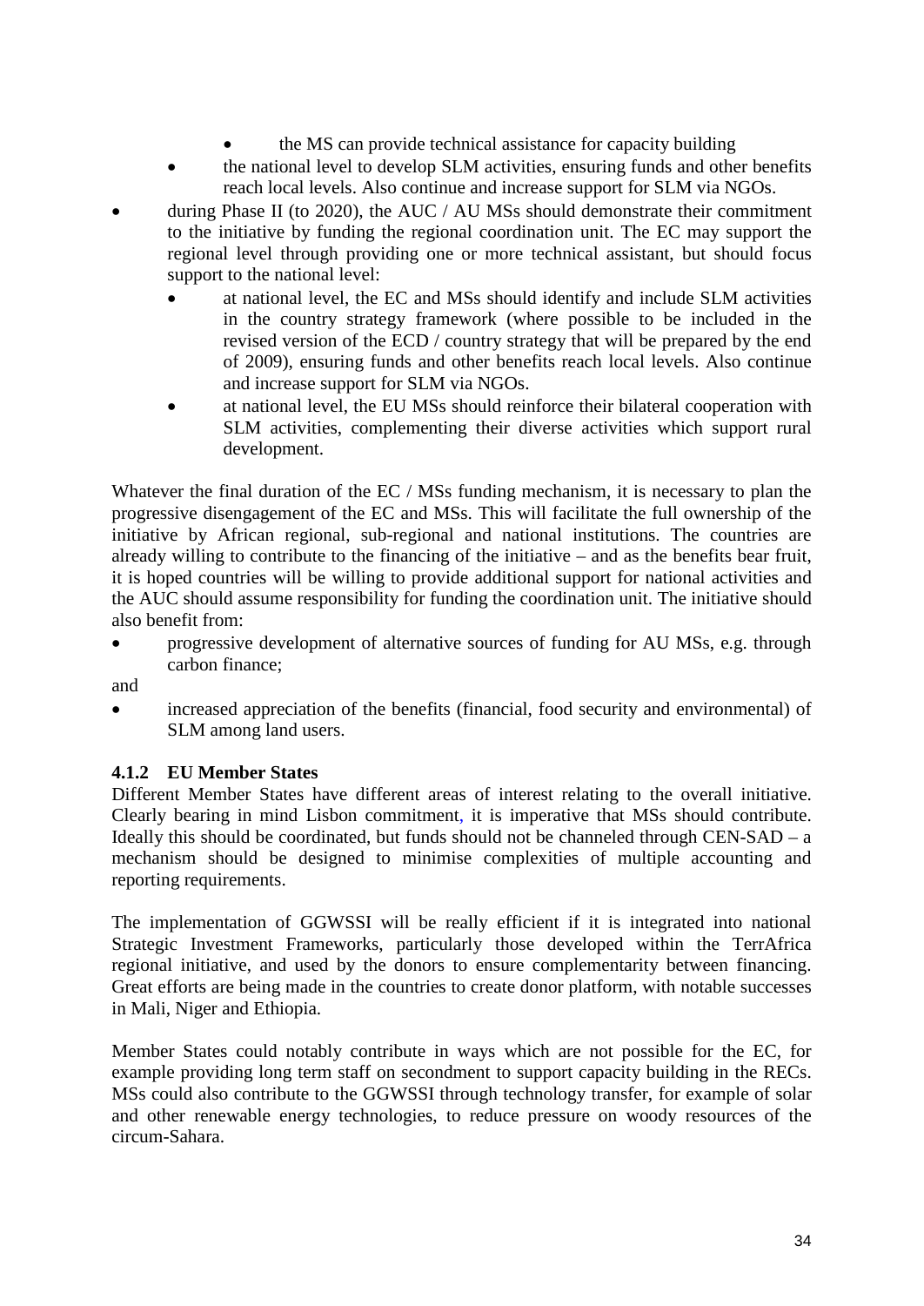- the MS can provide technical assistance for capacity building
  - the national level to develop SLM activities, ensuring funds and other benefits reach local levels. Also continue and increase support for SLM via NGOs.
- during Phase II (to 2020), the AUC / AU MSs should demonstrate their commitment to the initiative by funding the regional coordination unit. The EC may support the regional level through providing one or more technical assistant, but should focus support to the national level:
  - at national level, the EC and MSs should identify and include SLM activities in the country strategy framework (where possible to be included in the revised version of the ECD / country strategy that will be prepared by the end of 2009), ensuring funds and other benefits reach local levels. Also continue and increase support for SLM via NGOs.
  - at national level, the EU MSs should reinforce their bilateral cooperation with SLM activities, complementing their diverse activities which support rural development.

Whatever the final duration of the EC / MSs funding mechanism, it is necessary to plan the progressive disengagement of the EC and MSs. This will facilitate the full ownership of the initiative by African regional, sub-regional and national institutions. The countries are already willing to contribute to the financing of the initiative – and as the benefits bear fruit, it is hoped countries will be willing to provide additional support for national activities and the AUC should assume responsibility for funding the coordination unit. The initiative should also benefit from:

- progressive development of alternative sources of funding for AU MSs, e.g. through carbon finance;

and

- increased appreciation of the benefits (financial, food security and environmental) of SLM among land users.

### 4.1.2 EU Member States

Different Member States have different areas of interest relating to the overall initiative. Clearly bearing in mind Lisbon commitment, it is imperative that MSs should contribute. Ideally this should be coordinated, but funds should not be channeled through CEN-SAD – a mechanism should be designed to minimise complexities of multiple accounting and reporting requirements.

The implementation of GGWSSI will be really efficient if it is integrated into national Strategic Investment Frameworks, particularly those developed within the TerrAfrica regional initiative, and used by the donors to ensure complementarity between financing. Great efforts are being made in the countries to create donor platform, with notable successes in Mali, Niger and Ethiopia.

Member States could notably contribute in ways which are not possible for the EC, for example providing long term staff on secondment to support capacity building in the RECs. MSs could also contribute to the GGWSSI through technology transfer, for example of solar and other renewable energy technologies, to reduce pressure on woody resources of the circum-Sahara.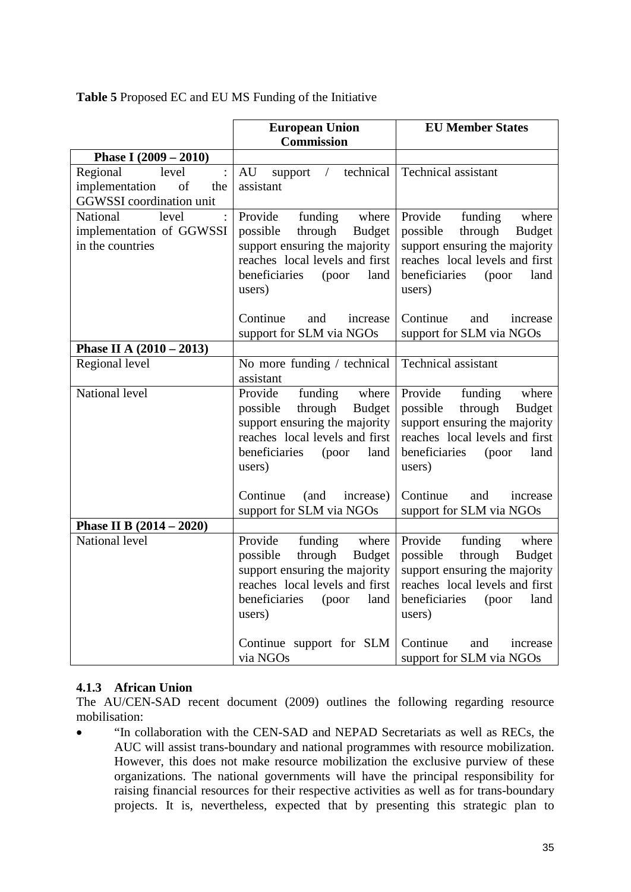**Table 5** Proposed EC and EU MS Funding of the Initiative

| | European Union Commission | EU Member States |
|---|---|---|
| **Phase I (2009 – 2010)** | | |
| Regional level : implementation of the GGWSSI coordination unit | AU support / technical assistant | Technical assistant |
| National level : implementation of GGWSSI in the countries | Provide funding where possible through Budget support ensuring the majority reaches local levels and first beneficiaries (poor land users)<br><br>Continue and increase support for SLM via NGOs | Provide funding where possible through Budget support ensuring the majority reaches local levels and first beneficiaries (poor land users)<br><br>Continue and increase support for SLM via NGOs |
| **Phase II A (2010 – 2013)** | | |
| Regional level | No more funding / technical assistant | Technical assistant |
| National level | Provide funding where possible through Budget support ensuring the majority reaches local levels and first beneficiaries (poor land users)<br><br>Continue (and increase) support for SLM via NGOs | Provide funding where possible through Budget support ensuring the majority reaches local levels and first beneficiaries (poor land users)<br><br>Continue and increase support for SLM via NGOs |
| **Phase II B (2014 – 2020)** | | |
| National level | Provide funding where possible through Budget support ensuring the majority reaches local levels and first beneficiaries (poor land users)<br><br>Continue support for SLM via NGOs | Provide funding where possible through Budget support ensuring the majority reaches local levels and first beneficiaries (poor land users)<br><br>Continue and increase support for SLM via NGOs |

### 4.1.3 African Union

The AU/CEN-SAD recent document (2009) outlines the following regarding resource mobilisation:

- "In collaboration with the CEN-SAD and NEPAD Secretariats as well as RECs, the AUC will assist trans-boundary and national programmes with resource mobilization. However, this does not make resource mobilization the exclusive purview of these organizations. The national governments will have the principal responsibility for raising financial resources for their respective activities as well as for trans-boundary projects. It is, nevertheless, expected that by presenting this strategic plan to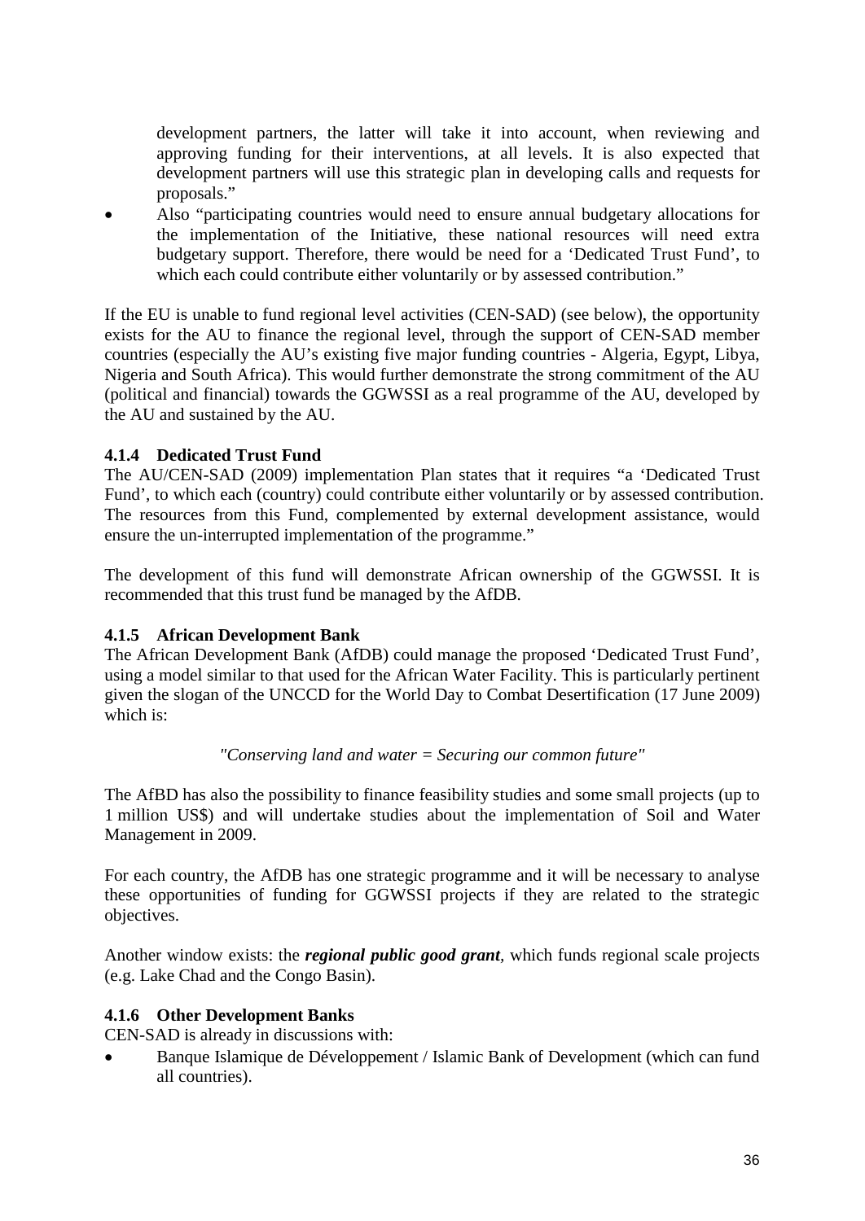development partners, the latter will take it into account, when reviewing and approving funding for their interventions, at all levels. It is also expected that development partners will use this strategic plan in developing calls and requests for proposals."

- Also "participating countries would need to ensure annual budgetary allocations for the implementation of the Initiative, these national resources will need extra budgetary support. Therefore, there would be need for a 'Dedicated Trust Fund', to which each could contribute either voluntarily or by assessed contribution."

If the EU is unable to fund regional level activities (CEN-SAD) (see below), the opportunity exists for the AU to finance the regional level, through the support of CEN-SAD member countries (especially the AU's existing five major funding countries - Algeria, Egypt, Libya, Nigeria and South Africa). This would further demonstrate the strong commitment of the AU (political and financial) towards the GGWSSI as a real programme of the AU, developed by the AU and sustained by the AU.

#### 4.1.4 Dedicated Trust Fund

The AU/CEN-SAD (2009) implementation Plan states that it requires "a 'Dedicated Trust Fund', to which each (country) could contribute either voluntarily or by assessed contribution. The resources from this Fund, complemented by external development assistance, would ensure the un-interrupted implementation of the programme."

The development of this fund will demonstrate African ownership of the GGWSSI. It is recommended that this trust fund be managed by the AfDB.

#### 4.1.5 African Development Bank

The African Development Bank (AfDB) could manage the proposed 'Dedicated Trust Fund', using a model similar to that used for the African Water Facility. This is particularly pertinent given the slogan of the UNCCD for the World Day to Combat Desertification (17 June 2009) which is:

*"Conserving land and water = Securing our common future"*

The AfBD has also the possibility to finance feasibility studies and some small projects (up to 1 million US$) and will undertake studies about the implementation of Soil and Water Management in 2009.

For each country, the AfDB has one strategic programme and it will be necessary to analyse these opportunities of funding for GGWSSI projects if they are related to the strategic objectives.

Another window exists: the ***regional public good grant***, which funds regional scale projects (e.g. Lake Chad and the Congo Basin).

#### 4.1.6 Other Development Banks

CEN-SAD is already in discussions with:

- Banque Islamique de Développement / Islamic Bank of Development (which can fund all countries).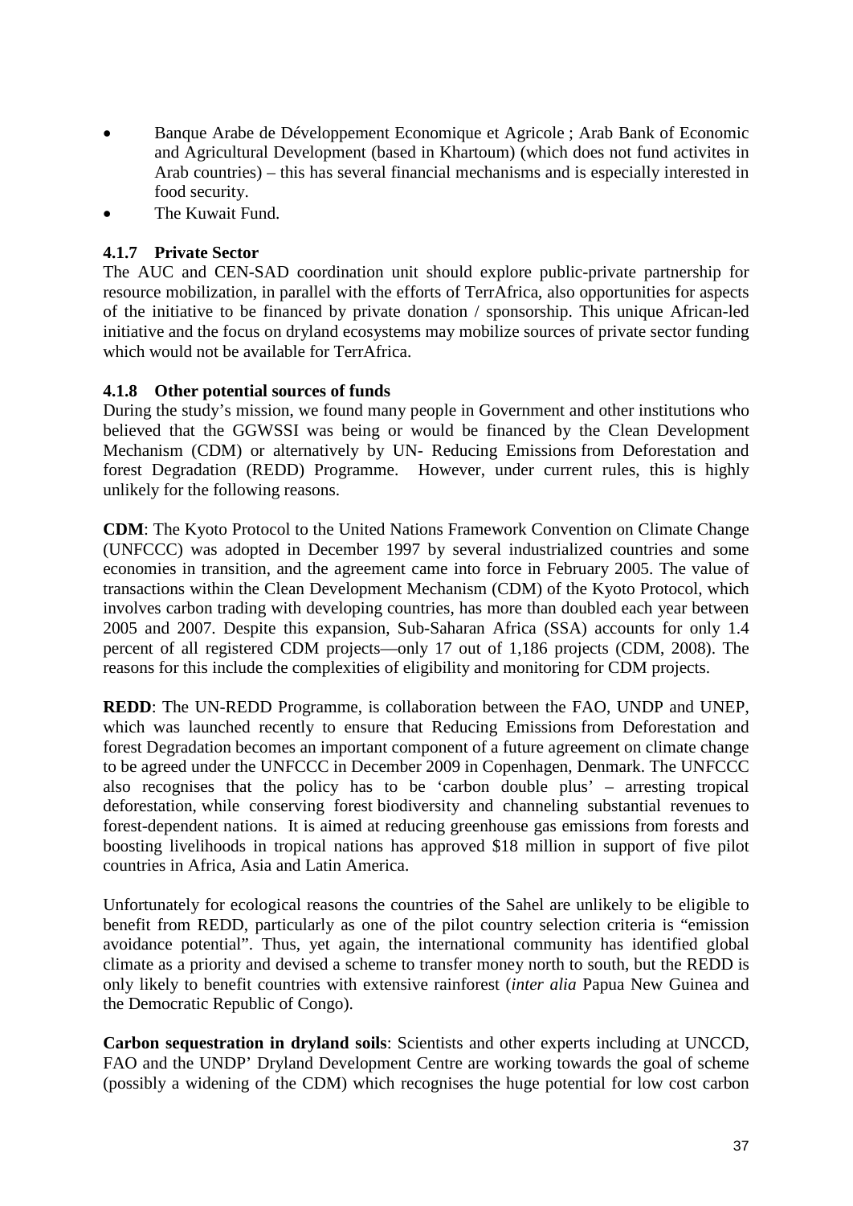- Banque Arabe de Développement Economique et Agricole ; Arab Bank of Economic and Agricultural Development (based in Khartoum) (which does not fund activites in Arab countries) – this has several financial mechanisms and is especially interested in food security.
- The Kuwait Fund.

### 4.1.7 Private Sector

The AUC and CEN-SAD coordination unit should explore public-private partnership for resource mobilization, in parallel with the efforts of TerrAfrica, also opportunities for aspects of the initiative to be financed by private donation / sponsorship. This unique African-led initiative and the focus on dryland ecosystems may mobilize sources of private sector funding which would not be available for TerrAfrica.

### 4.1.8 Other potential sources of funds

During the study's mission, we found many people in Government and other institutions who believed that the GGWSSI was being or would be financed by the Clean Development Mechanism (CDM) or alternatively by UN- Reducing Emissions from Deforestation and forest Degradation (REDD) Programme. However, under current rules, this is highly unlikely for the following reasons.

**CDM**: The Kyoto Protocol to the United Nations Framework Convention on Climate Change (UNFCCC) was adopted in December 1997 by several industrialized countries and some economies in transition, and the agreement came into force in February 2005. The value of transactions within the Clean Development Mechanism (CDM) of the Kyoto Protocol, which involves carbon trading with developing countries, has more than doubled each year between 2005 and 2007. Despite this expansion, Sub-Saharan Africa (SSA) accounts for only 1.4 percent of all registered CDM projects—only 17 out of 1,186 projects (CDM, 2008). The reasons for this include the complexities of eligibility and monitoring for CDM projects.

**REDD**: The UN-REDD Programme, is collaboration between the FAO, UNDP and UNEP, which was launched recently to ensure that Reducing Emissions from Deforestation and forest Degradation becomes an important component of a future agreement on climate change to be agreed under the UNFCCC in December 2009 in Copenhagen, Denmark. The UNFCCC also recognises that the policy has to be 'carbon double plus' – arresting tropical deforestation, while conserving forest biodiversity and channeling substantial revenues to forest-dependent nations. It is aimed at reducing greenhouse gas emissions from forests and boosting livelihoods in tropical nations has approved $18 million in support of five pilot countries in Africa, Asia and Latin America.

Unfortunately for ecological reasons the countries of the Sahel are unlikely to be eligible to benefit from REDD, particularly as one of the pilot country selection criteria is "emission avoidance potential". Thus, yet again, the international community has identified global climate as a priority and devised a scheme to transfer money north to south, but the REDD is only likely to benefit countries with extensive rainforest (*inter alia* Papua New Guinea and the Democratic Republic of Congo).

**Carbon sequestration in dryland soils**: Scientists and other experts including at UNCCD, FAO and the UNDP' Dryland Development Centre are working towards the goal of scheme (possibly a widening of the CDM) which recognises the huge potential for low cost carbon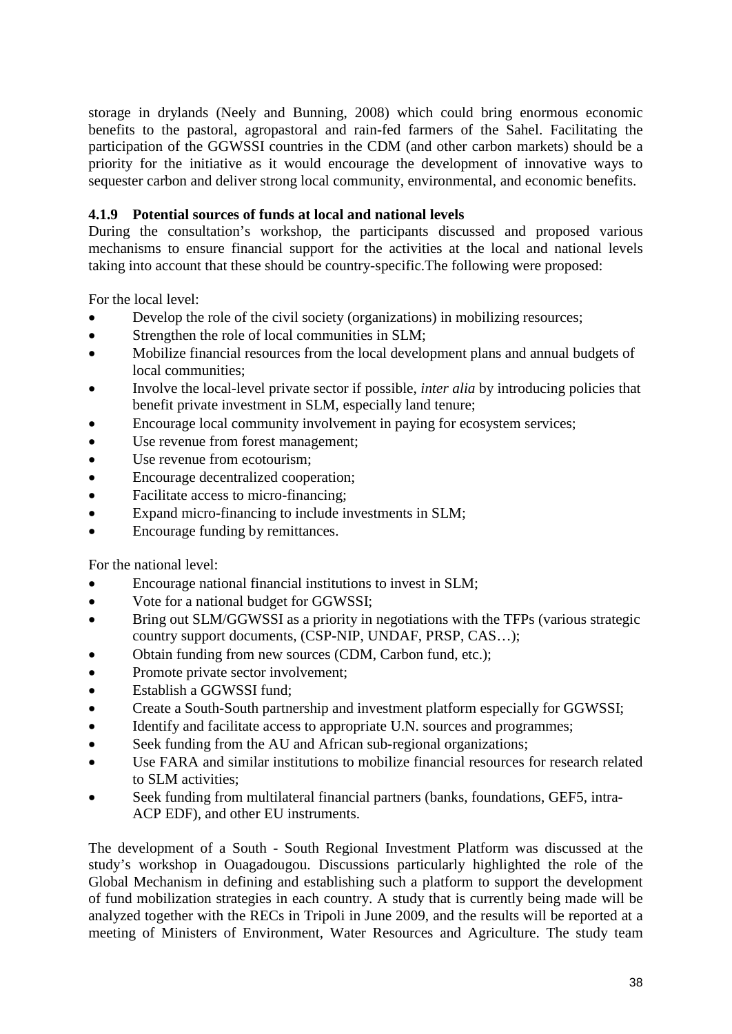storage in drylands (Neely and Bunning, 2008) which could bring enormous economic benefits to the pastoral, agropastoral and rain-fed farmers of the Sahel. Facilitating the participation of the GGWSSI countries in the CDM (and other carbon markets) should be a priority for the initiative as it would encourage the development of innovative ways to sequester carbon and deliver strong local community, environmental, and economic benefits.

### 4.1.9 Potential sources of funds at local and national levels

During the consultation's workshop, the participants discussed and proposed various mechanisms to ensure financial support for the activities at the local and national levels taking into account that these should be country-specific.The following were proposed:

For the local level:

- Develop the role of the civil society (organizations) in mobilizing resources;
- Strengthen the role of local communities in SLM;
- Mobilize financial resources from the local development plans and annual budgets of local communities;
- Involve the local-level private sector if possible, *inter alia* by introducing policies that benefit private investment in SLM, especially land tenure;
- Encourage local community involvement in paying for ecosystem services;
- Use revenue from forest management;
- Use revenue from ecotourism;
- Encourage decentralized cooperation;
- Facilitate access to micro-financing;
- Expand micro-financing to include investments in SLM;
- Encourage funding by remittances.

For the national level:

- Encourage national financial institutions to invest in SLM;
- Vote for a national budget for GGWSSI;
- Bring out SLM/GGWSSI as a priority in negotiations with the TFPs (various strategic country support documents, (CSP-NIP, UNDAF, PRSP, CAS…);
- Obtain funding from new sources (CDM, Carbon fund, etc.);
- Promote private sector involvement;
- Establish a GGWSSI fund;
- Create a South-South partnership and investment platform especially for GGWSSI;
- Identify and facilitate access to appropriate U.N. sources and programmes;
- Seek funding from the AU and African sub-regional organizations;
- Use FARA and similar institutions to mobilize financial resources for research related to SLM activities;
- Seek funding from multilateral financial partners (banks, foundations, GEF5, intra-ACP EDF), and other EU instruments.

The development of a South - South Regional Investment Platform was discussed at the study's workshop in Ouagadougou. Discussions particularly highlighted the role of the Global Mechanism in defining and establishing such a platform to support the development of fund mobilization strategies in each country. A study that is currently being made will be analyzed together with the RECs in Tripoli in June 2009, and the results will be reported at a meeting of Ministers of Environment, Water Resources and Agriculture. The study team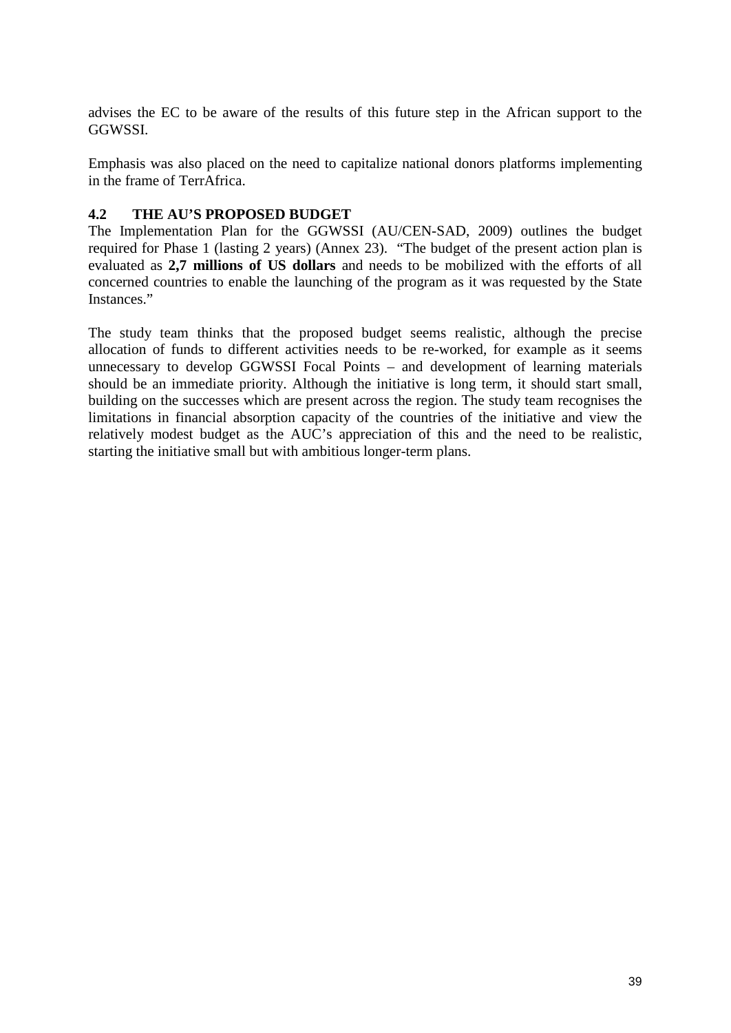advises the EC to be aware of the results of this future step in the African support to the GGWSSI.

Emphasis was also placed on the need to capitalize national donors platforms implementing in the frame of TerrAfrica.

### 4.2 THE AU'S PROPOSED BUDGET

The Implementation Plan for the GGWSSI (AU/CEN-SAD, 2009) outlines the budget required for Phase 1 (lasting 2 years) (Annex 23). "The budget of the present action plan is evaluated as **2,7 millions of US dollars** and needs to be mobilized with the efforts of all concerned countries to enable the launching of the program as it was requested by the State Instances."

The study team thinks that the proposed budget seems realistic, although the precise allocation of funds to different activities needs to be re-worked, for example as it seems unnecessary to develop GGWSSI Focal Points – and development of learning materials should be an immediate priority. Although the initiative is long term, it should start small, building on the successes which are present across the region. The study team recognises the limitations in financial absorption capacity of the countries of the initiative and view the relatively modest budget as the AUC's appreciation of this and the need to be realistic, starting the initiative small but with ambitious longer-term plans.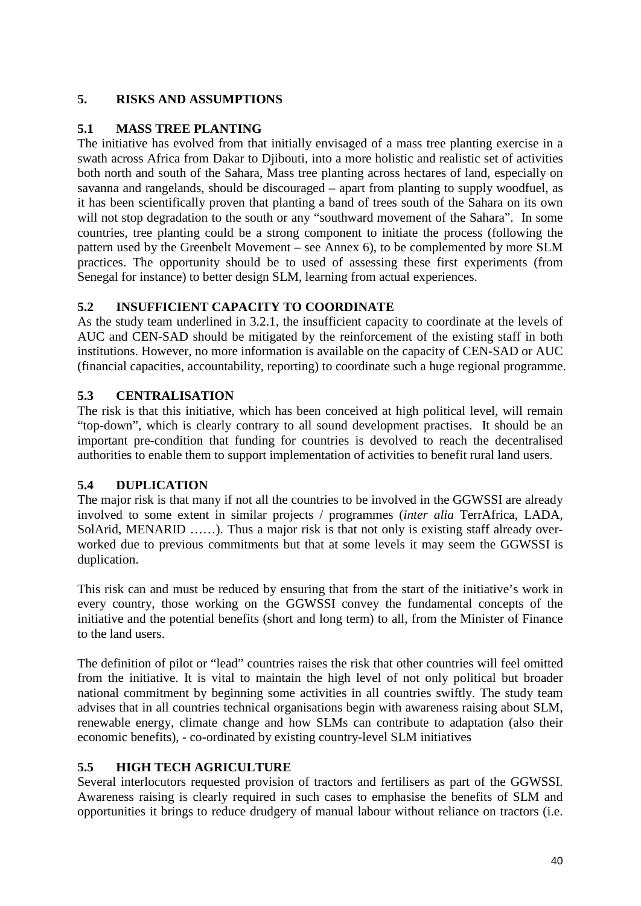## 5. RISKS AND ASSUMPTIONS

### 5.1 MASS TREE PLANTING

The initiative has evolved from that initially envisaged of a mass tree planting exercise in a swath across Africa from Dakar to Djibouti, into a more holistic and realistic set of activities both north and south of the Sahara, Mass tree planting across hectares of land, especially on savanna and rangelands, should be discouraged – apart from planting to supply woodfuel, as it has been scientifically proven that planting a band of trees south of the Sahara on its own will not stop degradation to the south or any "southward movement of the Sahara". In some countries, tree planting could be a strong component to initiate the process (following the pattern used by the Greenbelt Movement – see Annex 6), to be complemented by more SLM practices. The opportunity should be to used of assessing these first experiments (from Senegal for instance) to better design SLM, learning from actual experiences.

### 5.2 INSUFFICIENT CAPACITY TO COORDINATE

As the study team underlined in 3.2.1, the insufficient capacity to coordinate at the levels of AUC and CEN-SAD should be mitigated by the reinforcement of the existing staff in both institutions. However, no more information is available on the capacity of CEN-SAD or AUC (financial capacities, accountability, reporting) to coordinate such a huge regional programme.

### 5.3 CENTRALISATION

The risk is that this initiative, which has been conceived at high political level, will remain "top-down", which is clearly contrary to all sound development practises. It should be an important pre-condition that funding for countries is devolved to reach the decentralised authorities to enable them to support implementation of activities to benefit rural land users.

### 5.4 DUPLICATION

The major risk is that many if not all the countries to be involved in the GGWSSI are already involved to some extent in similar projects / programmes (*inter alia* TerrAfrica, LADA, SolArid, MENARID ……). Thus a major risk is that not only is existing staff already over-worked due to previous commitments but that at some levels it may seem the GGWSSI is duplication.

This risk can and must be reduced by ensuring that from the start of the initiative's work in every country, those working on the GGWSSI convey the fundamental concepts of the initiative and the potential benefits (short and long term) to all, from the Minister of Finance to the land users.

The definition of pilot or "lead" countries raises the risk that other countries will feel omitted from the initiative. It is vital to maintain the high level of not only political but broader national commitment by beginning some activities in all countries swiftly. The study team advises that in all countries technical organisations begin with awareness raising about SLM, renewable energy, climate change and how SLMs can contribute to adaptation (also their economic benefits), - co-ordinated by existing country-level SLM initiatives

### 5.5 HIGH TECH AGRICULTURE

Several interlocutors requested provision of tractors and fertilisers as part of the GGWSSI. Awareness raising is clearly required in such cases to emphasise the benefits of SLM and opportunities it brings to reduce drudgery of manual labour without reliance on tractors (i.e.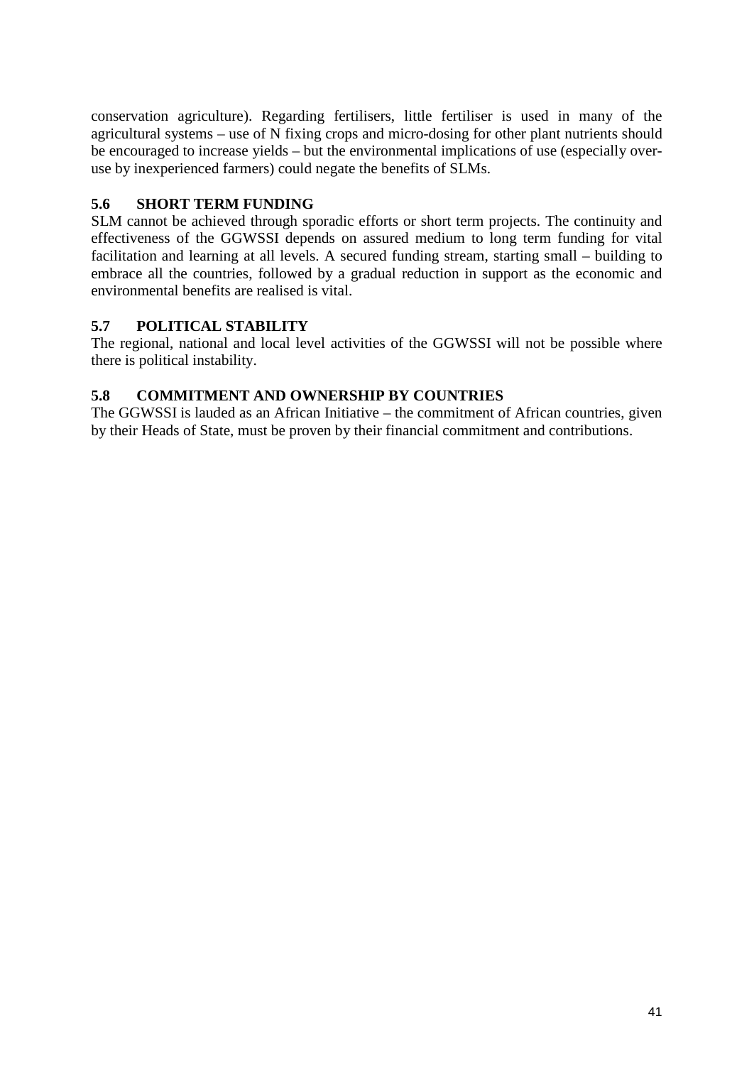conservation agriculture). Regarding fertilisers, little fertiliser is used in many of the agricultural systems – use of N fixing crops and micro-dosing for other plant nutrients should be encouraged to increase yields – but the environmental implications of use (especially over-use by inexperienced farmers) could negate the benefits of SLMs.

### 5.6 SHORT TERM FUNDING

SLM cannot be achieved through sporadic efforts or short term projects. The continuity and effectiveness of the GGWSSI depends on assured medium to long term funding for vital facilitation and learning at all levels. A secured funding stream, starting small – building to embrace all the countries, followed by a gradual reduction in support as the economic and environmental benefits are realised is vital.

### 5.7 POLITICAL STABILITY

The regional, national and local level activities of the GGWSSI will not be possible where there is political instability.

### 5.8 COMMITMENT AND OWNERSHIP BY COUNTRIES

The GGWSSI is lauded as an African Initiative – the commitment of African countries, given by their Heads of State, must be proven by their financial commitment and contributions.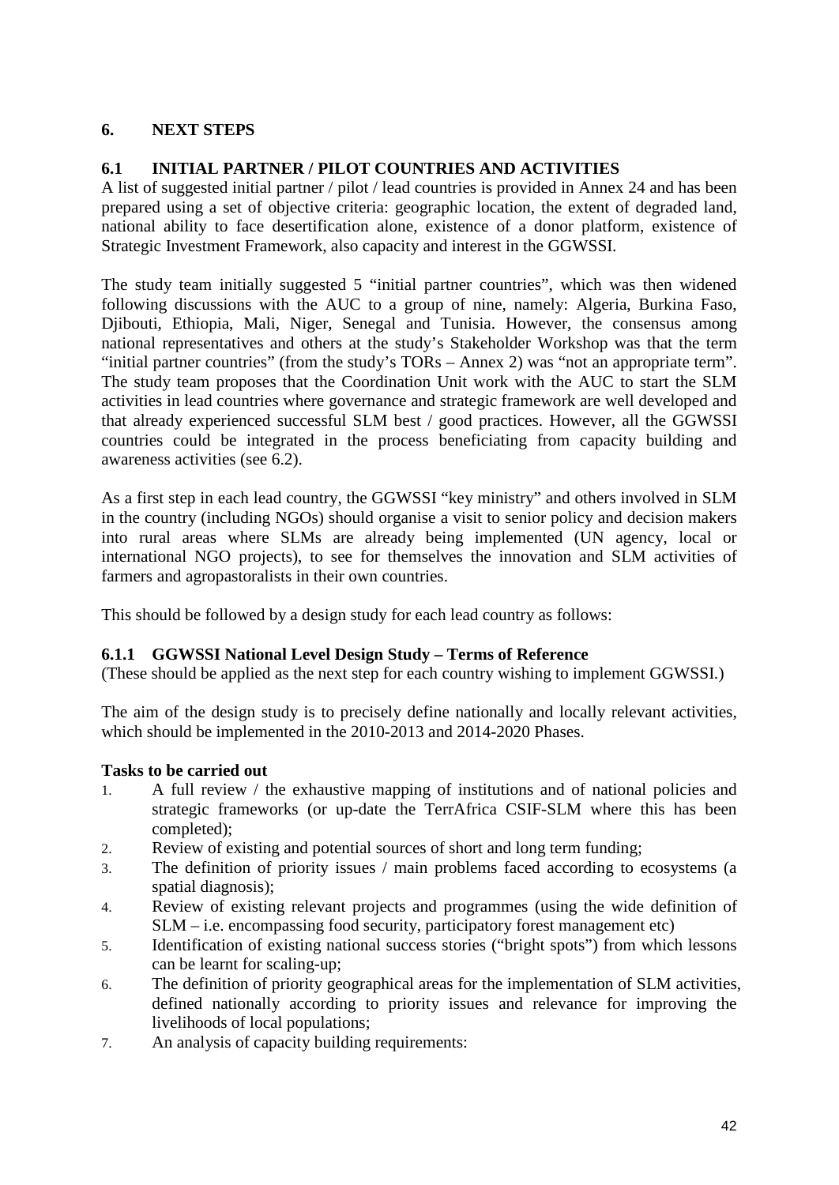# 6. NEXT STEPS

## 6.1 INITIAL PARTNER / PILOT COUNTRIES AND ACTIVITIES

A list of suggested initial partner / pilot / lead countries is provided in Annex 24 and has been prepared using a set of objective criteria: geographic location, the extent of degraded land, national ability to face desertification alone, existence of a donor platform, existence of Strategic Investment Framework, also capacity and interest in the GGWSSI.

The study team initially suggested 5 "initial partner countries", which was then widened following discussions with the AUC to a group of nine, namely: Algeria, Burkina Faso, Djibouti, Ethiopia, Mali, Niger, Senegal and Tunisia. However, the consensus among national representatives and others at the study's Stakeholder Workshop was that the term "initial partner countries" (from the study's TORs – Annex 2) was "not an appropriate term". The study team proposes that the Coordination Unit work with the AUC to start the SLM activities in lead countries where governance and strategic framework are well developed and that already experienced successful SLM best / good practices. However, all the GGWSSI countries could be integrated in the process beneficiating from capacity building and awareness activities (see 6.2).

As a first step in each lead country, the GGWSSI "key ministry" and others involved in SLM in the country (including NGOs) should organise a visit to senior policy and decision makers into rural areas where SLMs are already being implemented (UN agency, local or international NGO projects), to see for themselves the innovation and SLM activities of farmers and agropastoralists in their own countries.

This should be followed by a design study for each lead country as follows:

### 6.1.1 GGWSSI National Level Design Study – Terms of Reference

(These should be applied as the next step for each country wishing to implement GGWSSI.)

The aim of the design study is to precisely define nationally and locally relevant activities, which should be implemented in the 2010-2013 and 2014-2020 Phases.

**Tasks to be carried out**

1. A full review / the exhaustive mapping of institutions and of national policies and strategic frameworks (or up-date the TerrAfrica CSIF-SLM where this has been completed);
2. Review of existing and potential sources of short and long term funding;
3. The definition of priority issues / main problems faced according to ecosystems (a spatial diagnosis);
4. Review of existing relevant projects and programmes (using the wide definition of SLM – i.e. encompassing food security, participatory forest management etc)
5. Identification of existing national success stories ("bright spots") from which lessons can be learnt for scaling-up;
6. The definition of priority geographical areas for the implementation of SLM activities, defined nationally according to priority issues and relevance for improving the livelihoods of local populations;
7. An analysis of capacity building requirements: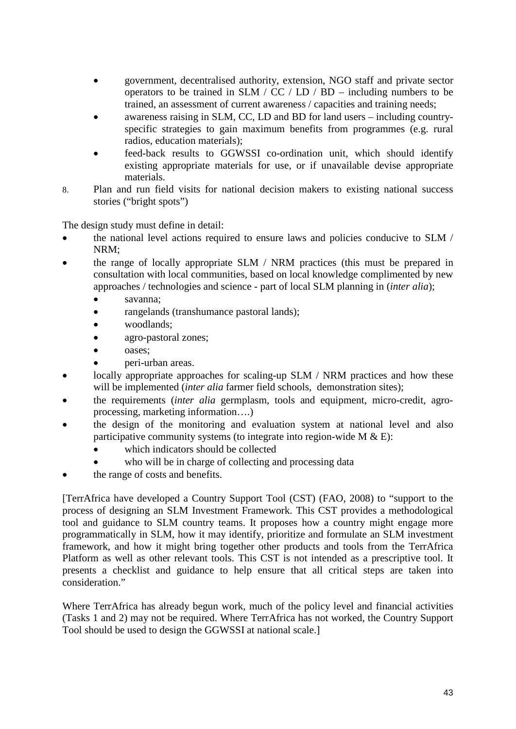- government, decentralised authority, extension, NGO staff and private sector operators to be trained in SLM / CC / LD / BD – including numbers to be trained, an assessment of current awareness / capacities and training needs;
- awareness raising in SLM, CC, LD and BD for land users – including country-specific strategies to gain maximum benefits from programmes (e.g. rural radios, education materials);
- feed-back results to GGWSSI co-ordination unit, which should identify existing appropriate materials for use, or if unavailable devise appropriate materials.

8. Plan and run field visits for national decision makers to existing national success stories ("bright spots")

The design study must define in detail:

- the national level actions required to ensure laws and policies conducive to SLM / NRM;
- the range of locally appropriate SLM / NRM practices (this must be prepared in consultation with local communities, based on local knowledge complimented by new approaches / technologies and science - part of local SLM planning in (*inter alia*);
    - savanna;
    - rangelands (transhumance pastoral lands);
    - woodlands;
    - agro-pastoral zones;
    - oases;
    - peri-urban areas.
- locally appropriate approaches for scaling-up SLM / NRM practices and how these will be implemented (*inter alia* farmer field schools, demonstration sites);
- the requirements (*inter alia* germplasm, tools and equipment, micro-credit, agro-processing, marketing information….)
- the design of the monitoring and evaluation system at national level and also participative community systems (to integrate into region-wide M & E):
    - which indicators should be collected
    - who will be in charge of collecting and processing data
- the range of costs and benefits.

[TerrAfrica have developed a Country Support Tool (CST) (FAO, 2008) to "support to the process of designing an SLM Investment Framework. This CST provides a methodological tool and guidance to SLM country teams. It proposes how a country might engage more programmatically in SLM, how it may identify, prioritize and formulate an SLM investment framework, and how it might bring together other products and tools from the TerrAfrica Platform as well as other relevant tools. This CST is not intended as a prescriptive tool. It presents a checklist and guidance to help ensure that all critical steps are taken into consideration."

Where TerrAfrica has already begun work, much of the policy level and financial activities (Tasks 1 and 2) may not be required. Where TerrAfrica has not worked, the Country Support Tool should be used to design the GGWSSI at national scale.]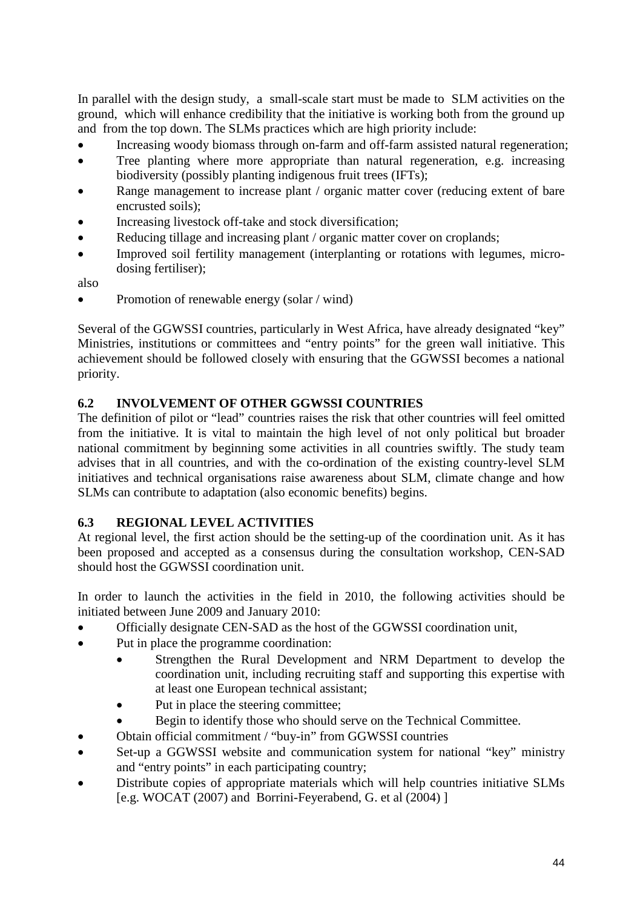In parallel with the design study, a small-scale start must be made to SLM activities on the ground, which will enhance credibility that the initiative is working both from the ground up and from the top down. The SLMs practices which are high priority include:

- Increasing woody biomass through on-farm and off-farm assisted natural regeneration;
- Tree planting where more appropriate than natural regeneration, e.g. increasing biodiversity (possibly planting indigenous fruit trees (IFTs);
- Range management to increase plant / organic matter cover (reducing extent of bare encrusted soils);
- Increasing livestock off-take and stock diversification;
- Reducing tillage and increasing plant / organic matter cover on croplands;
- Improved soil fertility management (interplanting or rotations with legumes, micro-dosing fertiliser);

also

- Promotion of renewable energy (solar / wind)

Several of the GGWSSI countries, particularly in West Africa, have already designated "key" Ministries, institutions or committees and "entry points" for the green wall initiative. This achievement should be followed closely with ensuring that the GGWSSI becomes a national priority.

## 6.2 INVOLVEMENT OF OTHER GGWSSI COUNTRIES

The definition of pilot or "lead" countries raises the risk that other countries will feel omitted from the initiative. It is vital to maintain the high level of not only political but broader national commitment by beginning some activities in all countries swiftly. The study team advises that in all countries, and with the co-ordination of the existing country-level SLM initiatives and technical organisations raise awareness about SLM, climate change and how SLMs can contribute to adaptation (also economic benefits) begins.

## 6.3 REGIONAL LEVEL ACTIVITIES

At regional level, the first action should be the setting-up of the coordination unit. As it has been proposed and accepted as a consensus during the consultation workshop, CEN-SAD should host the GGWSSI coordination unit.

In order to launch the activities in the field in 2010, the following activities should be initiated between June 2009 and January 2010:

- Officially designate CEN-SAD as the host of the GGWSSI coordination unit,
- Put in place the programme coordination:
  - Strengthen the Rural Development and NRM Department to develop the coordination unit, including recruiting staff and supporting this expertise with at least one European technical assistant;
  - Put in place the steering committee;
  - Begin to identify those who should serve on the Technical Committee.
- Obtain official commitment / "buy-in" from GGWSSI countries
- Set-up a GGWSSI website and communication system for national "key" ministry and "entry points" in each participating country;
- Distribute copies of appropriate materials which will help countries initiative SLMs [e.g. WOCAT (2007) and Borrini-Feyerabend, G. et al (2004) ]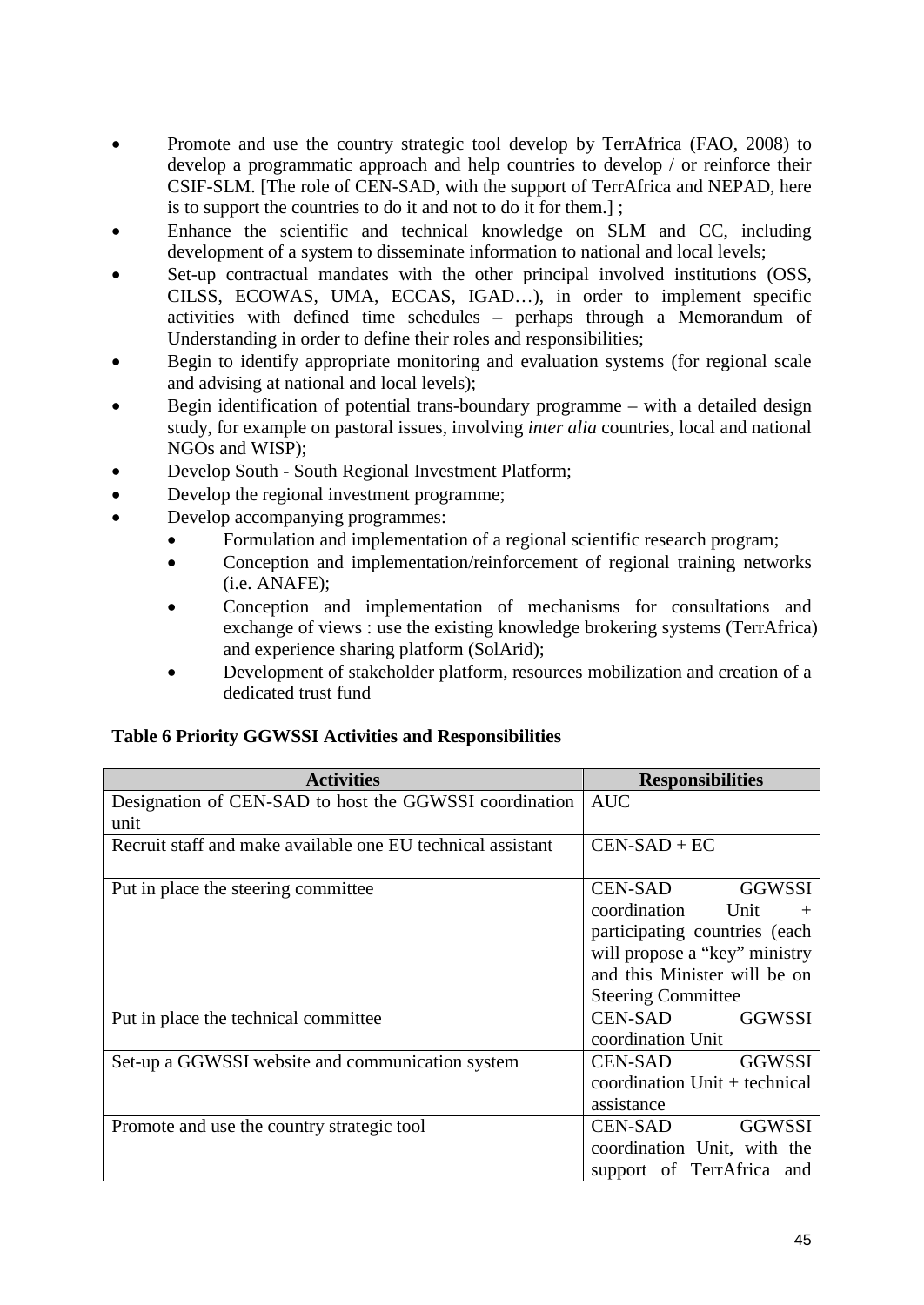- Promote and use the country strategic tool develop by TerrAfrica (FAO, 2008) to develop a programmatic approach and help countries to develop / or reinforce their CSIF-SLM. [The role of CEN-SAD, with the support of TerrAfrica and NEPAD, here is to support the countries to do it and not to do it for them.] ;
- Enhance the scientific and technical knowledge on SLM and CC, including development of a system to disseminate information to national and local levels;
- Set-up contractual mandates with the other principal involved institutions (OSS, CILSS, ECOWAS, UMA, ECCAS, IGAD…), in order to implement specific activities with defined time schedules – perhaps through a Memorandum of Understanding in order to define their roles and responsibilities;
- Begin to identify appropriate monitoring and evaluation systems (for regional scale and advising at national and local levels);
- Begin identification of potential trans-boundary programme – with a detailed design study, for example on pastoral issues, involving *inter alia* countries, local and national NGOs and WISP);
- Develop South - South Regional Investment Platform;
- Develop the regional investment programme;
- Develop accompanying programmes:
    - Formulation and implementation of a regional scientific research program;
    - Conception and implementation/reinforcement of regional training networks (i.e. ANAFE);
    - Conception and implementation of mechanisms for consultations and exchange of views : use the existing knowledge brokering systems (TerrAfrica) and experience sharing platform (SolArid);
    - Development of stakeholder platform, resources mobilization and creation of a dedicated trust fund

**Table 6 Priority GGWSSI Activities and Responsibilities**

| Activities | Responsibilities |
|---|---|
| Designation of CEN-SAD to host the GGWSSI coordination unit | AUC |
| Recruit staff and make available one EU technical assistant | CEN-SAD + EC |
| Put in place the steering committee | CEN-SAD GGWSSI coordination Unit + participating countries (each will propose a "key" ministry and this Minister will be on Steering Committee |
| Put in place the technical committee | CEN-SAD GGWSSI coordination Unit |
| Set-up a GGWSSI website and communication system | CEN-SAD GGWSSI coordination Unit + technical assistance |
| Promote and use the country strategic tool | CEN-SAD GGWSSI coordination Unit, with the support of TerrAfrica and |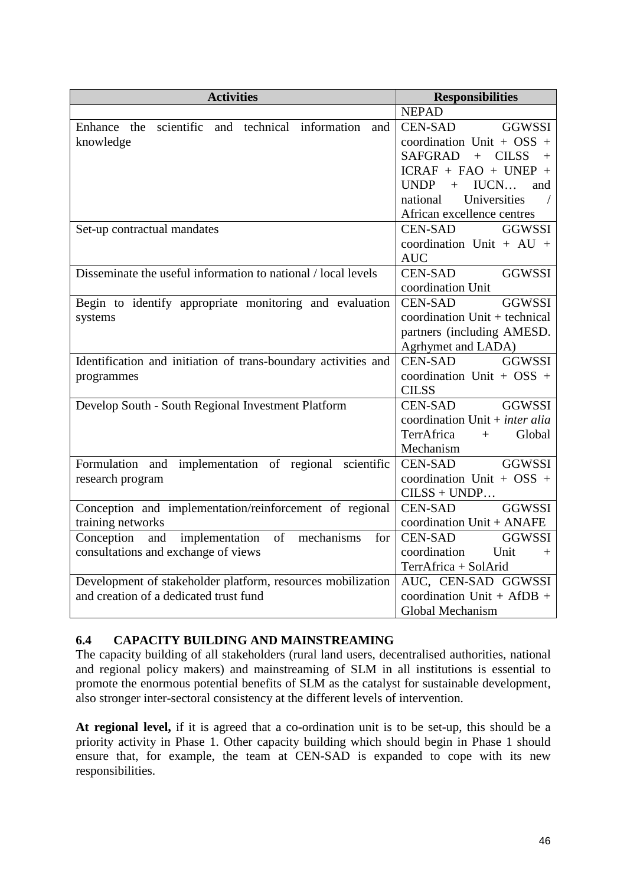| Activities | Responsibilities |
|---|---|
| | NEPAD |
| Enhance the scientific and technical information and knowledge | CEN-SAD GGWSSI coordination Unit + OSS + SAFGRAD + CILSS + ICRAF + FAO + UNEP + UNDP + IUCN… and national Universities / African excellence centres |
| Set-up contractual mandates | CEN-SAD GGWSSI coordination Unit + AU + AUC |
| Disseminate the useful information to national / local levels | CEN-SAD GGWSSI coordination Unit |
| Begin to identify appropriate monitoring and evaluation systems | CEN-SAD GGWSSI coordination Unit + technical partners (including AMESD. Agrhymet and LADA) |
| Identification and initiation of trans-boundary activities and programmes | CEN-SAD GGWSSI coordination Unit + OSS + CILSS |
| Develop South - South Regional Investment Platform | CEN-SAD GGWSSI coordination Unit + *inter alia* TerrAfrica + Global Mechanism |
| Formulation and implementation of regional scientific research program | CEN-SAD GGWSSI coordination Unit + OSS + CILSS + UNDP… |
| Conception and implementation/reinforcement of regional training networks | CEN-SAD GGWSSI coordination Unit + ANAFE |
| Conception and implementation of mechanisms for consultations and exchange of views | CEN-SAD GGWSSI coordination Unit + TerrAfrica + SolArid |
| Development of stakeholder platform, resources mobilization and creation of a dedicated trust fund | AUC, CEN-SAD GGWSSI coordination Unit + AfDB + Global Mechanism |

### 6.4 CAPACITY BUILDING AND MAINSTREAMING

The capacity building of all stakeholders (rural land users, decentralised authorities, national and regional policy makers) and mainstreaming of SLM in all institutions is essential to promote the enormous potential benefits of SLM as the catalyst for sustainable development, also stronger inter-sectoral consistency at the different levels of intervention.

**At regional level,** if it is agreed that a co-ordination unit is to be set-up, this should be a priority activity in Phase 1. Other capacity building which should begin in Phase 1 should ensure that, for example, the team at CEN-SAD is expanded to cope with its new responsibilities.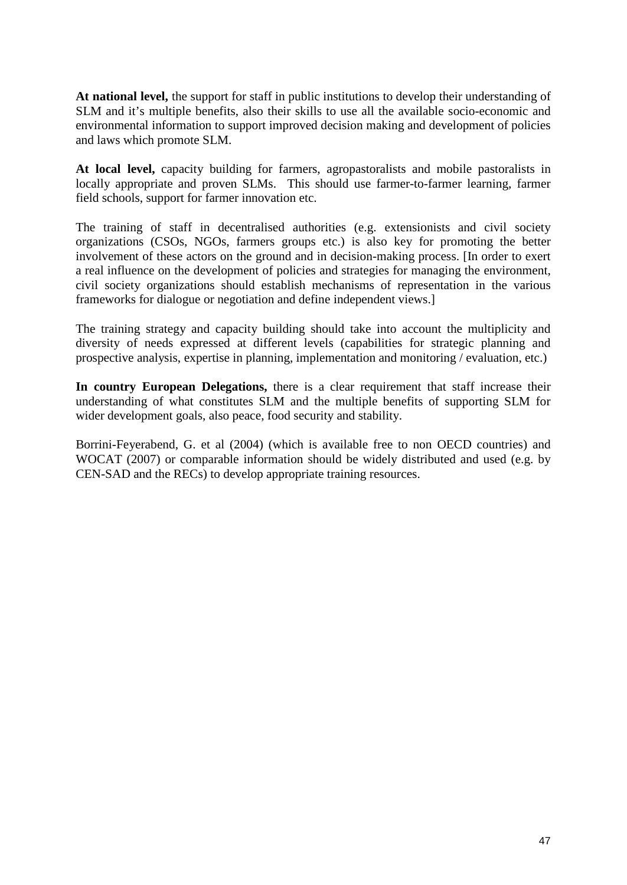**At national level,** the support for staff in public institutions to develop their understanding of SLM and it's multiple benefits, also their skills to use all the available socio-economic and environmental information to support improved decision making and development of policies and laws which promote SLM.

**At local level,** capacity building for farmers, agropastoralists and mobile pastoralists in locally appropriate and proven SLMs. This should use farmer-to-farmer learning, farmer field schools, support for farmer innovation etc.

The training of staff in decentralised authorities (e.g. extensionists and civil society organizations (CSOs, NGOs, farmers groups etc.) is also key for promoting the better involvement of these actors on the ground and in decision-making process. [In order to exert a real influence on the development of policies and strategies for managing the environment, civil society organizations should establish mechanisms of representation in the various frameworks for dialogue or negotiation and define independent views.]

The training strategy and capacity building should take into account the multiplicity and diversity of needs expressed at different levels (capabilities for strategic planning and prospective analysis, expertise in planning, implementation and monitoring / evaluation, etc.)

**In country European Delegations,** there is a clear requirement that staff increase their understanding of what constitutes SLM and the multiple benefits of supporting SLM for wider development goals, also peace, food security and stability.

Borrini-Feyerabend, G. et al (2004) (which is available free to non OECD countries) and WOCAT (2007) or comparable information should be widely distributed and used (e.g. by CEN-SAD and the RECs) to develop appropriate training resources.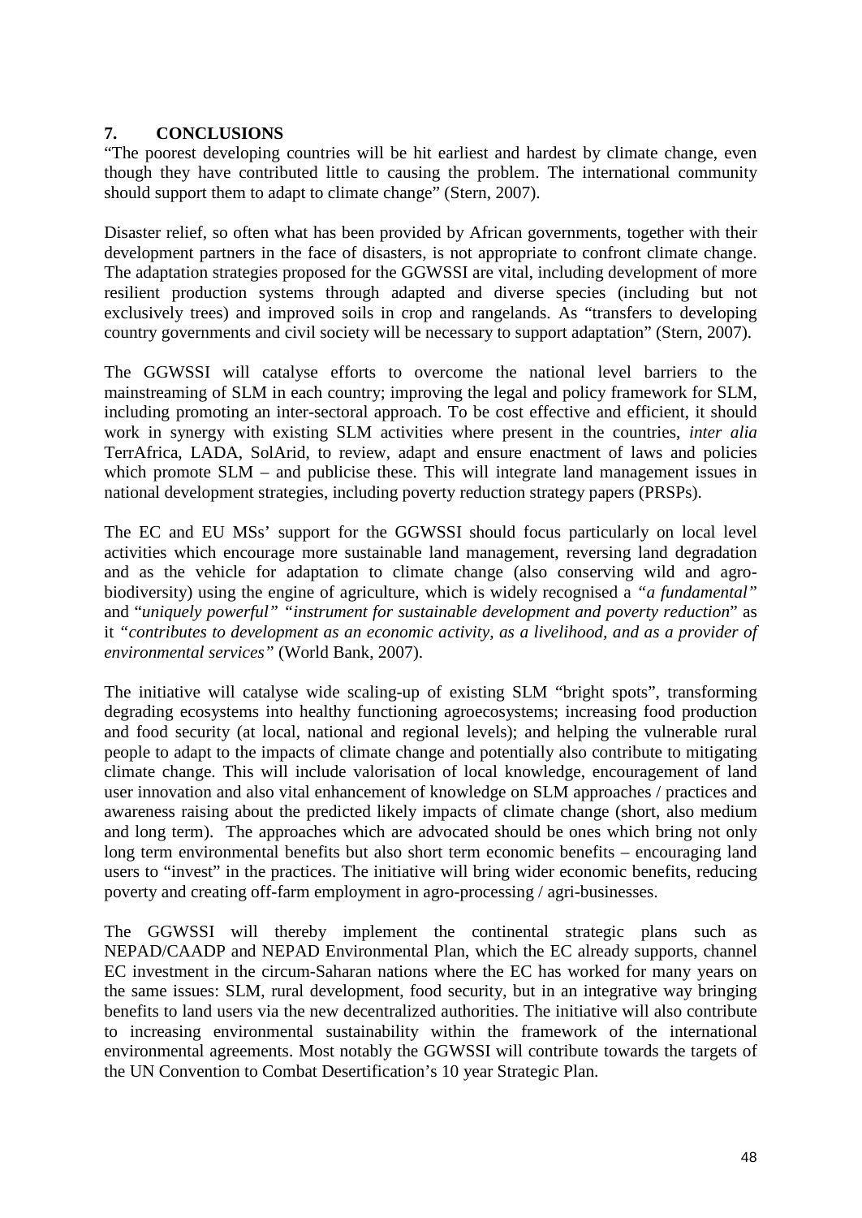## 7. CONCLUSIONS

"The poorest developing countries will be hit earliest and hardest by climate change, even though they have contributed little to causing the problem. The international community should support them to adapt to climate change" (Stern, 2007).

Disaster relief, so often what has been provided by African governments, together with their development partners in the face of disasters, is not appropriate to confront climate change. The adaptation strategies proposed for the GGWSSI are vital, including development of more resilient production systems through adapted and diverse species (including but not exclusively trees) and improved soils in crop and rangelands. As "transfers to developing country governments and civil society will be necessary to support adaptation" (Stern, 2007).

The GGWSSI will catalyse efforts to overcome the national level barriers to the mainstreaming of SLM in each country; improving the legal and policy framework for SLM, including promoting an inter-sectoral approach. To be cost effective and efficient, it should work in synergy with existing SLM activities where present in the countries, *inter alia* TerrAfrica, LADA, SolArid, to review, adapt and ensure enactment of laws and policies which promote SLM – and publicise these. This will integrate land management issues in national development strategies, including poverty reduction strategy papers (PRSPs).

The EC and EU MSs' support for the GGWSSI should focus particularly on local level activities which encourage more sustainable land management, reversing land degradation and as the vehicle for adaptation to climate change (also conserving wild and agro-biodiversity) using the engine of agriculture, which is widely recognised a *"a fundamental"* and "*uniquely powerful" "instrument for sustainable development and poverty reduction*" as it *"contributes to development as an economic activity, as a livelihood, and as a provider of environmental services"* (World Bank, 2007).

The initiative will catalyse wide scaling-up of existing SLM "bright spots", transforming degrading ecosystems into healthy functioning agroecosystems; increasing food production and food security (at local, national and regional levels); and helping the vulnerable rural people to adapt to the impacts of climate change and potentially also contribute to mitigating climate change. This will include valorisation of local knowledge, encouragement of land user innovation and also vital enhancement of knowledge on SLM approaches / practices and awareness raising about the predicted likely impacts of climate change (short, also medium and long term). The approaches which are advocated should be ones which bring not only long term environmental benefits but also short term economic benefits – encouraging land users to "invest" in the practices. The initiative will bring wider economic benefits, reducing poverty and creating off-farm employment in agro-processing / agri-businesses.

The GGWSSI will thereby implement the continental strategic plans such as NEPAD/CAADP and NEPAD Environmental Plan, which the EC already supports, channel EC investment in the circum-Saharan nations where the EC has worked for many years on the same issues: SLM, rural development, food security, but in an integrative way bringing benefits to land users via the new decentralized authorities. The initiative will also contribute to increasing environmental sustainability within the framework of the international environmental agreements. Most notably the GGWSSI will contribute towards the targets of the UN Convention to Combat Desertification's 10 year Strategic Plan.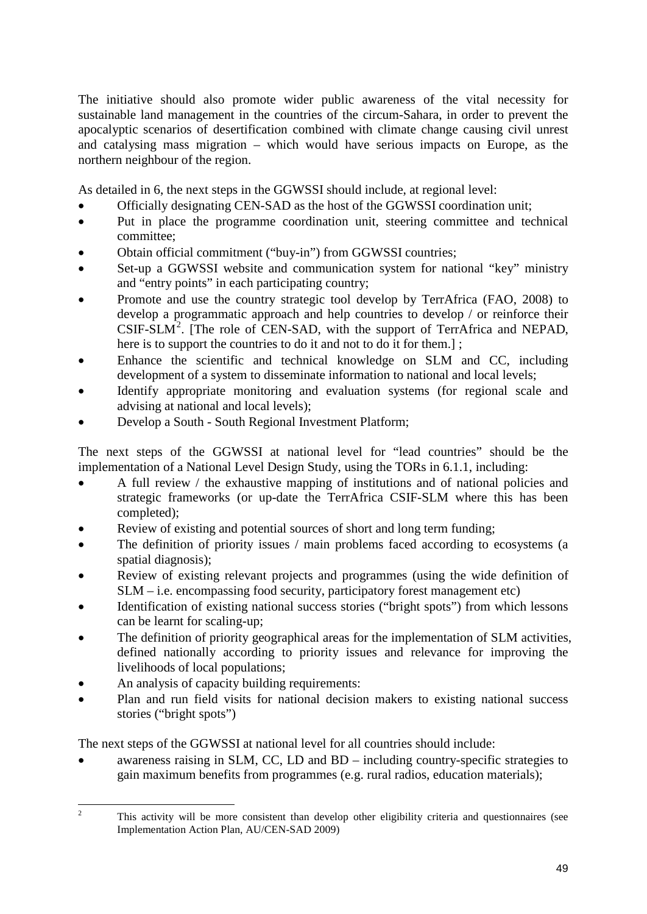The initiative should also promote wider public awareness of the vital necessity for sustainable land management in the countries of the circum-Sahara, in order to prevent the apocalyptic scenarios of desertification combined with climate change causing civil unrest and catalysing mass migration – which would have serious impacts on Europe, as the northern neighbour of the region.

As detailed in 6, the next steps in the GGWSSI should include, at regional level:

- Officially designating CEN-SAD as the host of the GGWSSI coordination unit;
- Put in place the programme coordination unit, steering committee and technical committee;
- Obtain official commitment ("buy-in") from GGWSSI countries;
- Set-up a GGWSSI website and communication system for national "key" ministry and "entry points" in each participating country;
- Promote and use the country strategic tool develop by TerrAfrica (FAO, 2008) to develop a programmatic approach and help countries to develop / or reinforce their CSIF-SLM[2]. [The role of CEN-SAD, with the support of TerrAfrica and NEPAD, here is to support the countries to do it and not to do it for them.] ;
- Enhance the scientific and technical knowledge on SLM and CC, including development of a system to disseminate information to national and local levels;
- Identify appropriate monitoring and evaluation systems (for regional scale and advising at national and local levels);
- Develop a South - South Regional Investment Platform;

The next steps of the GGWSSI at national level for "lead countries" should be the implementation of a National Level Design Study, using the TORs in 6.1.1, including:

- A full review / the exhaustive mapping of institutions and of national policies and strategic frameworks (or up-date the TerrAfrica CSIF-SLM where this has been completed);
- Review of existing and potential sources of short and long term funding;
- The definition of priority issues / main problems faced according to ecosystems (a spatial diagnosis);
- Review of existing relevant projects and programmes (using the wide definition of SLM – i.e. encompassing food security, participatory forest management etc)
- Identification of existing national success stories ("bright spots") from which lessons can be learnt for scaling-up;
- The definition of priority geographical areas for the implementation of SLM activities, defined nationally according to priority issues and relevance for improving the livelihoods of local populations;
- An analysis of capacity building requirements:
- Plan and run field visits for national decision makers to existing national success stories ("bright spots")

The next steps of the GGWSSI at national level for all countries should include:

- awareness raising in SLM, CC, LD and BD – including country-specific strategies to gain maximum benefits from programmes (e.g. rural radios, education materials);

[2] This activity will be more consistent than develop other eligibility criteria and questionnaires (see Implementation Action Plan, AU/CEN-SAD 2009)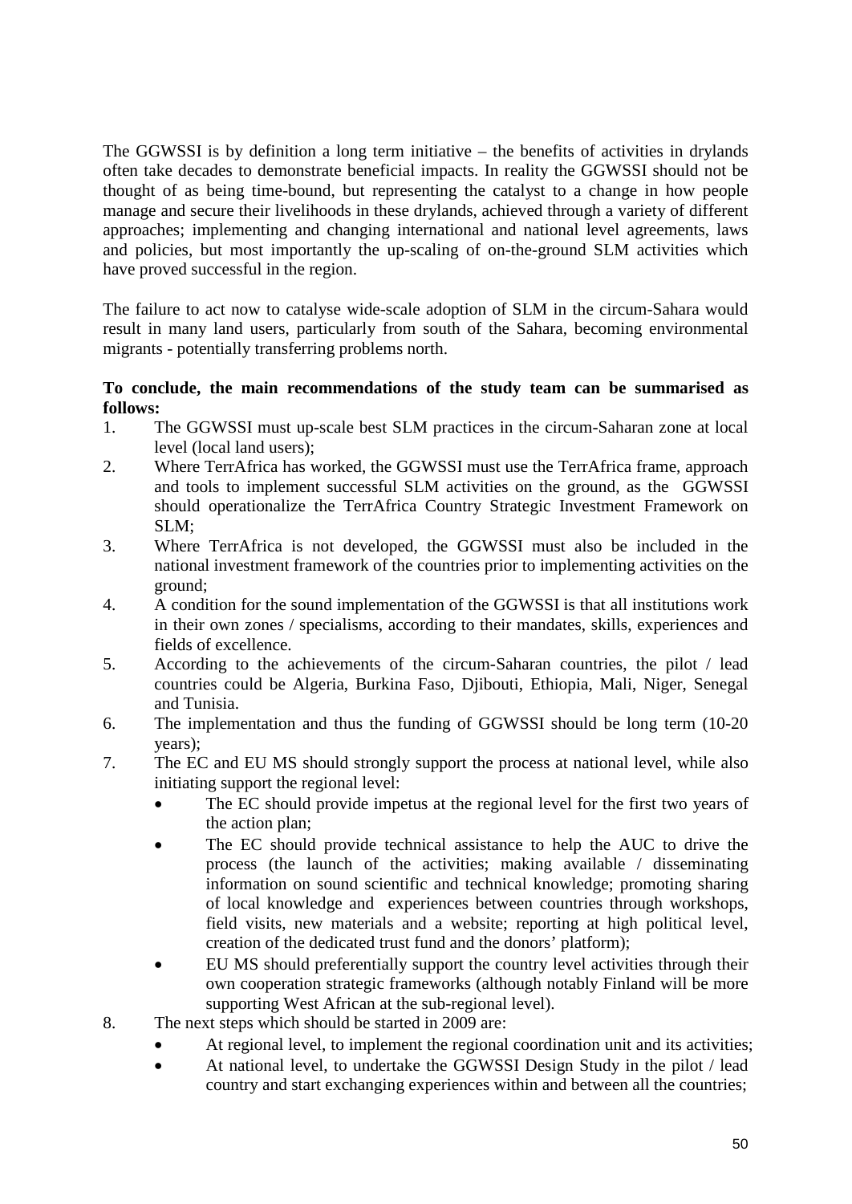The GGWSSI is by definition a long term initiative – the benefits of activities in drylands often take decades to demonstrate beneficial impacts. In reality the GGWSSI should not be thought of as being time-bound, but representing the catalyst to a change in how people manage and secure their livelihoods in these drylands, achieved through a variety of different approaches; implementing and changing international and national level agreements, laws and policies, but most importantly the up-scaling of on-the-ground SLM activities which have proved successful in the region.

The failure to act now to catalyse wide-scale adoption of SLM in the circum-Sahara would result in many land users, particularly from south of the Sahara, becoming environmental migrants - potentially transferring problems north.

**To conclude, the main recommendations of the study team can be summarised as follows:**

1. The GGWSSI must up-scale best SLM practices in the circum-Saharan zone at local level (local land users);
2. Where TerrAfrica has worked, the GGWSSI must use the TerrAfrica frame, approach and tools to implement successful SLM activities on the ground, as the GGWSSI should operationalize the TerrAfrica Country Strategic Investment Framework on SLM;
3. Where TerrAfrica is not developed, the GGWSSI must also be included in the national investment framework of the countries prior to implementing activities on the ground;
4. A condition for the sound implementation of the GGWSSI is that all institutions work in their own zones / specialisms, according to their mandates, skills, experiences and fields of excellence.
5. According to the achievements of the circum-Saharan countries, the pilot / lead countries could be Algeria, Burkina Faso, Djibouti, Ethiopia, Mali, Niger, Senegal and Tunisia.
6. The implementation and thus the funding of GGWSSI should be long term (10-20 years);
7. The EC and EU MS should strongly support the process at national level, while also initiating support the regional level:
   - The EC should provide impetus at the regional level for the first two years of the action plan;
   - The EC should provide technical assistance to help the AUC to drive the process (the launch of the activities; making available / disseminating information on sound scientific and technical knowledge; promoting sharing of local knowledge and experiences between countries through workshops, field visits, new materials and a website; reporting at high political level, creation of the dedicated trust fund and the donors' platform);
   - EU MS should preferentially support the country level activities through their own cooperation strategic frameworks (although notably Finland will be more supporting West African at the sub-regional level).
8. The next steps which should be started in 2009 are:
   - At regional level, to implement the regional coordination unit and its activities;
   - At national level, to undertake the GGWSSI Design Study in the pilot / lead country and start exchanging experiences within and between all the countries;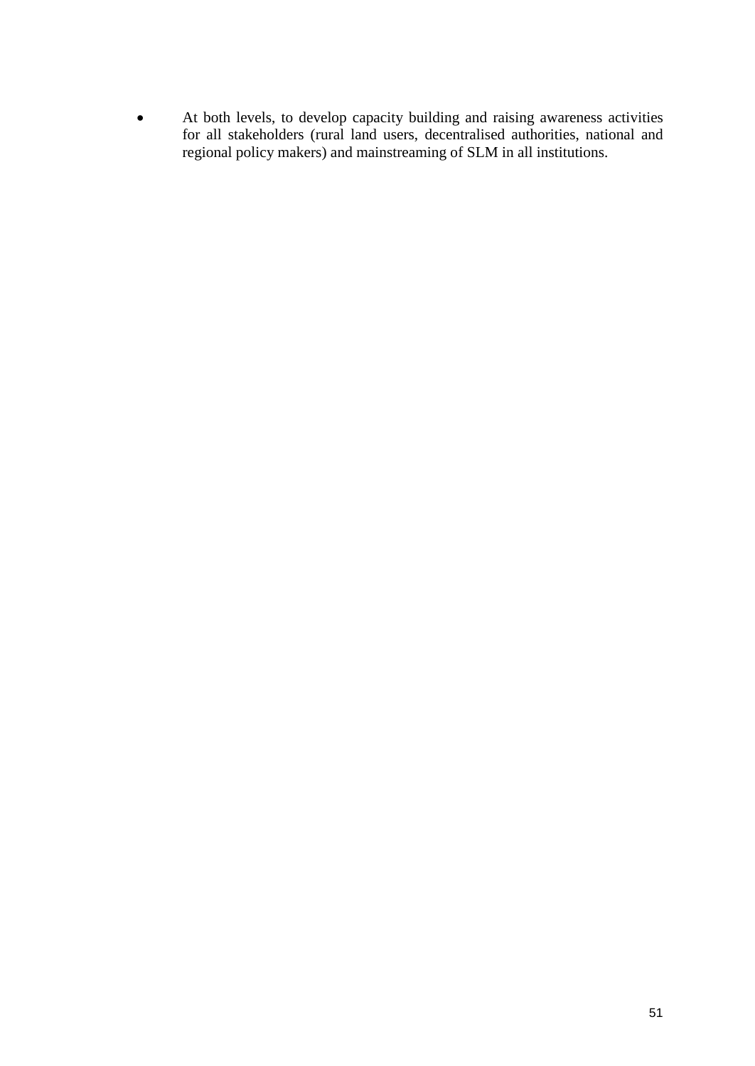- At both levels, to develop capacity building and raising awareness activities for all stakeholders (rural land users, decentralised authorities, national and regional policy makers) and mainstreaming of SLM in all institutions.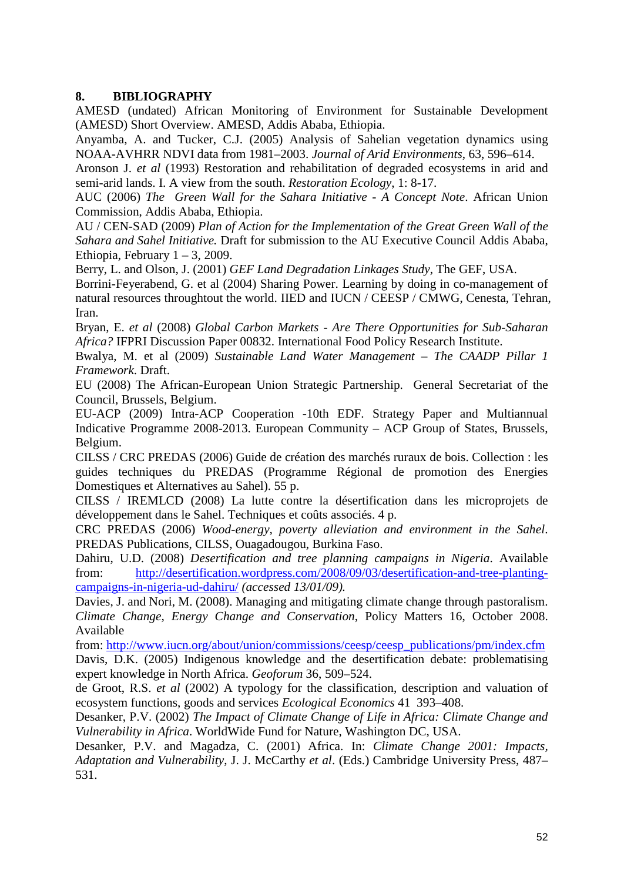## 8. BIBLIOGRAPHY

AMESD (undated) African Monitoring of Environment for Sustainable Development (AMESD) Short Overview. AMESD, Addis Ababa, Ethiopia.

Anyamba, A. and Tucker, C.J. (2005) Analysis of Sahelian vegetation dynamics using NOAA-AVHRR NDVI data from 1981–2003. *Journal of Arid Environments*, 63, 596–614.

Aronson J. *et al* (1993) Restoration and rehabilitation of degraded ecosystems in arid and semi-arid lands. I. A view from the south. *Restoration Ecology*, 1: 8-17.

AUC (2006) *The Green Wall for the Sahara Initiative - A Concept Note*. African Union Commission, Addis Ababa, Ethiopia.

AU / CEN-SAD (2009) *Plan of Action for the Implementation of the Great Green Wall of the Sahara and Sahel Initiative.* Draft for submission to the AU Executive Council Addis Ababa, Ethiopia, February 1 – 3, 2009.

Berry, L. and Olson, J. (2001) *GEF Land Degradation Linkages Study*, The GEF, USA.

Borrini-Feyerabend, G. et al (2004) Sharing Power. Learning by doing in co-management of natural resources throughtout the world. IIED and IUCN / CEESP / CMWG, Cenesta, Tehran, Iran.

Bryan, E. *et al* (2008) *Global Carbon Markets - Are There Opportunities for Sub-Saharan Africa?* IFPRI Discussion Paper 00832. International Food Policy Research Institute.

Bwalya, M. et al (2009) *Sustainable Land Water Management – The CAADP Pillar 1 Framework.* Draft.

EU (2008) The African-European Union Strategic Partnership. General Secretariat of the Council, Brussels, Belgium.

EU-ACP (2009) Intra-ACP Cooperation -10th EDF. Strategy Paper and Multiannual Indicative Programme 2008-2013. European Community – ACP Group of States, Brussels, Belgium.

CILSS / CRC PREDAS (2006) Guide de création des marchés ruraux de bois. Collection : les guides techniques du PREDAS (Programme Régional de promotion des Energies Domestiques et Alternatives au Sahel). 55 p.

CILSS / IREMLCD (2008) La lutte contre la désertification dans les microprojets de développement dans le Sahel. Techniques et coûts associés. 4 p.

CRC PREDAS (2006) *Wood-energy, poverty alleviation and environment in the Sahel*. PREDAS Publications, CILSS, Ouagadougou, Burkina Faso.

Dahiru, U.D. (2008) *Desertification and tree planning campaigns in Nigeria*. Available from: http://desertification.wordpress.com/2008/09/03/desertification-and-tree-planting-campaigns-in-nigeria-ud-dahiru/ *(accessed 13/01/09).*

Davies, J. and Nori, M. (2008). Managing and mitigating climate change through pastoralism. *Climate Change, Energy Change and Conservation*, Policy Matters 16, October 2008. Available from: http://www.iucn.org/about/union/commissions/ceesp/ceesp_publications/pm/index.cfm

Davis, D.K. (2005) Indigenous knowledge and the desertification debate: problematising expert knowledge in North Africa. *Geoforum* 36, 509–524.

de Groot, R.S. *et al* (2002) A typology for the classification, description and valuation of ecosystem functions, goods and services *Ecological Economics* 41 393–408.

Desanker, P.V. (2002) *The Impact of Climate Change of Life in Africa: Climate Change and Vulnerability in Africa*. WorldWide Fund for Nature, Washington DC, USA.

Desanker, P.V. and Magadza, C. (2001) Africa. In: *Climate Change 2001: Impacts, Adaptation and Vulnerability*, J. J. McCarthy *et al*. (Eds.) Cambridge University Press, 487–531.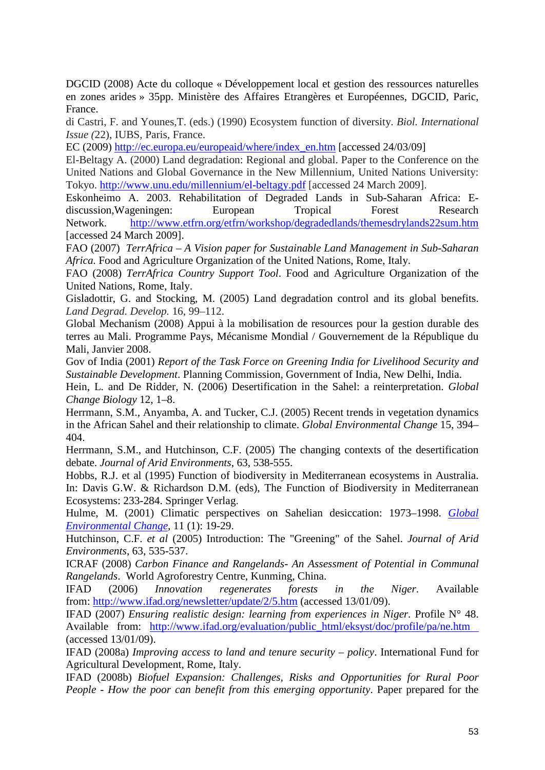DGCID (2008) Acte du colloque « Développement local et gestion des ressources naturelles en zones arides » 35pp. Ministère des Affaires Etrangères et Européennes, DGCID, Paric, France.

di Castri, F. and Younes,T. (eds.) (1990) Ecosystem function of diversity. *Biol. International Issue (*22), IUBS, Paris, France.

EC (2009) http://ec.europa.eu/europeaid/where/index_en.htm [accessed 24/03/09]

El-Beltagy A. (2000) Land degradation: Regional and global. Paper to the Conference on the United Nations and Global Governance in the New Millennium, United Nations University: Tokyo. http://www.unu.edu/millennium/el-beltagy.pdf [accessed 24 March 2009].

Eskonheimo A. 2003. Rehabilitation of Degraded Lands in Sub-Saharan Africa: E-discussion,Wageningen: European Tropical Forest Research Network. http://www.etfrn.org/etfrn/workshop/degradedlands/themesdrylands22sum.htm [accessed 24 March 2009].

FAO (2007) *TerrAfrica – A Vision paper for Sustainable Land Management in Sub-Saharan Africa.* Food and Agriculture Organization of the United Nations, Rome, Italy.

FAO (2008) *TerrAfrica Country Support Tool*. Food and Agriculture Organization of the United Nations, Rome, Italy.

Gisladottir, G. and Stocking, M. (2005) Land degradation control and its global benefits. *Land Degrad. Develop.* 16, 99–112.

Global Mechanism (2008) Appui à la mobilisation de resources pour la gestion durable des terres au Mali. Programme Pays, Mécanisme Mondial / Gouvernement de la République du Mali, Janvier 2008.

Gov of India (2001) *Report of the Task Force on Greening India for Livelihood Security and Sustainable Development*. Planning Commission, Government of India, New Delhi, India.

Hein, L. and De Ridder, N. (2006) Desertification in the Sahel: a reinterpretation. *Global Change Biology* 12, 1–8.

Herrmann, S.M., Anyamba, A. and Tucker, C.J. (2005) Recent trends in vegetation dynamics in the African Sahel and their relationship to climate. *Global Environmental Change* 15, 394–404.

Herrmann, S.M., and Hutchinson, C.F. (2005) The changing contexts of the desertification debate. *Journal of Arid Environments*, 63, 538-555.

Hobbs, R.J. et al (1995) Function of biodiversity in Mediterranean ecosystems in Australia. In: Davis G.W. & Richardson D.M. (eds), The Function of Biodiversity in Mediterranean Ecosystems: 233-284. Springer Verlag.

Hulme, M. (2001) Climatic perspectives on Sahelian desiccation: 1973–1998. *Global Environmental Change*, 11 (1): 19-29.

Hutchinson, C.F. *et al* (2005) Introduction: The "Greening" of the Sahel. *Journal of Arid Environments*, 63, 535-537.

ICRAF (2008) *Carbon Finance and Rangelands- An Assessment of Potential in Communal Rangelands*. World Agroforestry Centre, Kunming, China.

IFAD (2006) *Innovation regenerates forests in the Niger*. Available from: http://www.ifad.org/newsletter/update/2/5.htm (accessed 13/01/09).

IFAD (2007) *Ensuring realistic design: learning from experiences in Niger*. Profile N° 48. Available from: http://www.ifad.org/evaluation/public_html/eksyst/doc/profile/pa/ne.htm (accessed 13/01/09).

IFAD (2008a) *Improving access to land and tenure security – policy*. International Fund for Agricultural Development, Rome, Italy.

IFAD (2008b) *Biofuel Expansion: Challenges, Risks and Opportunities for Rural Poor People - How the poor can benefit from this emerging opportunity*. Paper prepared for the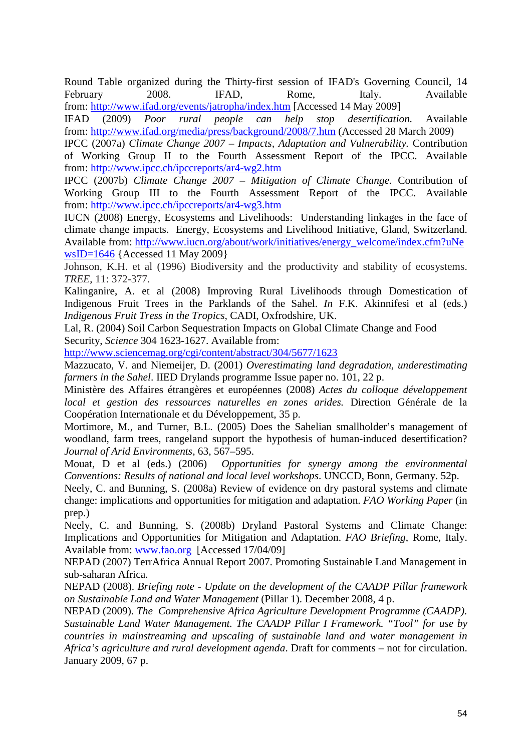Round Table organized during the Thirty-first session of IFAD's Governing Council, 14 February 2008. IFAD, Rome, Italy. Available from: http://www.ifad.org/events/jatropha/index.htm [Accessed 14 May 2009]

IFAD (2009) *Poor rural people can help stop desertification.* Available from: http://www.ifad.org/media/press/background/2008/7.htm (Accessed 28 March 2009)

IPCC (2007a) *Climate Change 2007 – Impacts, Adaptation and Vulnerability.* Contribution of Working Group II to the Fourth Assessment Report of the IPCC. Available from: http://www.ipcc.ch/ipccreports/ar4-wg2.htm

IPCC (2007b) *Climate Change 2007 – Mitigation of Climate Change.* Contribution of Working Group III to the Fourth Assessment Report of the IPCC. Available from: http://www.ipcc.ch/ipccreports/ar4-wg3.htm

IUCN (2008) Energy, Ecosystems and Livelihoods: Understanding linkages in the face of climate change impacts. Energy, Ecosystems and Livelihood Initiative, Gland, Switzerland. Available from: http://www.iucn.org/about/work/initiatives/energy_welcome/index.cfm?uNewsID=1646 {Accessed 11 May 2009}

Johnson, K.H. et al (1996) Biodiversity and the productivity and stability of ecosystems. *TREE*, 11: 372-377.

Kalinganire, A. et al (2008) Improving Rural Livelihoods through Domestication of Indigenous Fruit Trees in the Parklands of the Sahel. *In* F.K. Akinnifesi et al (eds.) *Indigenous Fruit Tress in the Tropics*, CADI, Oxfrodshire, UK.

Lal, R. (2004) Soil Carbon Sequestration Impacts on Global Climate Change and Food Security, *Science* 304 1623-1627. Available from: http://www.sciencemag.org/cgi/content/abstract/304/5677/1623

Mazzucato, V. and Niemeijer, D. (2001) *Overestimating land degradation, underestimating farmers in the Sahel*. IIED Drylands programme Issue paper no. 101, 22 p.

Ministère des Affaires étrangères et européennes (2008) *Actes du colloque développement local et gestion des ressources naturelles en zones arides.* Direction Générale de la Coopération Internationale et du Développement, 35 p.

Mortimore, M., and Turner, B.L. (2005) Does the Sahelian smallholder's management of woodland, farm trees, rangeland support the hypothesis of human-induced desertification? *Journal of Arid Environments*, 63, 567–595.

Mouat, D et al (eds.) (2006) *Opportunities for synergy among the environmental Conventions: Results of national and local level workshops*. UNCCD, Bonn, Germany. 52p.

Neely, C. and Bunning, S. (2008a) Review of evidence on dry pastoral systems and climate change: implications and opportunities for mitigation and adaptation. *FAO Working Paper* (in prep.)

Neely, C. and Bunning, S. (2008b) Dryland Pastoral Systems and Climate Change: Implications and Opportunities for Mitigation and Adaptation. *FAO Briefing*, Rome, Italy. Available from: www.fao.org [Accessed 17/04/09]

NEPAD (2007) TerrAfrica Annual Report 2007. Promoting Sustainable Land Management in sub-saharan Africa.

NEPAD (2008). *Briefing note - Update on the development of the CAADP Pillar framework on Sustainable Land and Water Management* (Pillar 1). December 2008, 4 p.

NEPAD (2009). *The Comprehensive Africa Agriculture Development Programme (CAADP). Sustainable Land Water Management. The CAADP Pillar I Framework. "Tool" for use by countries in mainstreaming and upscaling of sustainable land and water management in Africa's agriculture and rural development agenda*. Draft for comments – not for circulation. January 2009, 67 p.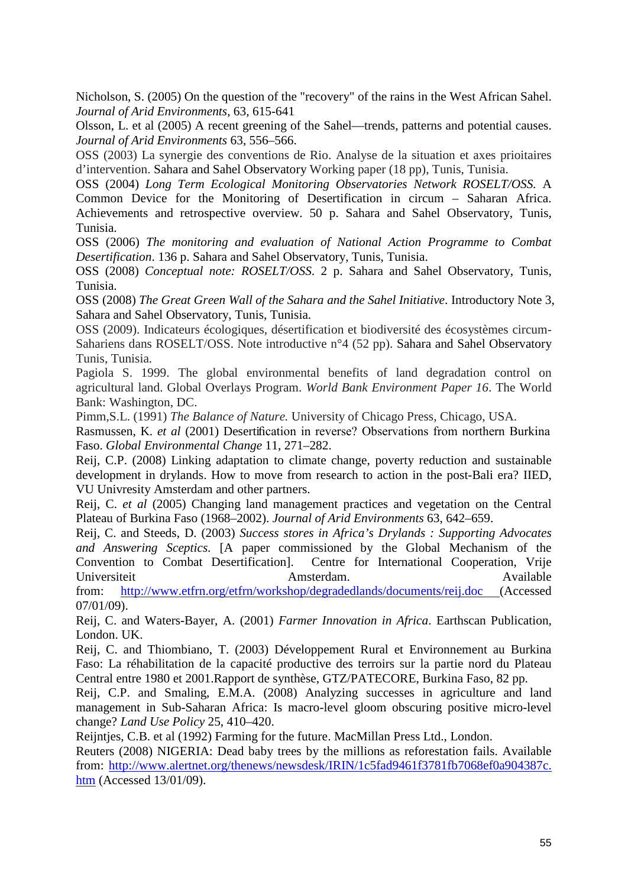Nicholson, S. (2005) On the question of the "recovery" of the rains in the West African Sahel. *Journal of Arid Environments*, 63, 615-641

Olsson, L. et al (2005) A recent greening of the Sahel—trends, patterns and potential causes. *Journal of Arid Environments* 63, 556–566.

OSS (2003) La synergie des conventions de Rio. Analyse de la situation et axes prioitaires d'intervention. Sahara and Sahel Observatory Working paper (18 pp), Tunis, Tunisia.

OSS (2004) *Long Term Ecological Monitoring Observatories Network ROSELT/OSS.* A Common Device for the Monitoring of Desertification in circum – Saharan Africa. Achievements and retrospective overview. 50 p. Sahara and Sahel Observatory, Tunis, Tunisia.

OSS (2006) *The monitoring and evaluation of National Action Programme to Combat Desertification*. 136 p. Sahara and Sahel Observatory, Tunis, Tunisia.

OSS (2008) *Conceptual note: ROSELT/OSS.* 2 p. Sahara and Sahel Observatory, Tunis, Tunisia.

OSS (2008) *The Great Green Wall of the Sahara and the Sahel Initiative*. Introductory Note 3, Sahara and Sahel Observatory, Tunis, Tunisia.

OSS (2009). Indicateurs écologiques, désertification et biodiversité des écosystèmes circum-Sahariens dans ROSELT/OSS. Note introductive n°4 (52 pp). Sahara and Sahel Observatory Tunis, Tunisia.

Pagiola S. 1999. The global environmental benefits of land degradation control on agricultural land. Global Overlays Program. *World Bank Environment Paper 16*. The World Bank: Washington, DC.

Pimm,S.L. (1991) *The Balance of Nature.* University of Chicago Press, Chicago, USA.

Rasmussen, K. *et al* (2001) Desertification in reverse? Observations from northern Burkina Faso. *Global Environmental Change* 11, 271–282.

Reij, C.P. (2008) Linking adaptation to climate change, poverty reduction and sustainable development in drylands. How to move from research to action in the post-Bali era? IIED, VU Univresity Amsterdam and other partners.

Reij, C. *et al* (2005) Changing land management practices and vegetation on the Central Plateau of Burkina Faso (1968–2002). *Journal of Arid Environments* 63, 642–659.

Reij, C. and Steeds, D. (2003) *Success stores in Africa's Drylands : Supporting Advocates and Answering Sceptics.* [A paper commissioned by the Global Mechanism of the Convention to Combat Desertification]. Centre for International Cooperation, Vrije Universiteit Amsterdam. Available from: http://www.etfrn.org/etfrn/workshop/degradedlands/documents/reij.doc (Accessed 07/01/09).

Reij, C. and Waters-Bayer, A. (2001) *Farmer Innovation in Africa*. Earthscan Publication, London. UK.

Reij, C. and Thiombiano, T. (2003) Développement Rural et Environnement au Burkina Faso: La réhabilitation de la capacité productive des terroirs sur la partie nord du Plateau Central entre 1980 et 2001.Rapport de synthèse, GTZ/PATECORE, Burkina Faso, 82 pp.

Reij, C.P. and Smaling, E.M.A. (2008) Analyzing successes in agriculture and land management in Sub-Saharan Africa: Is macro-level gloom obscuring positive micro-level change? *Land Use Policy* 25, 410–420.

Reijntjes, C.B. et al (1992) Farming for the future. MacMillan Press Ltd., London.

Reuters (2008) NIGERIA: Dead baby trees by the millions as reforestation fails. Available from: http://www.alertnet.org/thenews/newsdesk/IRIN/1c5fad9461f3781fb7068ef0a904387c.htm (Accessed 13/01/09).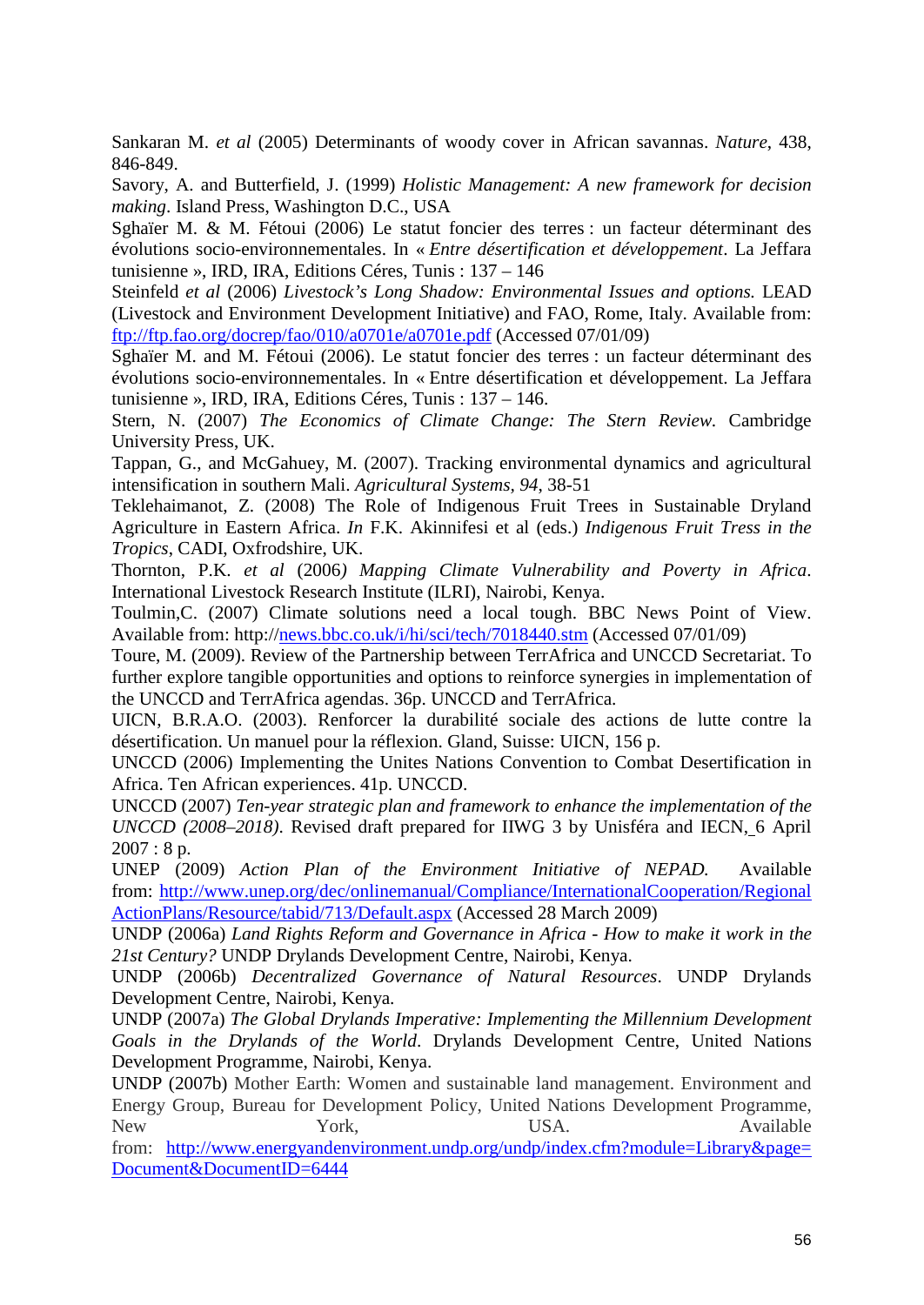Sankaran M. *et al* (2005) Determinants of woody cover in African savannas. *Nature*, 438, 846-849.

Savory, A. and Butterfield, J. (1999) *Holistic Management: A new framework for decision making*. Island Press, Washington D.C., USA

Sghaïer M. & M. Fétoui (2006) Le statut foncier des terres : un facteur déterminant des évolutions socio-environnementales. In « *Entre désertification et développement*. La Jeffara tunisienne », IRD, IRA, Editions Céres, Tunis : 137 – 146

Steinfeld *et al* (2006) *Livestock's Long Shadow: Environmental Issues and options.* LEAD (Livestock and Environment Development Initiative) and FAO, Rome, Italy. Available from: ftp://ftp.fao.org/docrep/fao/010/a0701e/a0701e.pdf (Accessed 07/01/09)

Sghaïer M. and M. Fétoui (2006). Le statut foncier des terres : un facteur déterminant des évolutions socio-environnementales. In « Entre désertification et développement. La Jeffara tunisienne », IRD, IRA, Editions Céres, Tunis : 137 – 146.

Stern, N. (2007) *The Economics of Climate Change: The Stern Review.* Cambridge University Press, UK.

Tappan, G., and McGahuey, M. (2007). Tracking environmental dynamics and agricultural intensification in southern Mali. *Agricultural Systems, 94*, 38-51

Teklehaimanot, Z. (2008) The Role of Indigenous Fruit Trees in Sustainable Dryland Agriculture in Eastern Africa. *In* F.K. Akinnifesi et al (eds.) *Indigenous Fruit Tress in the Tropics*, CADI, Oxfrodshire, UK.

Thornton, P.K. *et al* (2006*) Mapping Climate Vulnerability and Poverty in Africa*. International Livestock Research Institute (ILRI), Nairobi, Kenya.

Toulmin,C. (2007) Climate solutions need a local tough. BBC News Point of View. Available from: http://news.bbc.co.uk/i/hi/sci/tech/7018440.stm (Accessed 07/01/09)

Toure, M. (2009). Review of the Partnership between TerrAfrica and UNCCD Secretariat. To further explore tangible opportunities and options to reinforce synergies in implementation of the UNCCD and TerrAfrica agendas. 36p. UNCCD and TerrAfrica.

UICN, B.R.A.O. (2003). Renforcer la durabilité sociale des actions de lutte contre la désertification. Un manuel pour la réflexion. Gland, Suisse: UICN, 156 p.

UNCCD (2006) Implementing the Unites Nations Convention to Combat Desertification in Africa. Ten African experiences. 41p. UNCCD.

UNCCD (2007) *Ten-year strategic plan and framework to enhance the implementation of the UNCCD (2008–2018)*. Revised draft prepared for IIWG 3 by Unisféra and IECN, 6 April 2007 : 8 p.

UNEP (2009) *Action Plan of the Environment Initiative of NEPAD.* Available from: http://www.unep.org/dec/onlinemanual/Compliance/InternationalCooperation/RegionalActionPlans/Resource/tabid/713/Default.aspx (Accessed 28 March 2009)

UNDP (2006a) *Land Rights Reform and Governance in Africa - How to make it work in the 21st Century?* UNDP Drylands Development Centre, Nairobi, Kenya.

UNDP (2006b) *Decentralized Governance of Natural Resources*. UNDP Drylands Development Centre, Nairobi, Kenya.

UNDP (2007a) *The Global Drylands Imperative: Implementing the Millennium Development Goals in the Drylands of the World*. Drylands Development Centre, United Nations Development Programme, Nairobi, Kenya.

UNDP (2007b) Mother Earth: Women and sustainable land management. Environment and Energy Group, Bureau for Development Policy, United Nations Development Programme, New York, USA. Available from: http://www.energyandenvironment.undp.org/undp/index.cfm?module=Library&page=Document&DocumentID=6444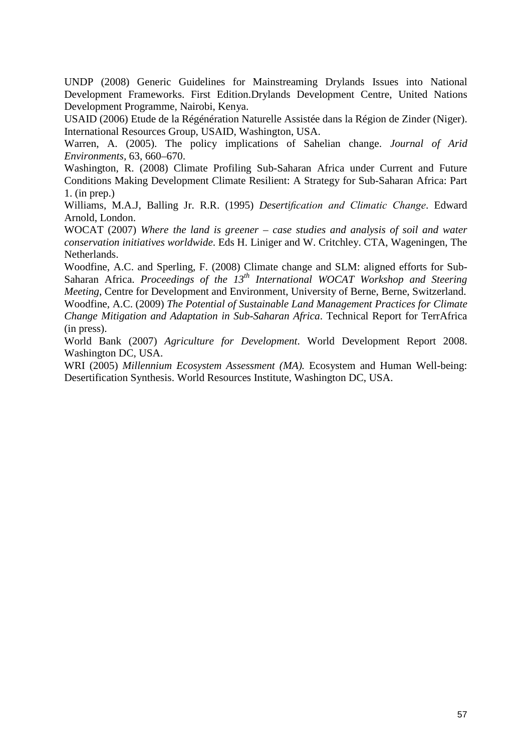UNDP (2008) Generic Guidelines for Mainstreaming Drylands Issues into National Development Frameworks. First Edition.Drylands Development Centre, United Nations Development Programme, Nairobi, Kenya.

USAID (2006) Etude de la Régénération Naturelle Assistée dans la Région de Zinder (Niger). International Resources Group, USAID, Washington, USA.

Warren, A. (2005). The policy implications of Sahelian change. *Journal of Arid Environments*, 63, 660–670.

Washington, R. (2008) Climate Profiling Sub-Saharan Africa under Current and Future Conditions Making Development Climate Resilient: A Strategy for Sub-Saharan Africa: Part 1. (in prep.)

Williams, M.A.J, Balling Jr. R.R. (1995) *Desertification and Climatic Change*. Edward Arnold, London.

WOCAT (2007) *Where the land is greener – case studies and analysis of soil and water conservation initiatives worldwide*. Eds H. Liniger and W. Critchley. CTA, Wageningen, The Netherlands.

Woodfine, A.C. and Sperling, F. (2008) Climate change and SLM: aligned efforts for Sub-Saharan Africa. *Proceedings of the 13th International WOCAT Workshop and Steering Meeting*, Centre for Development and Environment, University of Berne, Berne, Switzerland.

Woodfine, A.C. (2009) *The Potential of Sustainable Land Management Practices for Climate Change Mitigation and Adaptation in Sub-Saharan Africa*. Technical Report for TerrAfrica (in press).

World Bank (2007) *Agriculture for Development*. World Development Report 2008. Washington DC, USA.

WRI (2005) *Millennium Ecosystem Assessment (MA).* Ecosystem and Human Well-being: Desertification Synthesis. World Resources Institute, Washington DC, USA.